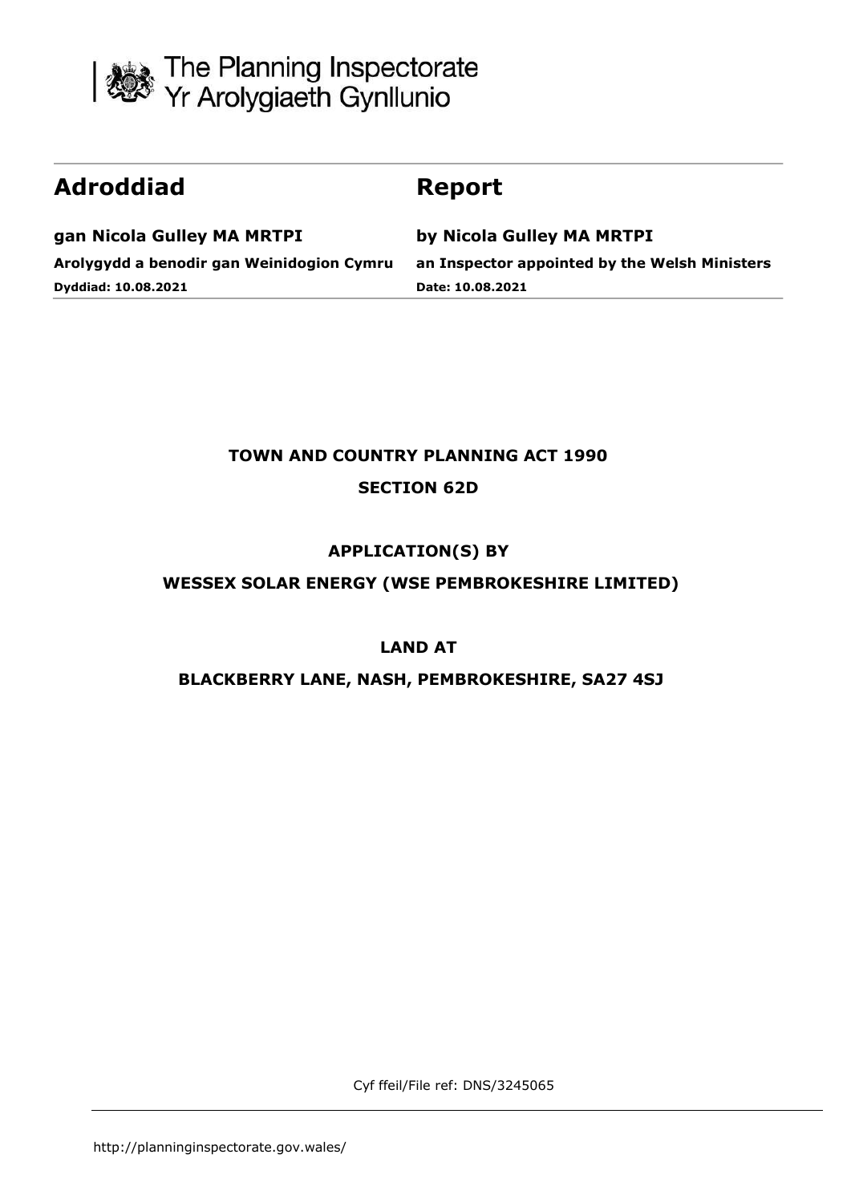The Planning Inspectorate
Yr Arolygiaeth Gynllunio

| **Adroddiad** | **Report** |
|---|---|
| **gan Nicola Gulley MA MRTPI** | **by Nicola Gulley MA MRTPI** |
| **Arolygydd a benodir gan Weinidogion Cymru** | **an Inspector appointed by the Welsh Ministers** |
| **Dyddiad: 10.08.2021** | **Date: 10.08.2021** |

**TOWN AND COUNTRY PLANNING ACT 1990**

**SECTION 62D**

**APPLICATION(S) BY**

**WESSEX SOLAR ENERGY (WSE PEMBROKESHIRE LIMITED)**

**LAND AT**

**BLACKBERRY LANE, NASH, PEMBROKESHIRE, SA27 4SJ**

Cyf ffeil/File ref: DNS/3245065

http://planninginspectorate.gov.wales/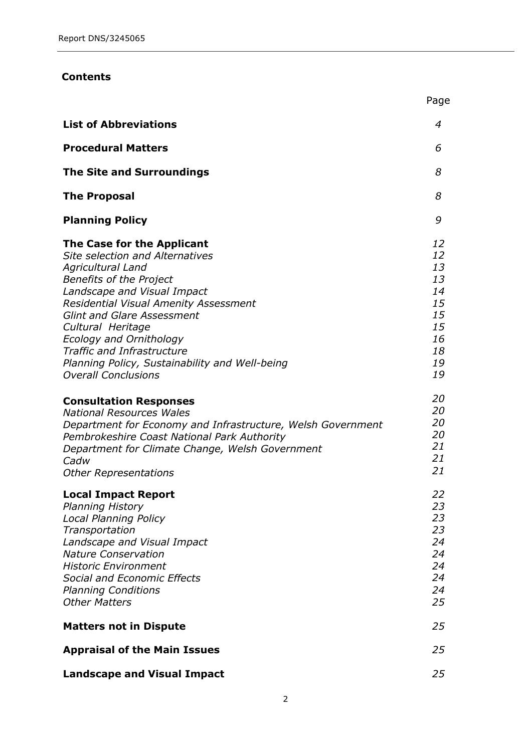## Contents

| | Page |
|---|---|
| **List of Abbreviations** | *4* |
| **Procedural Matters** | *6* |
| **The Site and Surroundings** | *8* |
| **The Proposal** | *8* |
| **Planning Policy** | *9* |
| **The Case for the Applicant** | *12* |
| *Site selection and Alternatives* | *12* |
| *Agricultural Land* | *13* |
| *Benefits of the Project* | *13* |
| *Landscape and Visual Impact* | *14* |
| *Residential Visual Amenity Assessment* | *15* |
| *Glint and Glare Assessment* | *15* |
| *Cultural Heritage* | *15* |
| *Ecology and Ornithology* | *16* |
| *Traffic and Infrastructure* | *18* |
| *Planning Policy, Sustainability and Well-being* | *19* |
| *Overall Conclusions* | *19* |
| **Consultation Responses** | *20* |
| *National Resources Wales* | *20* |
| *Department for Economy and Infrastructure, Welsh Government* | *20* |
| *Pembrokeshire Coast National Park Authority* | *20* |
| *Department for Climate Change, Welsh Government* | *21* |
| *Cadw* | *21* |
| *Other Representations* | *21* |
| **Local Impact Report** | *22* |
| *Planning History* | *23* |
| *Local Planning Policy* | *23* |
| *Transportation* | *23* |
| *Landscape and Visual Impact* | *24* |
| *Nature Conservation* | *24* |
| *Historic Environment* | *24* |
| *Social and Economic Effects* | *24* |
| *Planning Conditions* | *24* |
| *Other Matters* | *25* |
| **Matters not in Dispute** | *25* |
| **Appraisal of the Main Issues** | *25* |
| **Landscape and Visual Impact** | *25* |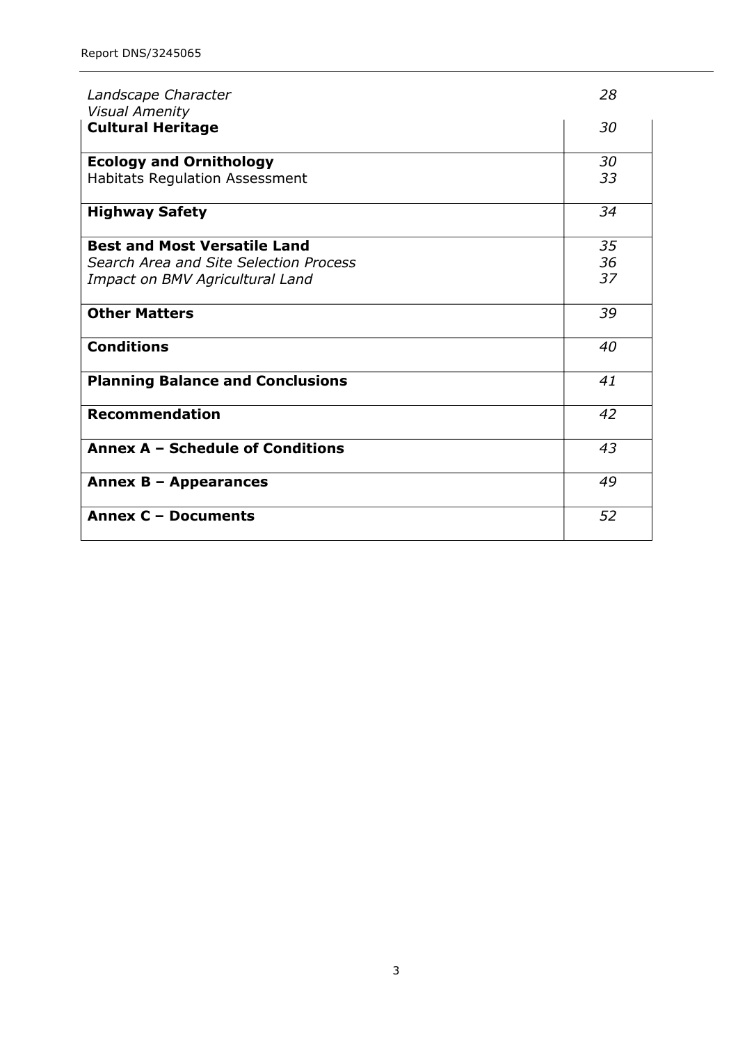| | |
|---|---|
| *Landscape Character* | *28* |
| *Visual Amenity* | |
| **Cultural Heritage** | *30* |
| **Ecology and Ornithology** | *30* |
| Habitats Regulation Assessment | *33* |
| **Highway Safety** | *34* |
| **Best and Most Versatile Land** | *35* |
| *Search Area and Site Selection Process* | *36* |
| *Impact on BMV Agricultural Land* | *37* |
| **Other Matters** | *39* |
| **Conditions** | *40* |
| **Planning Balance and Conclusions** | *41* |
| **Recommendation** | *42* |
| **Annex A – Schedule of Conditions** | *43* |
| **Annex B – Appearances** | *49* |
| **Annex C – Documents** | *52* |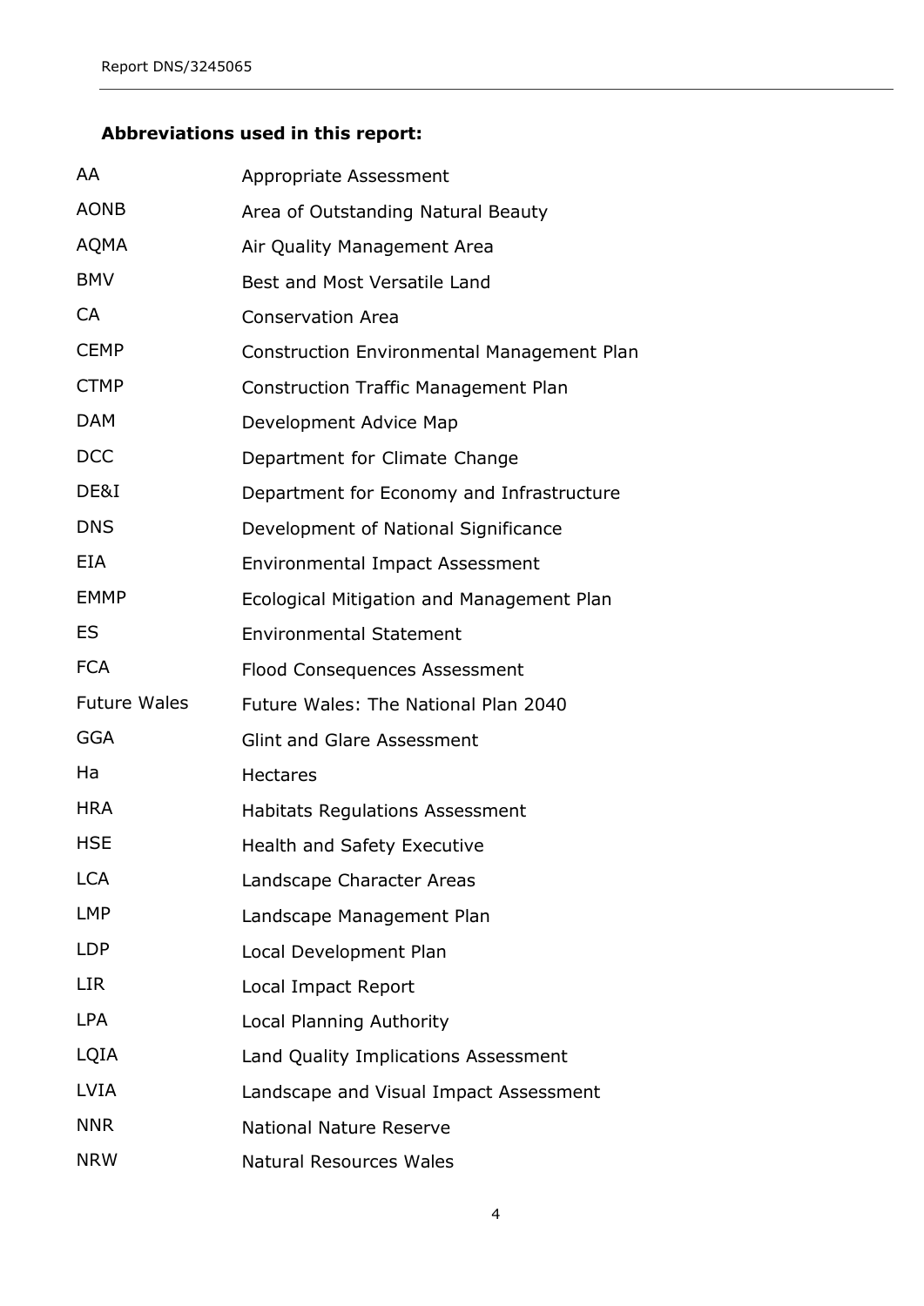**Abbreviations used in this report:**

| | |
|---|---|
| AA | Appropriate Assessment |
| AONB | Area of Outstanding Natural Beauty |
| AQMA | Air Quality Management Area |
| BMV | Best and Most Versatile Land |
| CA | Conservation Area |
| CEMP | Construction Environmental Management Plan |
| CTMP | Construction Traffic Management Plan |
| DAM | Development Advice Map |
| DCC | Department for Climate Change |
| DE&I | Department for Economy and Infrastructure |
| DNS | Development of National Significance |
| EIA | Environmental Impact Assessment |
| EMMP | Ecological Mitigation and Management Plan |
| ES | Environmental Statement |
| FCA | Flood Consequences Assessment |
| Future Wales | Future Wales: The National Plan 2040 |
| GGA | Glint and Glare Assessment |
| Ha | Hectares |
| HRA | Habitats Regulations Assessment |
| HSE | Health and Safety Executive |
| LCA | Landscape Character Areas |
| LMP | Landscape Management Plan |
| LDP | Local Development Plan |
| LIR | Local Impact Report |
| LPA | Local Planning Authority |
| LQIA | Land Quality Implications Assessment |
| LVIA | Landscape and Visual Impact Assessment |
| NNR | National Nature Reserve |
| NRW | Natural Resources Wales |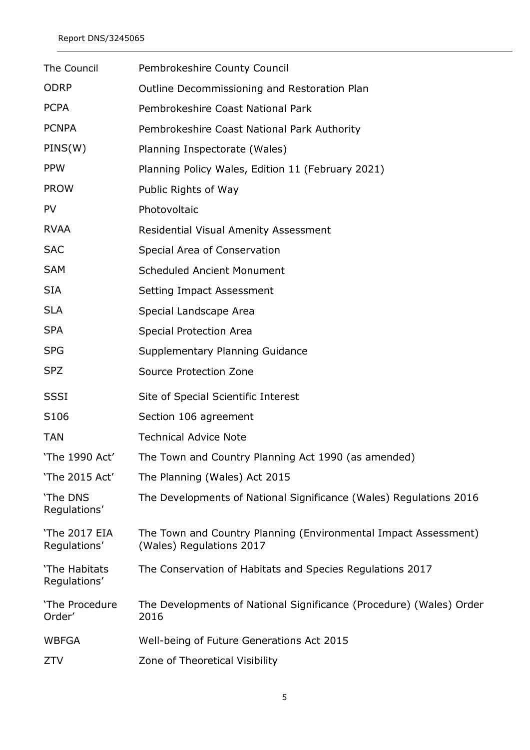| | |
|---|---|
| The Council | Pembrokeshire County Council |
| ODRP | Outline Decommissioning and Restoration Plan |
| PCPA | Pembrokeshire Coast National Park |
| PCNPA | Pembrokeshire Coast National Park Authority |
| PINS(W) | Planning Inspectorate (Wales) |
| PPW | Planning Policy Wales, Edition 11 (February 2021) |
| PROW | Public Rights of Way |
| PV | Photovoltaic |
| RVAA | Residential Visual Amenity Assessment |
| SAC | Special Area of Conservation |
| SAM | Scheduled Ancient Monument |
| SIA | Setting Impact Assessment |
| SLA | Special Landscape Area |
| SPA | Special Protection Area |
| SPG | Supplementary Planning Guidance |
| SPZ | Source Protection Zone |
| SSSI | Site of Special Scientific Interest |
| S106 | Section 106 agreement |
| TAN | Technical Advice Note |
| 'The 1990 Act' | The Town and Country Planning Act 1990 (as amended) |
| 'The 2015 Act' | The Planning (Wales) Act 2015 |
| 'The DNS Regulations' | The Developments of National Significance (Wales) Regulations 2016 |
| 'The 2017 EIA Regulations' | The Town and Country Planning (Environmental Impact Assessment) (Wales) Regulations 2017 |
| 'The Habitats Regulations' | The Conservation of Habitats and Species Regulations 2017 |
| 'The Procedure Order' | The Developments of National Significance (Procedure) (Wales) Order 2016 |
| WBFGA | Well-being of Future Generations Act 2015 |
| ZTV | Zone of Theoretical Visibility |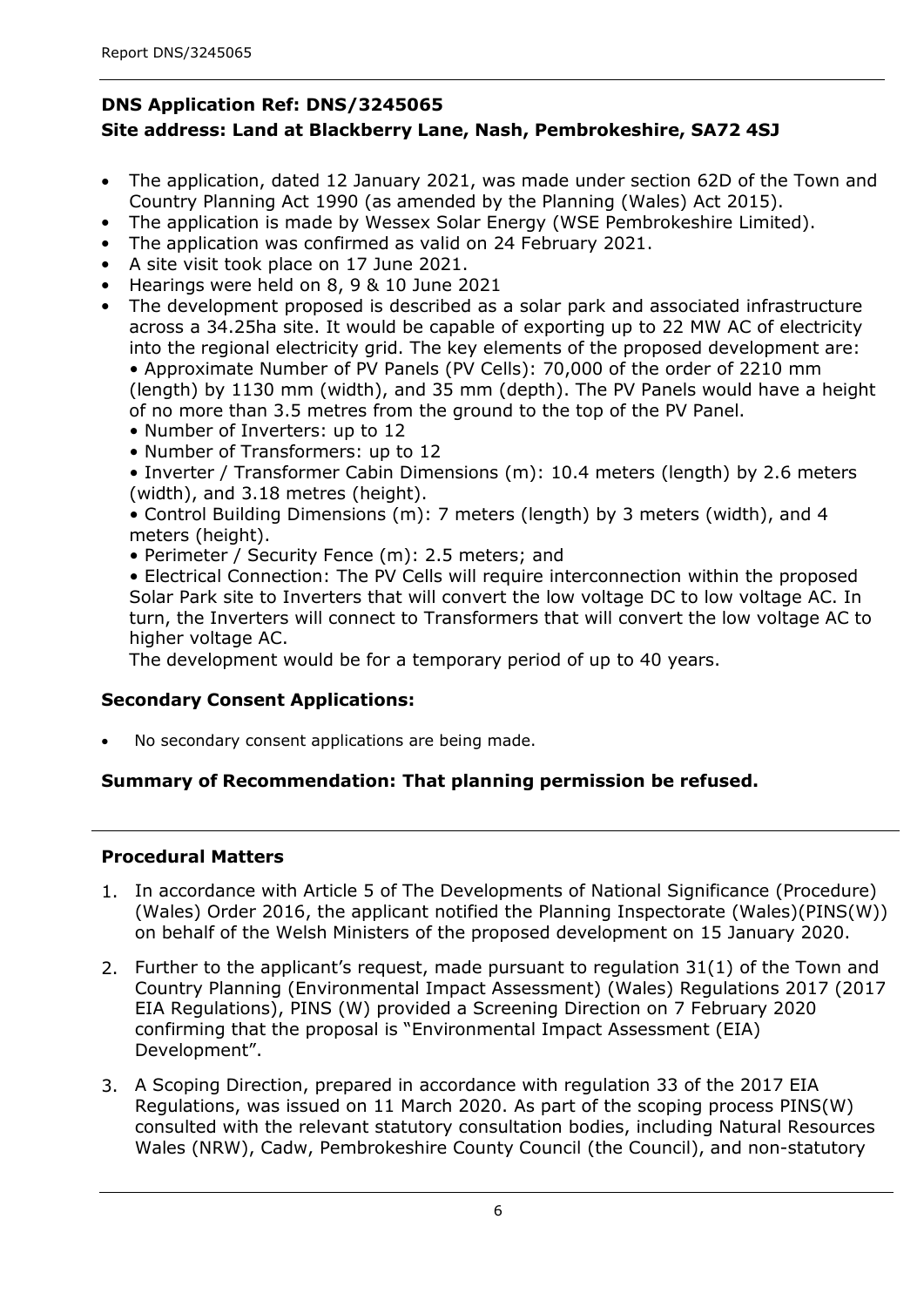**DNS Application Ref: DNS/3245065**
**Site address: Land at Blackberry Lane, Nash, Pembrokeshire, SA72 4SJ**

- The application, dated 12 January 2021, was made under section 62D of the Town and Country Planning Act 1990 (as amended by the Planning (Wales) Act 2015).
- The application is made by Wessex Solar Energy (WSE Pembrokeshire Limited).
- The application was confirmed as valid on 24 February 2021.
- A site visit took place on 17 June 2021.
- Hearings were held on 8, 9 & 10 June 2021
- The development proposed is described as a solar park and associated infrastructure across a 34.25ha site. It would be capable of exporting up to 22 MW AC of electricity into the regional electricity grid. The key elements of the proposed development are:
  • Approximate Number of PV Panels (PV Cells): 70,000 of the order of 2210 mm (length) by 1130 mm (width), and 35 mm (depth). The PV Panels would have a height of no more than 3.5 metres from the ground to the top of the PV Panel.
  • Number of Inverters: up to 12
  • Number of Transformers: up to 12
  • Inverter / Transformer Cabin Dimensions (m): 10.4 meters (length) by 2.6 meters (width), and 3.18 metres (height).
  • Control Building Dimensions (m): 7 meters (length) by 3 meters (width), and 4 meters (height).
  • Perimeter / Security Fence (m): 2.5 meters; and
  • Electrical Connection: The PV Cells will require interconnection within the proposed Solar Park site to Inverters that will convert the low voltage DC to low voltage AC. In turn, the Inverters will connect to Transformers that will convert the low voltage AC to higher voltage AC.
  The development would be for a temporary period of up to 40 years.

**Secondary Consent Applications:**

- No secondary consent applications are being made.

**Summary of Recommendation: That planning permission be refused.**

**Procedural Matters**

1. In accordance with Article 5 of The Developments of National Significance (Procedure) (Wales) Order 2016, the applicant notified the Planning Inspectorate (Wales)(PINS(W)) on behalf of the Welsh Ministers of the proposed development on 15 January 2020.
2. Further to the applicant's request, made pursuant to regulation 31(1) of the Town and Country Planning (Environmental Impact Assessment) (Wales) Regulations 2017 (2017 EIA Regulations), PINS (W) provided a Screening Direction on 7 February 2020 confirming that the proposal is "Environmental Impact Assessment (EIA) Development".
3. A Scoping Direction, prepared in accordance with regulation 33 of the 2017 EIA Regulations, was issued on 11 March 2020. As part of the scoping process PINS(W) consulted with the relevant statutory consultation bodies, including Natural Resources Wales (NRW), Cadw, Pembrokeshire County Council (the Council), and non-statutory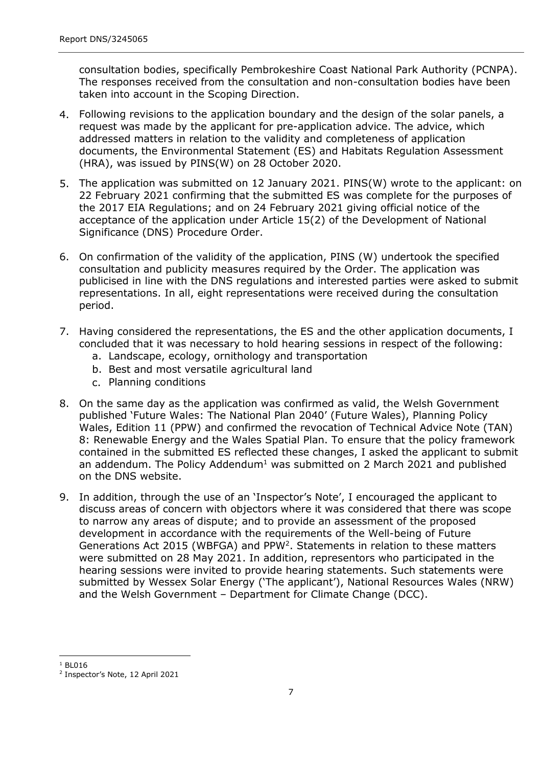consultation bodies, specifically Pembrokeshire Coast National Park Authority (PCNPA). The responses received from the consultation and non-consultation bodies have been taken into account in the Scoping Direction.

4. Following revisions to the application boundary and the design of the solar panels, a request was made by the applicant for pre-application advice. The advice, which addressed matters in relation to the validity and completeness of application documents, the Environmental Statement (ES) and Habitats Regulation Assessment (HRA), was issued by PINS(W) on 28 October 2020.

5. The application was submitted on 12 January 2021. PINS(W) wrote to the applicant: on 22 February 2021 confirming that the submitted ES was complete for the purposes of the 2017 EIA Regulations; and on 24 February 2021 giving official notice of the acceptance of the application under Article 15(2) of the Development of National Significance (DNS) Procedure Order.

6. On confirmation of the validity of the application, PINS (W) undertook the specified consultation and publicity measures required by the Order. The application was publicised in line with the DNS regulations and interested parties were asked to submit representations. In all, eight representations were received during the consultation period.

7. Having considered the representations, the ES and the other application documents, I concluded that it was necessary to hold hearing sessions in respect of the following:
   a. Landscape, ecology, ornithology and transportation
   b. Best and most versatile agricultural land
   c. Planning conditions

8. On the same day as the application was confirmed as valid, the Welsh Government published 'Future Wales: The National Plan 2040' (Future Wales), Planning Policy Wales, Edition 11 (PPW) and confirmed the revocation of Technical Advice Note (TAN) 8: Renewable Energy and the Wales Spatial Plan. To ensure that the policy framework contained in the submitted ES reflected these changes, I asked the applicant to submit an addendum. The Policy Addendum[1] was submitted on 2 March 2021 and published on the DNS website.

9. In addition, through the use of an 'Inspector's Note', I encouraged the applicant to discuss areas of concern with objectors where it was considered that there was scope to narrow any areas of dispute; and to provide an assessment of the proposed development in accordance with the requirements of the Well-being of Future Generations Act 2015 (WBFGA) and PPW[2]. Statements in relation to these matters were submitted on 28 May 2021. In addition, representors who participated in the hearing sessions were invited to provide hearing statements. Such statements were submitted by Wessex Solar Energy ('The applicant'), National Resources Wales (NRW) and the Welsh Government – Department for Climate Change (DCC).

---

[1] BL016

[2] Inspector's Note, 12 April 2021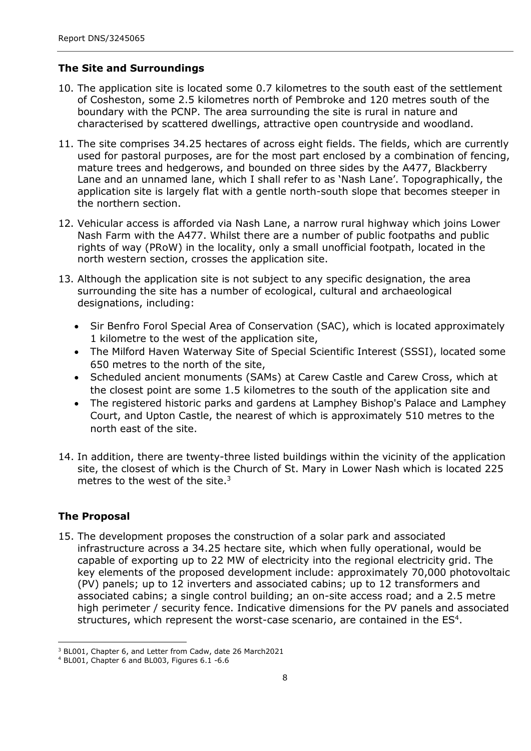## The Site and Surroundings

10. The application site is located some 0.7 kilometres to the south east of the settlement of Cosheston, some 2.5 kilometres north of Pembroke and 120 metres south of the boundary with the PCNP. The area surrounding the site is rural in nature and characterised by scattered dwellings, attractive open countryside and woodland.

11. The site comprises 34.25 hectares of across eight fields. The fields, which are currently used for pastoral purposes, are for the most part enclosed by a combination of fencing, mature trees and hedgerows, and bounded on three sides by the A477, Blackberry Lane and an unnamed lane, which I shall refer to as 'Nash Lane'. Topographically, the application site is largely flat with a gentle north-south slope that becomes steeper in the northern section.

12. Vehicular access is afforded via Nash Lane, a narrow rural highway which joins Lower Nash Farm with the A477. Whilst there are a number of public footpaths and public rights of way (PRoW) in the locality, only a small unofficial footpath, located in the north western section, crosses the application site.

13. Although the application site is not subject to any specific designation, the area surrounding the site has a number of ecological, cultural and archaeological designations, including:

    - Sir Benfro Forol Special Area of Conservation (SAC), which is located approximately 1 kilometre to the west of the application site,
    - The Milford Haven Waterway Site of Special Scientific Interest (SSSI), located some 650 metres to the north of the site,
    - Scheduled ancient monuments (SAMs) at Carew Castle and Carew Cross, which at the closest point are some 1.5 kilometres to the south of the application site and
    - The registered historic parks and gardens at Lamphey Bishop's Palace and Lamphey Court, and Upton Castle, the nearest of which is approximately 510 metres to the north east of the site.

14. In addition, there are twenty-three listed buildings within the vicinity of the application site, the closest of which is the Church of St. Mary in Lower Nash which is located 225 metres to the west of the site.[3]

## The Proposal

15. The development proposes the construction of a solar park and associated infrastructure across a 34.25 hectare site, which when fully operational, would be capable of exporting up to 22 MW of electricity into the regional electricity grid. The key elements of the proposed development include: approximately 70,000 photovoltaic (PV) panels; up to 12 inverters and associated cabins; up to 12 transformers and associated cabins; a single control building; an on-site access road; and a 2.5 metre high perimeter / security fence. Indicative dimensions for the PV panels and associated structures, which represent the worst-case scenario, are contained in the ES[4].

---

[3] BL001, Chapter 6, and Letter from Cadw, date 26 March2021

[4] BL001, Chapter 6 and BL003, Figures 6.1 -6.6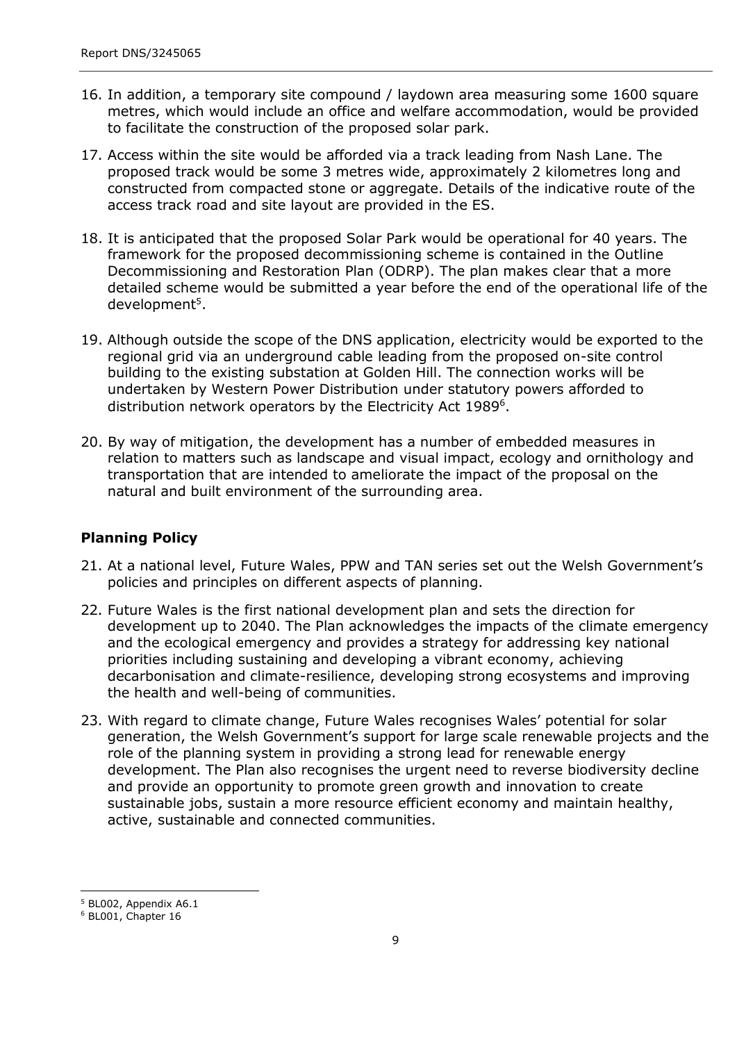16. In addition, a temporary site compound / laydown area measuring some 1600 square metres, which would include an office and welfare accommodation, would be provided to facilitate the construction of the proposed solar park.

17. Access within the site would be afforded via a track leading from Nash Lane. The proposed track would be some 3 metres wide, approximately 2 kilometres long and constructed from compacted stone or aggregate. Details of the indicative route of the access track road and site layout are provided in the ES.

18. It is anticipated that the proposed Solar Park would be operational for 40 years. The framework for the proposed decommissioning scheme is contained in the Outline Decommissioning and Restoration Plan (ODRP). The plan makes clear that a more detailed scheme would be submitted a year before the end of the operational life of the development[5].

19. Although outside the scope of the DNS application, electricity would be exported to the regional grid via an underground cable leading from the proposed on-site control building to the existing substation at Golden Hill. The connection works will be undertaken by Western Power Distribution under statutory powers afforded to distribution network operators by the Electricity Act 1989[6].

20. By way of mitigation, the development has a number of embedded measures in relation to matters such as landscape and visual impact, ecology and ornithology and transportation that are intended to ameliorate the impact of the proposal on the natural and built environment of the surrounding area.

## Planning Policy

21. At a national level, Future Wales, PPW and TAN series set out the Welsh Government's policies and principles on different aspects of planning.

22. Future Wales is the first national development plan and sets the direction for development up to 2040. The Plan acknowledges the impacts of the climate emergency and the ecological emergency and provides a strategy for addressing key national priorities including sustaining and developing a vibrant economy, achieving decarbonisation and climate-resilience, developing strong ecosystems and improving the health and well-being of communities.

23. With regard to climate change, Future Wales recognises Wales' potential for solar generation, the Welsh Government's support for large scale renewable projects and the role of the planning system in providing a strong lead for renewable energy development. The Plan also recognises the urgent need to reverse biodiversity decline and provide an opportunity to promote green growth and innovation to create sustainable jobs, sustain a more resource efficient economy and maintain healthy, active, sustainable and connected communities.

---

[5] BL002, Appendix A6.1

[6] BL001, Chapter 16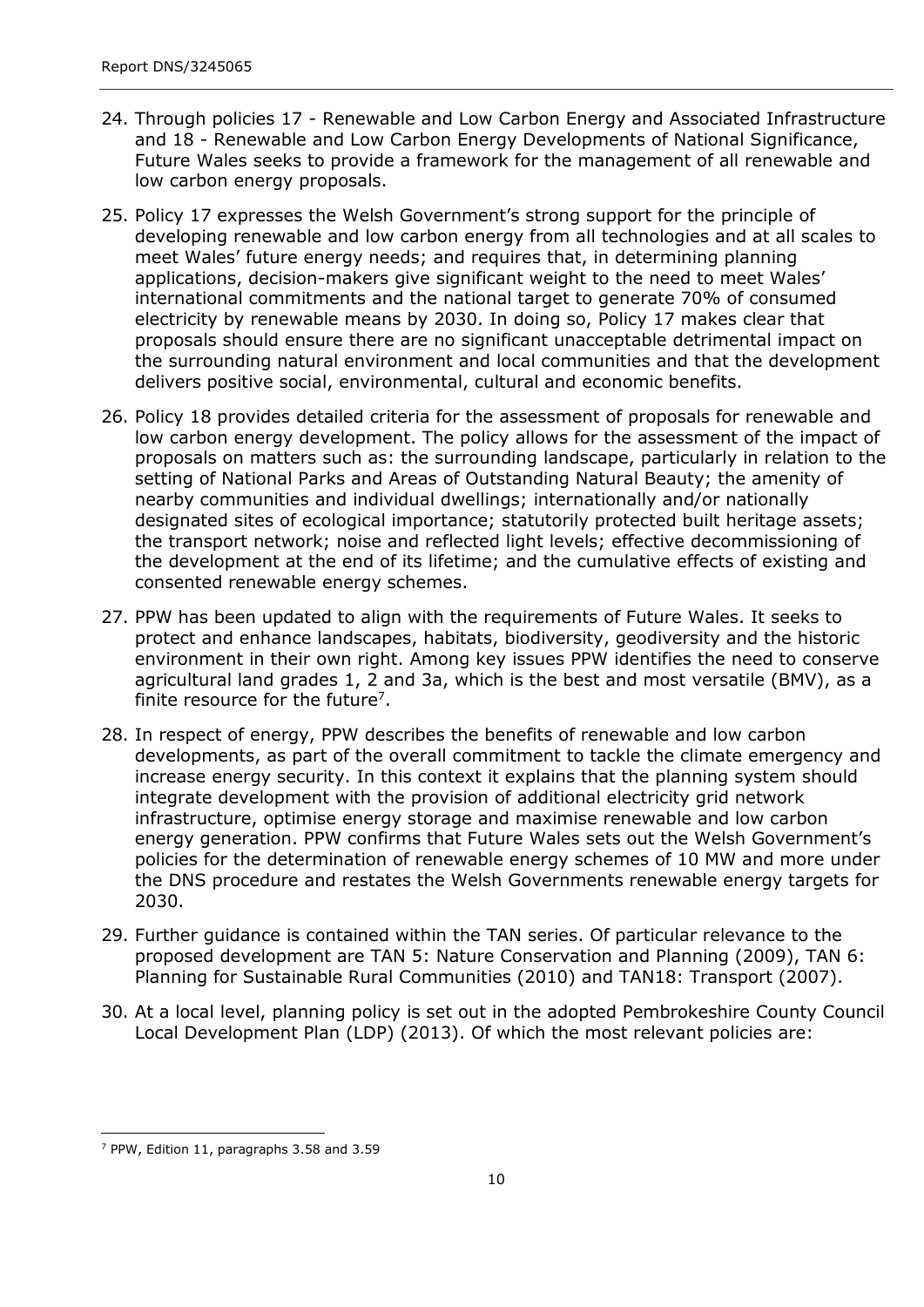24. Through policies 17 - Renewable and Low Carbon Energy and Associated Infrastructure and 18 - Renewable and Low Carbon Energy Developments of National Significance, Future Wales seeks to provide a framework for the management of all renewable and low carbon energy proposals.

25. Policy 17 expresses the Welsh Government's strong support for the principle of developing renewable and low carbon energy from all technologies and at all scales to meet Wales' future energy needs; and requires that, in determining planning applications, decision-makers give significant weight to the need to meet Wales' international commitments and the national target to generate 70% of consumed electricity by renewable means by 2030. In doing so, Policy 17 makes clear that proposals should ensure there are no significant unacceptable detrimental impact on the surrounding natural environment and local communities and that the development delivers positive social, environmental, cultural and economic benefits.

26. Policy 18 provides detailed criteria for the assessment of proposals for renewable and low carbon energy development. The policy allows for the assessment of the impact of proposals on matters such as: the surrounding landscape, particularly in relation to the setting of National Parks and Areas of Outstanding Natural Beauty; the amenity of nearby communities and individual dwellings; internationally and/or nationally designated sites of ecological importance; statutorily protected built heritage assets; the transport network; noise and reflected light levels; effective decommissioning of the development at the end of its lifetime; and the cumulative effects of existing and consented renewable energy schemes.

27. PPW has been updated to align with the requirements of Future Wales. It seeks to protect and enhance landscapes, habitats, biodiversity, geodiversity and the historic environment in their own right. Among key issues PPW identifies the need to conserve agricultural land grades 1, 2 and 3a, which is the best and most versatile (BMV), as a finite resource for the future[7].

28. In respect of energy, PPW describes the benefits of renewable and low carbon developments, as part of the overall commitment to tackle the climate emergency and increase energy security. In this context it explains that the planning system should integrate development with the provision of additional electricity grid network infrastructure, optimise energy storage and maximise renewable and low carbon energy generation. PPW confirms that Future Wales sets out the Welsh Government's policies for the determination of renewable energy schemes of 10 MW and more under the DNS procedure and restates the Welsh Governments renewable energy targets for 2030.

29. Further guidance is contained within the TAN series. Of particular relevance to the proposed development are TAN 5: Nature Conservation and Planning (2009), TAN 6: Planning for Sustainable Rural Communities (2010) and TAN18: Transport (2007).

30. At a local level, planning policy is set out in the adopted Pembrokeshire County Council Local Development Plan (LDP) (2013). Of which the most relevant policies are:

---

[7] PPW, Edition 11, paragraphs 3.58 and 3.59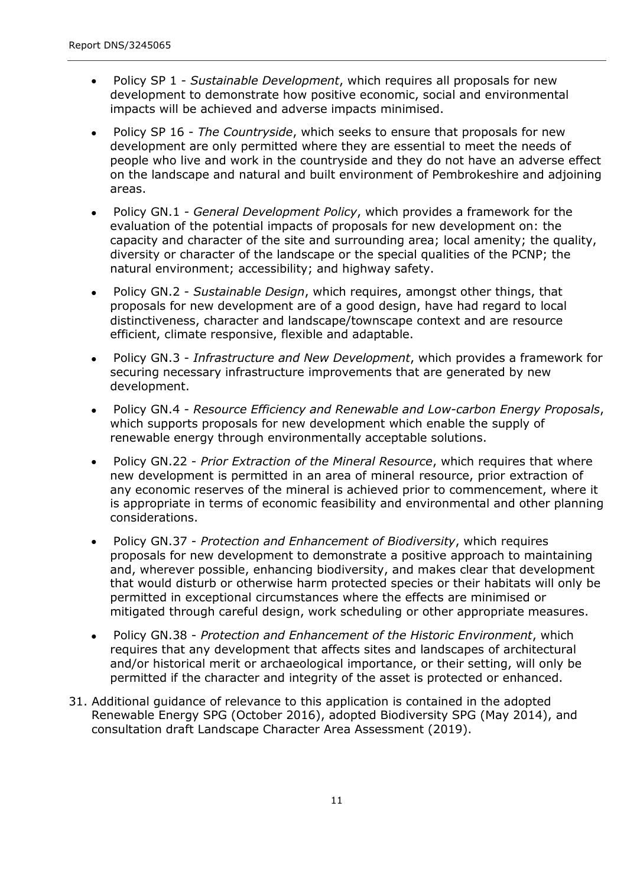- Policy SP 1 - *Sustainable Development*, which requires all proposals for new development to demonstrate how positive economic, social and environmental impacts will be achieved and adverse impacts minimised.
- Policy SP 16 - *The Countryside*, which seeks to ensure that proposals for new development are only permitted where they are essential to meet the needs of people who live and work in the countryside and they do not have an adverse effect on the landscape and natural and built environment of Pembrokeshire and adjoining areas.
- Policy GN.1 - *General Development Policy*, which provides a framework for the evaluation of the potential impacts of proposals for new development on: the capacity and character of the site and surrounding area; local amenity; the quality, diversity or character of the landscape or the special qualities of the PCNP; the natural environment; accessibility; and highway safety.
- Policy GN.2 - *Sustainable Design*, which requires, amongst other things, that proposals for new development are of a good design, have had regard to local distinctiveness, character and landscape/townscape context and are resource efficient, climate responsive, flexible and adaptable.
- Policy GN.3 - *Infrastructure and New Development*, which provides a framework for securing necessary infrastructure improvements that are generated by new development.
- Policy GN.4 - *Resource Efficiency and Renewable and Low-carbon Energy Proposals*, which supports proposals for new development which enable the supply of renewable energy through environmentally acceptable solutions.
- Policy GN.22 - *Prior Extraction of the Mineral Resource*, which requires that where new development is permitted in an area of mineral resource, prior extraction of any economic reserves of the mineral is achieved prior to commencement, where it is appropriate in terms of economic feasibility and environmental and other planning considerations.
- Policy GN.37 - *Protection and Enhancement of Biodiversity*, which requires proposals for new development to demonstrate a positive approach to maintaining and, wherever possible, enhancing biodiversity, and makes clear that development that would disturb or otherwise harm protected species or their habitats will only be permitted in exceptional circumstances where the effects are minimised or mitigated through careful design, work scheduling or other appropriate measures.
- Policy GN.38 - *Protection and Enhancement of the Historic Environment*, which requires that any development that affects sites and landscapes of architectural and/or historical merit or archaeological importance, or their setting, will only be permitted if the character and integrity of the asset is protected or enhanced.

31. Additional guidance of relevance to this application is contained in the adopted Renewable Energy SPG (October 2016), adopted Biodiversity SPG (May 2014), and consultation draft Landscape Character Area Assessment (2019).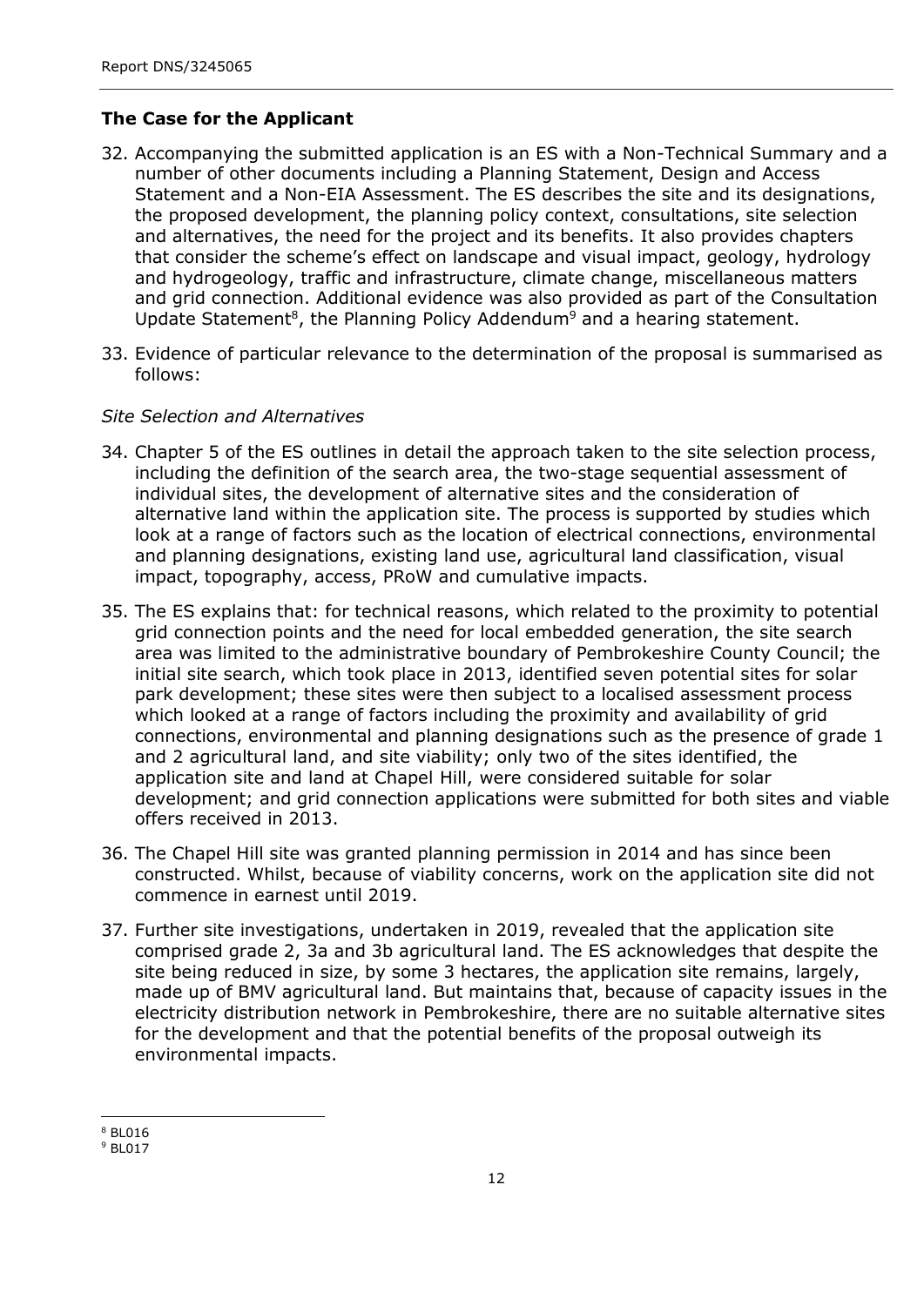## The Case for the Applicant

32. Accompanying the submitted application is an ES with a Non-Technical Summary and a number of other documents including a Planning Statement, Design and Access Statement and a Non-EIA Assessment. The ES describes the site and its designations, the proposed development, the planning policy context, consultations, site selection and alternatives, the need for the project and its benefits. It also provides chapters that consider the scheme's effect on landscape and visual impact, geology, hydrology and hydrogeology, traffic and infrastructure, climate change, miscellaneous matters and grid connection. Additional evidence was also provided as part of the Consultation Update Statement[8], the Planning Policy Addendum[9] and a hearing statement.

33. Evidence of particular relevance to the determination of the proposal is summarised as follows:

*Site Selection and Alternatives*

34. Chapter 5 of the ES outlines in detail the approach taken to the site selection process, including the definition of the search area, the two-stage sequential assessment of individual sites, the development of alternative sites and the consideration of alternative land within the application site. The process is supported by studies which look at a range of factors such as the location of electrical connections, environmental and planning designations, existing land use, agricultural land classification, visual impact, topography, access, PRoW and cumulative impacts.

35. The ES explains that: for technical reasons, which related to the proximity to potential grid connection points and the need for local embedded generation, the site search area was limited to the administrative boundary of Pembrokeshire County Council; the initial site search, which took place in 2013, identified seven potential sites for solar park development; these sites were then subject to a localised assessment process which looked at a range of factors including the proximity and availability of grid connections, environmental and planning designations such as the presence of grade 1 and 2 agricultural land, and site viability; only two of the sites identified, the application site and land at Chapel Hill, were considered suitable for solar development; and grid connection applications were submitted for both sites and viable offers received in 2013.

36. The Chapel Hill site was granted planning permission in 2014 and has since been constructed. Whilst, because of viability concerns, work on the application site did not commence in earnest until 2019.

37. Further site investigations, undertaken in 2019, revealed that the application site comprised grade 2, 3a and 3b agricultural land. The ES acknowledges that despite the site being reduced in size, by some 3 hectares, the application site remains, largely, made up of BMV agricultural land. But maintains that, because of capacity issues in the electricity distribution network in Pembrokeshire, there are no suitable alternative sites for the development and that the potential benefits of the proposal outweigh its environmental impacts.

---

[8] BL016
[9] BL017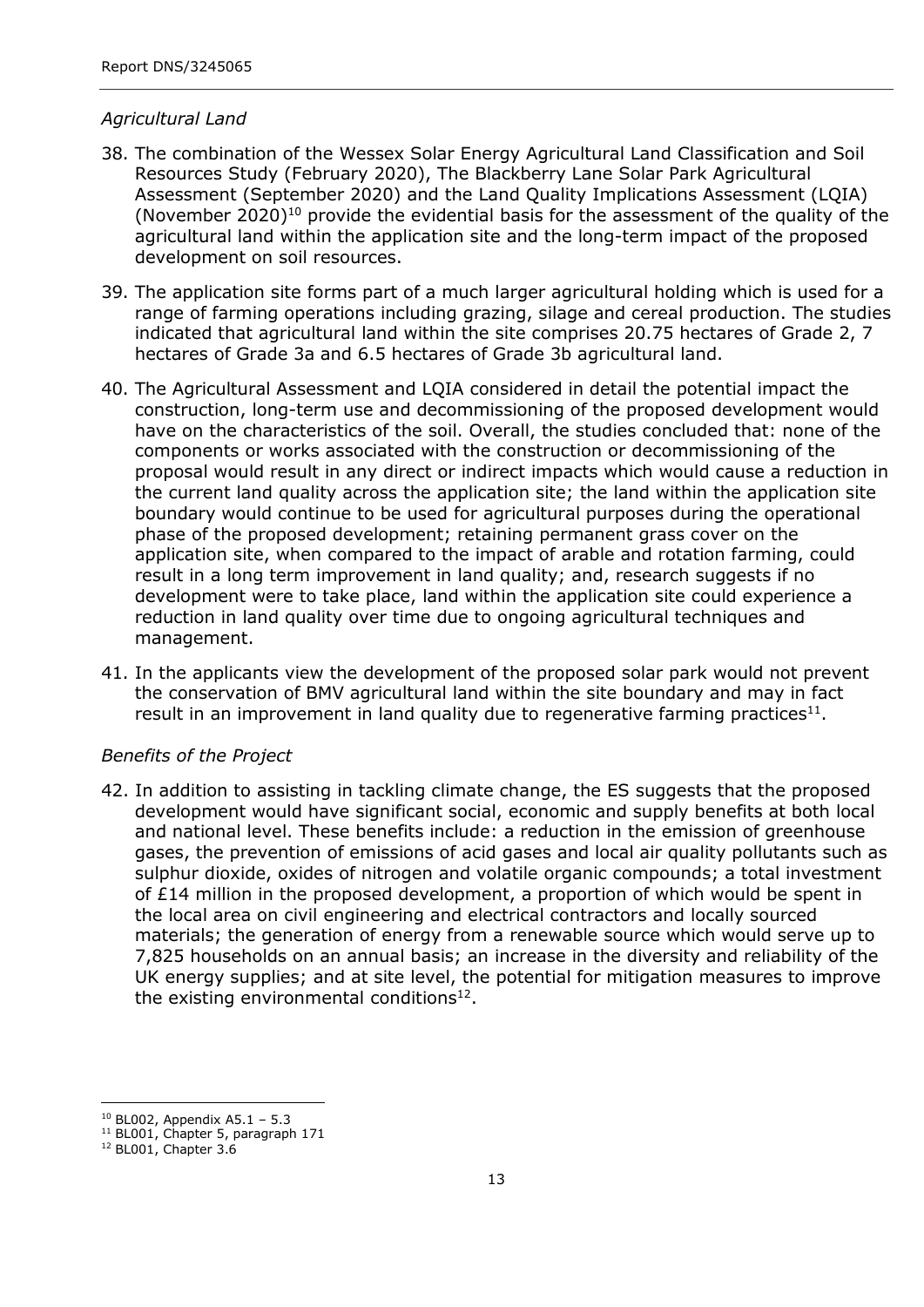*Agricultural Land*

38. The combination of the Wessex Solar Energy Agricultural Land Classification and Soil Resources Study (February 2020), The Blackberry Lane Solar Park Agricultural Assessment (September 2020) and the Land Quality Implications Assessment (LQIA) (November 2020)[10] provide the evidential basis for the assessment of the quality of the agricultural land within the application site and the long-term impact of the proposed development on soil resources.

39. The application site forms part of a much larger agricultural holding which is used for a range of farming operations including grazing, silage and cereal production. The studies indicated that agricultural land within the site comprises 20.75 hectares of Grade 2, 7 hectares of Grade 3a and 6.5 hectares of Grade 3b agricultural land.

40. The Agricultural Assessment and LQIA considered in detail the potential impact the construction, long-term use and decommissioning of the proposed development would have on the characteristics of the soil. Overall, the studies concluded that: none of the components or works associated with the construction or decommissioning of the proposal would result in any direct or indirect impacts which would cause a reduction in the current land quality across the application site; the land within the application site boundary would continue to be used for agricultural purposes during the operational phase of the proposed development; retaining permanent grass cover on the application site, when compared to the impact of arable and rotation farming, could result in a long term improvement in land quality; and, research suggests if no development were to take place, land within the application site could experience a reduction in land quality over time due to ongoing agricultural techniques and management.

41. In the applicants view the development of the proposed solar park would not prevent the conservation of BMV agricultural land within the site boundary and may in fact result in an improvement in land quality due to regenerative farming practices[11].

*Benefits of the Project*

42. In addition to assisting in tackling climate change, the ES suggests that the proposed development would have significant social, economic and supply benefits at both local and national level. These benefits include: a reduction in the emission of greenhouse gases, the prevention of emissions of acid gases and local air quality pollutants such as sulphur dioxide, oxides of nitrogen and volatile organic compounds; a total investment of £14 million in the proposed development, a proportion of which would be spent in the local area on civil engineering and electrical contractors and locally sourced materials; the generation of energy from a renewable source which would serve up to 7,825 households on an annual basis; an increase in the diversity and reliability of the UK energy supplies; and at site level, the potential for mitigation measures to improve the existing environmental conditions[12].

---

[10] BL002, Appendix A5.1 – 5.3

[11] BL001, Chapter 5, paragraph 171

[12] BL001, Chapter 3.6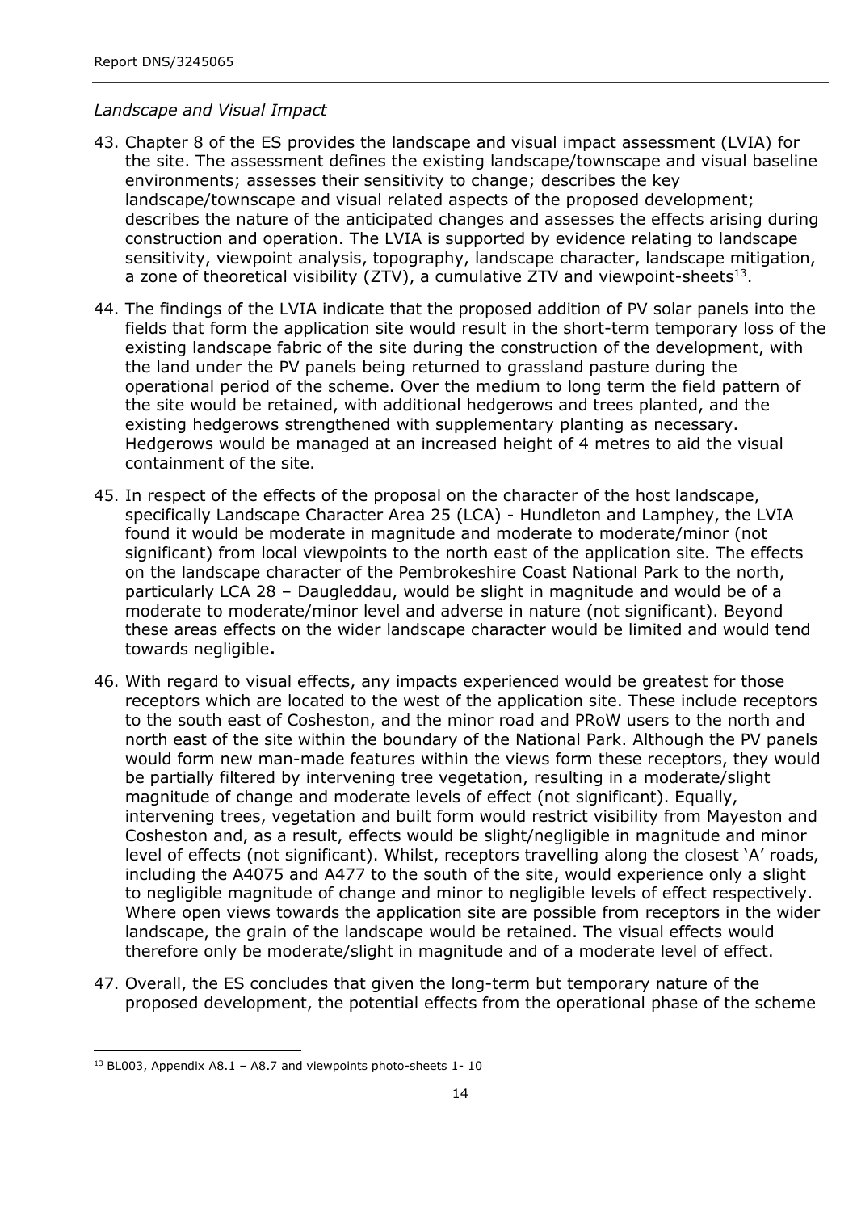*Landscape and Visual Impact*

43. Chapter 8 of the ES provides the landscape and visual impact assessment (LVIA) for the site. The assessment defines the existing landscape/townscape and visual baseline environments; assesses their sensitivity to change; describes the key landscape/townscape and visual related aspects of the proposed development; describes the nature of the anticipated changes and assesses the effects arising during construction and operation. The LVIA is supported by evidence relating to landscape sensitivity, viewpoint analysis, topography, landscape character, landscape mitigation, a zone of theoretical visibility (ZTV), a cumulative ZTV and viewpoint-sheets[13].

44. The findings of the LVIA indicate that the proposed addition of PV solar panels into the fields that form the application site would result in the short-term temporary loss of the existing landscape fabric of the site during the construction of the development, with the land under the PV panels being returned to grassland pasture during the operational period of the scheme. Over the medium to long term the field pattern of the site would be retained, with additional hedgerows and trees planted, and the existing hedgerows strengthened with supplementary planting as necessary. Hedgerows would be managed at an increased height of 4 metres to aid the visual containment of the site.

45. In respect of the effects of the proposal on the character of the host landscape, specifically Landscape Character Area 25 (LCA) - Hundleton and Lamphey, the LVIA found it would be moderate in magnitude and moderate to moderate/minor (not significant) from local viewpoints to the north east of the application site. The effects on the landscape character of the Pembrokeshire Coast National Park to the north, particularly LCA 28 – Daugleddau, would be slight in magnitude and would be of a moderate to moderate/minor level and adverse in nature (not significant). Beyond these areas effects on the wider landscape character would be limited and would tend towards negligible**.**

46. With regard to visual effects, any impacts experienced would be greatest for those receptors which are located to the west of the application site. These include receptors to the south east of Cosheston, and the minor road and PRoW users to the north and north east of the site within the boundary of the National Park. Although the PV panels would form new man-made features within the views form these receptors, they would be partially filtered by intervening tree vegetation, resulting in a moderate/slight magnitude of change and moderate levels of effect (not significant). Equally, intervening trees, vegetation and built form would restrict visibility from Mayeston and Cosheston and, as a result, effects would be slight/negligible in magnitude and minor level of effects (not significant). Whilst, receptors travelling along the closest 'A' roads, including the A4075 and A477 to the south of the site, would experience only a slight to negligible magnitude of change and minor to negligible levels of effect respectively. Where open views towards the application site are possible from receptors in the wider landscape, the grain of the landscape would be retained. The visual effects would therefore only be moderate/slight in magnitude and of a moderate level of effect.

47. Overall, the ES concludes that given the long-term but temporary nature of the proposed development, the potential effects from the operational phase of the scheme

[13] BL003, Appendix A8.1 – A8.7 and viewpoints photo-sheets 1- 10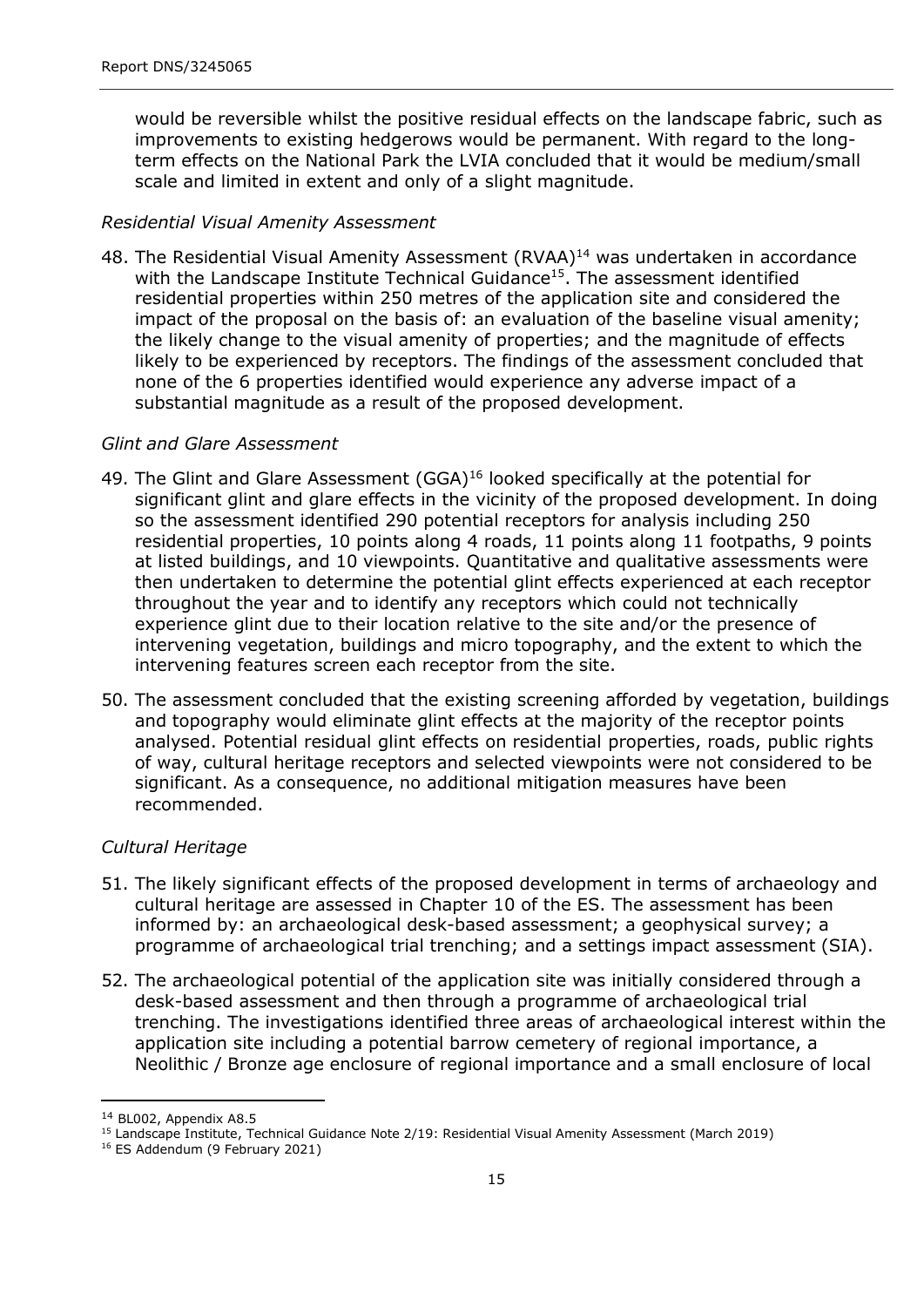would be reversible whilst the positive residual effects on the landscape fabric, such as improvements to existing hedgerows would be permanent. With regard to the long-term effects on the National Park the LVIA concluded that it would be medium/small scale and limited in extent and only of a slight magnitude.

*Residential Visual Amenity Assessment*

48. The Residential Visual Amenity Assessment (RVAA)[14] was undertaken in accordance with the Landscape Institute Technical Guidance[15]. The assessment identified residential properties within 250 metres of the application site and considered the impact of the proposal on the basis of: an evaluation of the baseline visual amenity; the likely change to the visual amenity of properties; and the magnitude of effects likely to be experienced by receptors. The findings of the assessment concluded that none of the 6 properties identified would experience any adverse impact of a substantial magnitude as a result of the proposed development.

*Glint and Glare Assessment*

49. The Glint and Glare Assessment (GGA)[16] looked specifically at the potential for significant glint and glare effects in the vicinity of the proposed development. In doing so the assessment identified 290 potential receptors for analysis including 250 residential properties, 10 points along 4 roads, 11 points along 11 footpaths, 9 points at listed buildings, and 10 viewpoints. Quantitative and qualitative assessments were then undertaken to determine the potential glint effects experienced at each receptor throughout the year and to identify any receptors which could not technically experience glint due to their location relative to the site and/or the presence of intervening vegetation, buildings and micro topography, and the extent to which the intervening features screen each receptor from the site.

50. The assessment concluded that the existing screening afforded by vegetation, buildings and topography would eliminate glint effects at the majority of the receptor points analysed. Potential residual glint effects on residential properties, roads, public rights of way, cultural heritage receptors and selected viewpoints were not considered to be significant. As a consequence, no additional mitigation measures have been recommended.

*Cultural Heritage*

51. The likely significant effects of the proposed development in terms of archaeology and cultural heritage are assessed in Chapter 10 of the ES. The assessment has been informed by: an archaeological desk-based assessment; a geophysical survey; a programme of archaeological trial trenching; and a settings impact assessment (SIA).

52. The archaeological potential of the application site was initially considered through a desk-based assessment and then through a programme of archaeological trial trenching. The investigations identified three areas of archaeological interest within the application site including a potential barrow cemetery of regional importance, a Neolithic / Bronze age enclosure of regional importance and a small enclosure of local

---

[14] BL002, Appendix A8.5

[15] Landscape Institute, Technical Guidance Note 2/19: Residential Visual Amenity Assessment (March 2019)

[16] ES Addendum (9 February 2021)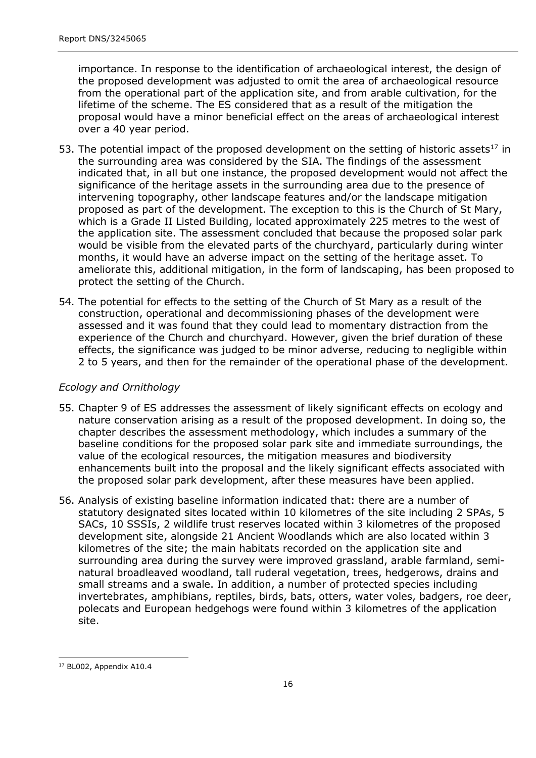importance. In response to the identification of archaeological interest, the design of the proposed development was adjusted to omit the area of archaeological resource from the operational part of the application site, and from arable cultivation, for the lifetime of the scheme. The ES considered that as a result of the mitigation the proposal would have a minor beneficial effect on the areas of archaeological interest over a 40 year period.

53. The potential impact of the proposed development on the setting of historic assets[17] in the surrounding area was considered by the SIA. The findings of the assessment indicated that, in all but one instance, the proposed development would not affect the significance of the heritage assets in the surrounding area due to the presence of intervening topography, other landscape features and/or the landscape mitigation proposed as part of the development. The exception to this is the Church of St Mary, which is a Grade II Listed Building, located approximately 225 metres to the west of the application site. The assessment concluded that because the proposed solar park would be visible from the elevated parts of the churchyard, particularly during winter months, it would have an adverse impact on the setting of the heritage asset. To ameliorate this, additional mitigation, in the form of landscaping, has been proposed to protect the setting of the Church.

54. The potential for effects to the setting of the Church of St Mary as a result of the construction, operational and decommissioning phases of the development were assessed and it was found that they could lead to momentary distraction from the experience of the Church and churchyard. However, given the brief duration of these effects, the significance was judged to be minor adverse, reducing to negligible within 2 to 5 years, and then for the remainder of the operational phase of the development.

*Ecology and Ornithology*

55. Chapter 9 of ES addresses the assessment of likely significant effects on ecology and nature conservation arising as a result of the proposed development. In doing so, the chapter describes the assessment methodology, which includes a summary of the baseline conditions for the proposed solar park site and immediate surroundings, the value of the ecological resources, the mitigation measures and biodiversity enhancements built into the proposal and the likely significant effects associated with the proposed solar park development, after these measures have been applied.

56. Analysis of existing baseline information indicated that: there are a number of statutory designated sites located within 10 kilometres of the site including 2 SPAs, 5 SACs, 10 SSSIs, 2 wildlife trust reserves located within 3 kilometres of the proposed development site, alongside 21 Ancient Woodlands which are also located within 3 kilometres of the site; the main habitats recorded on the application site and surrounding area during the survey were improved grassland, arable farmland, semi-natural broadleaved woodland, tall ruderal vegetation, trees, hedgerows, drains and small streams and a swale. In addition, a number of protected species including invertebrates, amphibians, reptiles, birds, bats, otters, water voles, badgers, roe deer, polecats and European hedgehogs were found within 3 kilometres of the application site.

[17] BL002, Appendix A10.4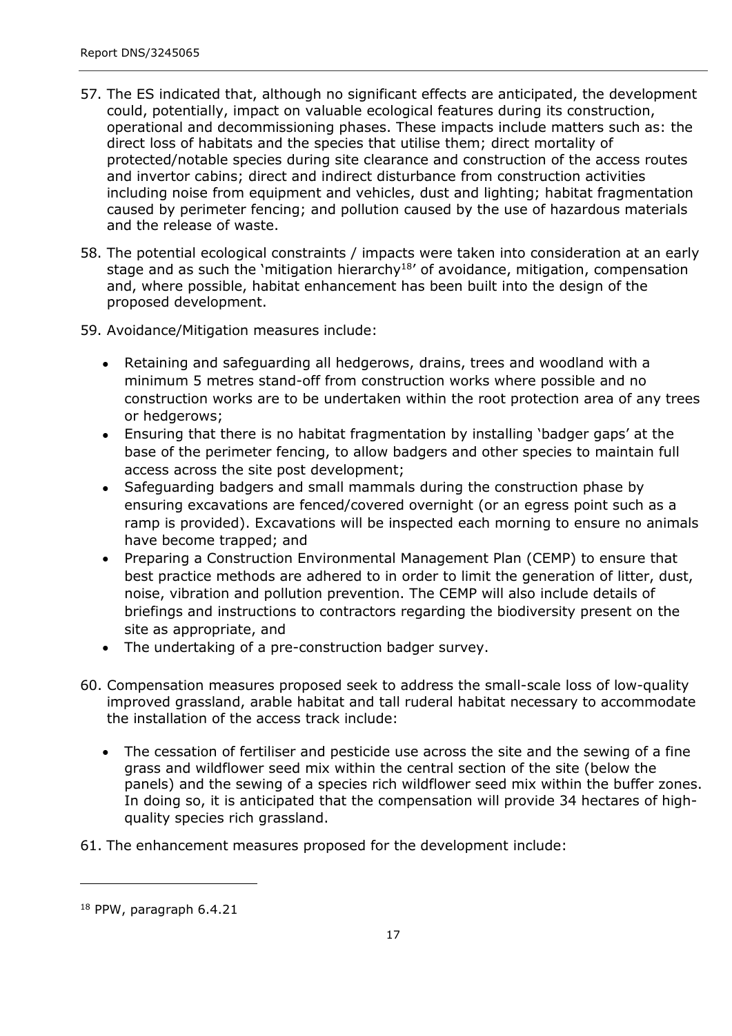57. The ES indicated that, although no significant effects are anticipated, the development could, potentially, impact on valuable ecological features during its construction, operational and decommissioning phases. These impacts include matters such as: the direct loss of habitats and the species that utilise them; direct mortality of protected/notable species during site clearance and construction of the access routes and invertor cabins; direct and indirect disturbance from construction activities including noise from equipment and vehicles, dust and lighting; habitat fragmentation caused by perimeter fencing; and pollution caused by the use of hazardous materials and the release of waste.

58. The potential ecological constraints / impacts were taken into consideration at an early stage and as such the 'mitigation hierarchy[18]' of avoidance, mitigation, compensation and, where possible, habitat enhancement has been built into the design of the proposed development.

59. Avoidance/Mitigation measures include:

    - Retaining and safeguarding all hedgerows, drains, trees and woodland with a minimum 5 metres stand-off from construction works where possible and no construction works are to be undertaken within the root protection area of any trees or hedgerows;
    - Ensuring that there is no habitat fragmentation by installing 'badger gaps' at the base of the perimeter fencing, to allow badgers and other species to maintain full access across the site post development;
    - Safeguarding badgers and small mammals during the construction phase by ensuring excavations are fenced/covered overnight (or an egress point such as a ramp is provided). Excavations will be inspected each morning to ensure no animals have become trapped; and
    - Preparing a Construction Environmental Management Plan (CEMP) to ensure that best practice methods are adhered to in order to limit the generation of litter, dust, noise, vibration and pollution prevention. The CEMP will also include details of briefings and instructions to contractors regarding the biodiversity present on the site as appropriate, and
    - The undertaking of a pre-construction badger survey.

60. Compensation measures proposed seek to address the small-scale loss of low-quality improved grassland, arable habitat and tall ruderal habitat necessary to accommodate the installation of the access track include:

    - The cessation of fertiliser and pesticide use across the site and the sewing of a fine grass and wildflower seed mix within the central section of the site (below the panels) and the sewing of a species rich wildflower seed mix within the buffer zones. In doing so, it is anticipated that the compensation will provide 34 hectares of high-quality species rich grassland.

61. The enhancement measures proposed for the development include:

---

[18] PPW, paragraph 6.4.21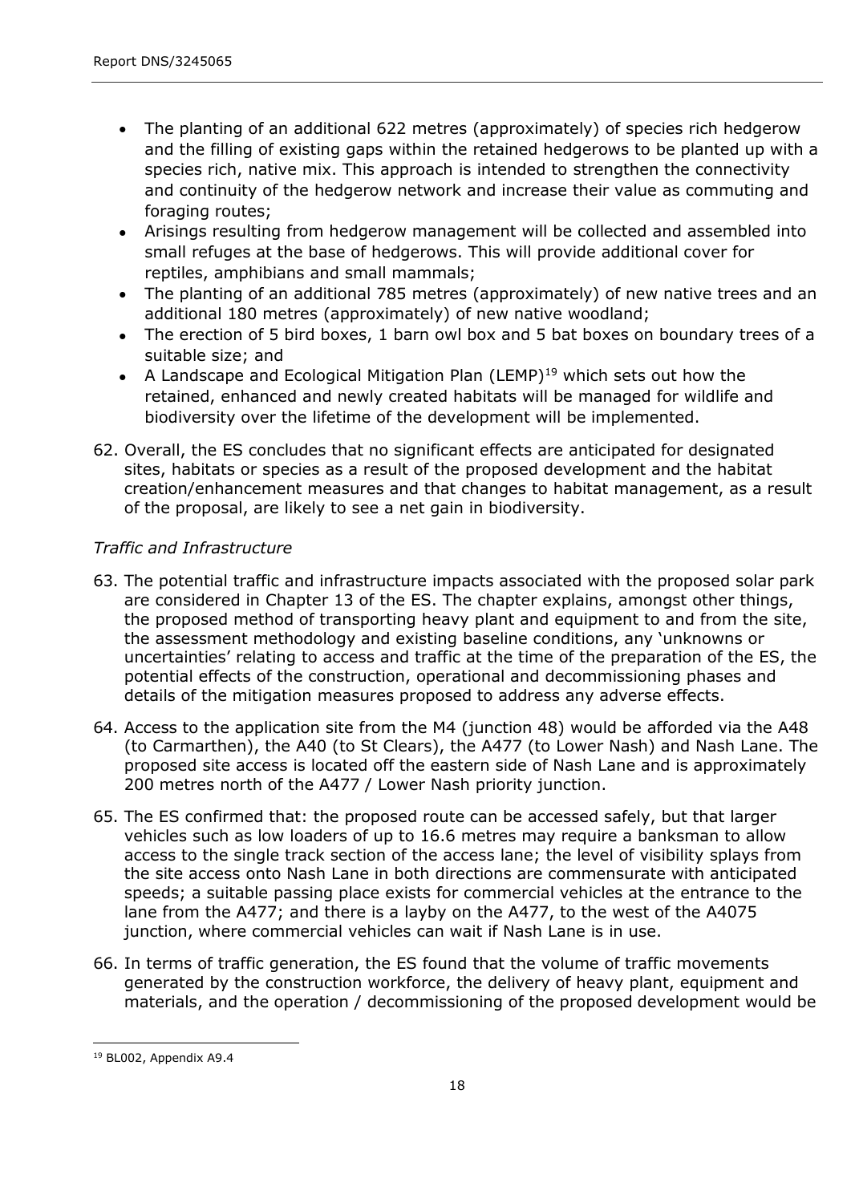- The planting of an additional 622 metres (approximately) of species rich hedgerow and the filling of existing gaps within the retained hedgerows to be planted up with a species rich, native mix. This approach is intended to strengthen the connectivity and continuity of the hedgerow network and increase their value as commuting and foraging routes;
- Arisings resulting from hedgerow management will be collected and assembled into small refuges at the base of hedgerows. This will provide additional cover for reptiles, amphibians and small mammals;
- The planting of an additional 785 metres (approximately) of new native trees and an additional 180 metres (approximately) of new native woodland;
- The erection of 5 bird boxes, 1 barn owl box and 5 bat boxes on boundary trees of a suitable size; and
- A Landscape and Ecological Mitigation Plan (LEMP)[19] which sets out how the retained, enhanced and newly created habitats will be managed for wildlife and biodiversity over the lifetime of the development will be implemented.

62. Overall, the ES concludes that no significant effects are anticipated for designated sites, habitats or species as a result of the proposed development and the habitat creation/enhancement measures and that changes to habitat management, as a result of the proposal, are likely to see a net gain in biodiversity.

*Traffic and Infrastructure*

63. The potential traffic and infrastructure impacts associated with the proposed solar park are considered in Chapter 13 of the ES. The chapter explains, amongst other things, the proposed method of transporting heavy plant and equipment to and from the site, the assessment methodology and existing baseline conditions, any 'unknowns or uncertainties' relating to access and traffic at the time of the preparation of the ES, the potential effects of the construction, operational and decommissioning phases and details of the mitigation measures proposed to address any adverse effects.

64. Access to the application site from the M4 (junction 48) would be afforded via the A48 (to Carmarthen), the A40 (to St Clears), the A477 (to Lower Nash) and Nash Lane. The proposed site access is located off the eastern side of Nash Lane and is approximately 200 metres north of the A477 / Lower Nash priority junction.

65. The ES confirmed that: the proposed route can be accessed safely, but that larger vehicles such as low loaders of up to 16.6 metres may require a banksman to allow access to the single track section of the access lane; the level of visibility splays from the site access onto Nash Lane in both directions are commensurate with anticipated speeds; a suitable passing place exists for commercial vehicles at the entrance to the lane from the A477; and there is a layby on the A477, to the west of the A4075 junction, where commercial vehicles can wait if Nash Lane is in use.

66. In terms of traffic generation, the ES found that the volume of traffic movements generated by the construction workforce, the delivery of heavy plant, equipment and materials, and the operation / decommissioning of the proposed development would be

---

[19] BL002, Appendix A9.4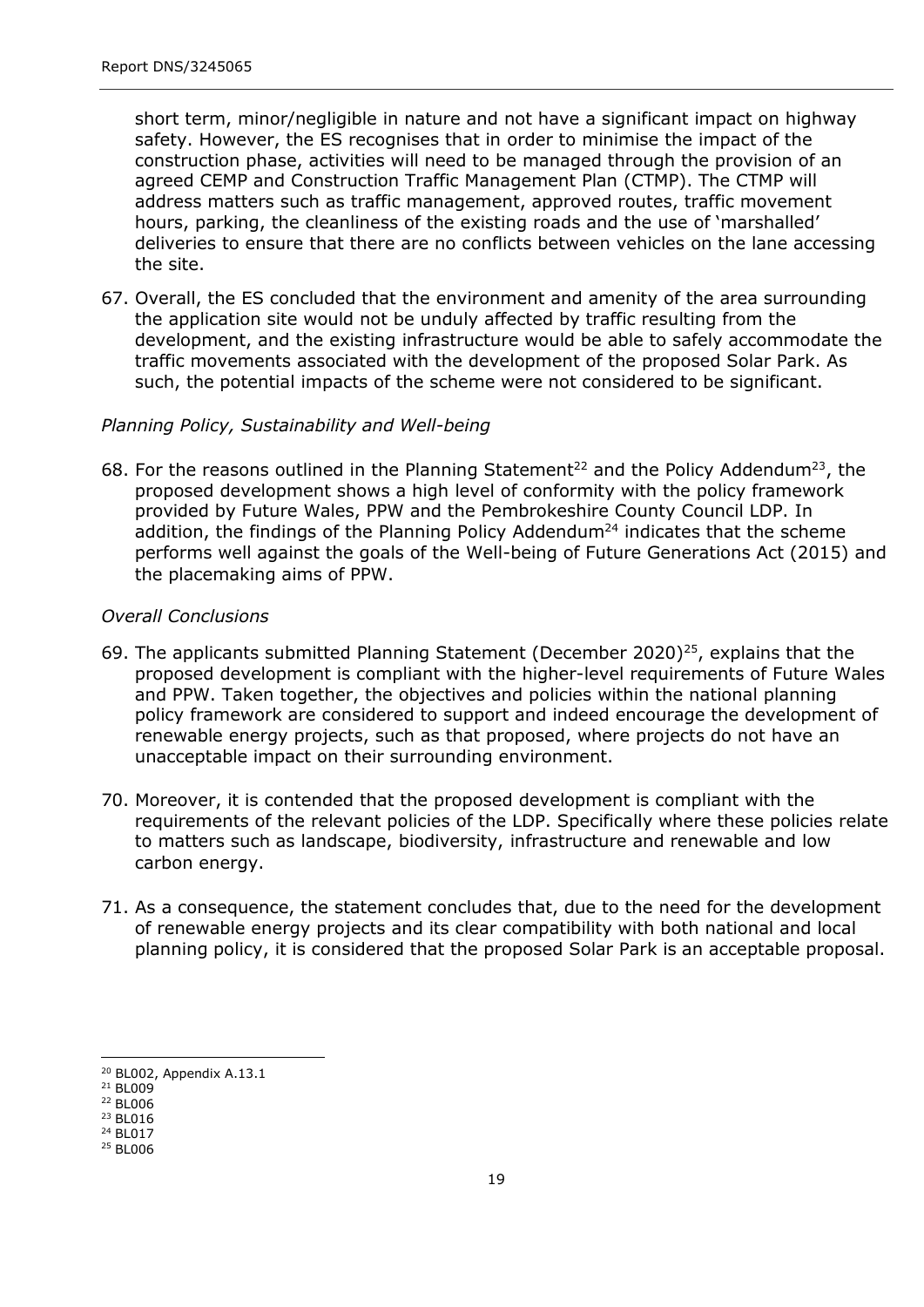short term, minor/negligible in nature and not have a significant impact on highway safety. However, the ES recognises that in order to minimise the impact of the construction phase, activities will need to be managed through the provision of an agreed CEMP and Construction Traffic Management Plan (CTMP). The CTMP will address matters such as traffic management, approved routes, traffic movement hours, parking, the cleanliness of the existing roads and the use of 'marshalled' deliveries to ensure that there are no conflicts between vehicles on the lane accessing the site.

67. Overall, the ES concluded that the environment and amenity of the area surrounding the application site would not be unduly affected by traffic resulting from the development, and the existing infrastructure would be able to safely accommodate the traffic movements associated with the development of the proposed Solar Park. As such, the potential impacts of the scheme were not considered to be significant.

*Planning Policy, Sustainability and Well-being*

68. For the reasons outlined in the Planning Statement[22] and the Policy Addendum[23], the proposed development shows a high level of conformity with the policy framework provided by Future Wales, PPW and the Pembrokeshire County Council LDP. In addition, the findings of the Planning Policy Addendum[24] indicates that the scheme performs well against the goals of the Well-being of Future Generations Act (2015) and the placemaking aims of PPW.

*Overall Conclusions*

69. The applicants submitted Planning Statement (December 2020)[25], explains that the proposed development is compliant with the higher-level requirements of Future Wales and PPW. Taken together, the objectives and policies within the national planning policy framework are considered to support and indeed encourage the development of renewable energy projects, such as that proposed, where projects do not have an unacceptable impact on their surrounding environment.

70. Moreover, it is contended that the proposed development is compliant with the requirements of the relevant policies of the LDP. Specifically where these policies relate to matters such as landscape, biodiversity, infrastructure and renewable and low carbon energy.

71. As a consequence, the statement concludes that, due to the need for the development of renewable energy projects and its clear compatibility with both national and local planning policy, it is considered that the proposed Solar Park is an acceptable proposal.

---

[20] BL002, Appendix A.13.1
[21] BL009
[22] BL006
[23] BL016
[24] BL017
[25] BL006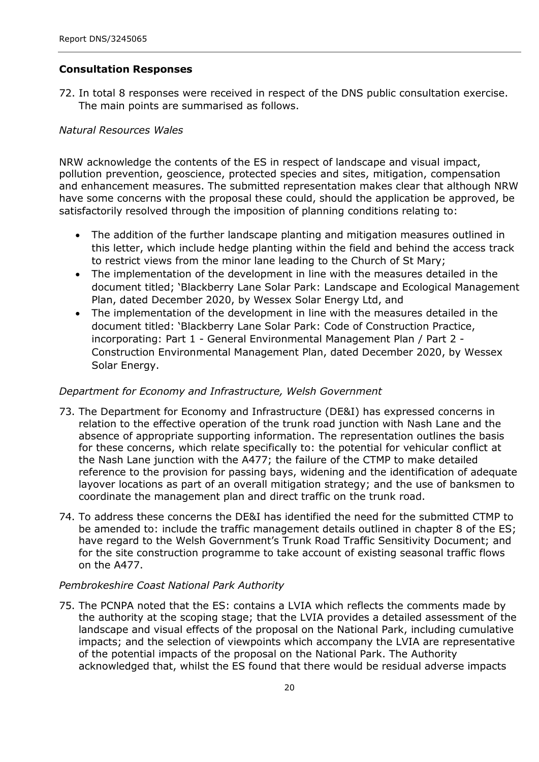## Consultation Responses

72. In total 8 responses were received in respect of the DNS public consultation exercise. The main points are summarised as follows.

*Natural Resources Wales*

NRW acknowledge the contents of the ES in respect of landscape and visual impact, pollution prevention, geoscience, protected species and sites, mitigation, compensation and enhancement measures. The submitted representation makes clear that although NRW have some concerns with the proposal these could, should the application be approved, be satisfactorily resolved through the imposition of planning conditions relating to:

- The addition of the further landscape planting and mitigation measures outlined in this letter, which include hedge planting within the field and behind the access track to restrict views from the minor lane leading to the Church of St Mary;
- The implementation of the development in line with the measures detailed in the document titled; 'Blackberry Lane Solar Park: Landscape and Ecological Management Plan, dated December 2020, by Wessex Solar Energy Ltd, and
- The implementation of the development in line with the measures detailed in the document titled: 'Blackberry Lane Solar Park: Code of Construction Practice, incorporating: Part 1 - General Environmental Management Plan / Part 2 - Construction Environmental Management Plan, dated December 2020, by Wessex Solar Energy.

*Department for Economy and Infrastructure, Welsh Government*

73. The Department for Economy and Infrastructure (DE&I) has expressed concerns in relation to the effective operation of the trunk road junction with Nash Lane and the absence of appropriate supporting information. The representation outlines the basis for these concerns, which relate specifically to: the potential for vehicular conflict at the Nash Lane junction with the A477; the failure of the CTMP to make detailed reference to the provision for passing bays, widening and the identification of adequate layover locations as part of an overall mitigation strategy; and the use of banksmen to coordinate the management plan and direct traffic on the trunk road.

74. To address these concerns the DE&I has identified the need for the submitted CTMP to be amended to: include the traffic management details outlined in chapter 8 of the ES; have regard to the Welsh Government's Trunk Road Traffic Sensitivity Document; and for the site construction programme to take account of existing seasonal traffic flows on the A477.

*Pembrokeshire Coast National Park Authority*

75. The PCNPA noted that the ES: contains a LVIA which reflects the comments made by the authority at the scoping stage; that the LVIA provides a detailed assessment of the landscape and visual effects of the proposal on the National Park, including cumulative impacts; and the selection of viewpoints which accompany the LVIA are representative of the potential impacts of the proposal on the National Park. The Authority acknowledged that, whilst the ES found that there would be residual adverse impacts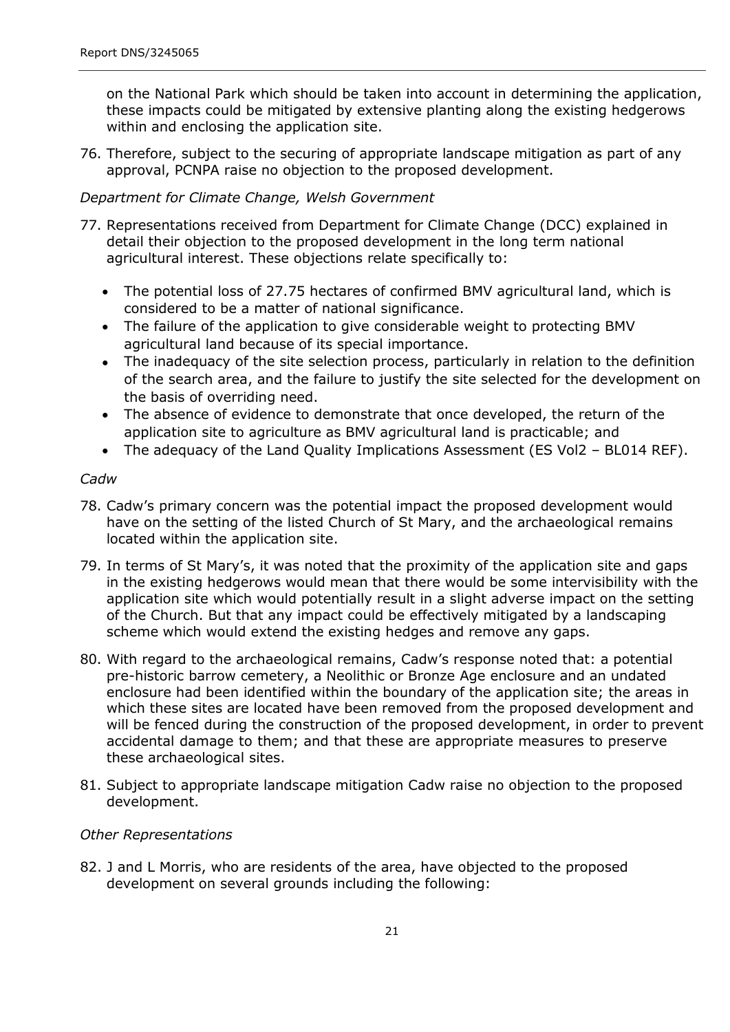on the National Park which should be taken into account in determining the application, these impacts could be mitigated by extensive planting along the existing hedgerows within and enclosing the application site.

76. Therefore, subject to the securing of appropriate landscape mitigation as part of any approval, PCNPA raise no objection to the proposed development.

*Department for Climate Change, Welsh Government*

77. Representations received from Department for Climate Change (DCC) explained in detail their objection to the proposed development in the long term national agricultural interest. These objections relate specifically to:

    - The potential loss of 27.75 hectares of confirmed BMV agricultural land, which is considered to be a matter of national significance.
    - The failure of the application to give considerable weight to protecting BMV agricultural land because of its special importance.
    - The inadequacy of the site selection process, particularly in relation to the definition of the search area, and the failure to justify the site selected for the development on the basis of overriding need.
    - The absence of evidence to demonstrate that once developed, the return of the application site to agriculture as BMV agricultural land is practicable; and
    - The adequacy of the Land Quality Implications Assessment (ES Vol2 – BL014 REF).

*Cadw*

78. Cadw's primary concern was the potential impact the proposed development would have on the setting of the listed Church of St Mary, and the archaeological remains located within the application site.

79. In terms of St Mary's, it was noted that the proximity of the application site and gaps in the existing hedgerows would mean that there would be some intervisibility with the application site which would potentially result in a slight adverse impact on the setting of the Church. But that any impact could be effectively mitigated by a landscaping scheme which would extend the existing hedges and remove any gaps.

80. With regard to the archaeological remains, Cadw's response noted that: a potential pre-historic barrow cemetery, a Neolithic or Bronze Age enclosure and an undated enclosure had been identified within the boundary of the application site; the areas in which these sites are located have been removed from the proposed development and will be fenced during the construction of the proposed development, in order to prevent accidental damage to them; and that these are appropriate measures to preserve these archaeological sites.

81. Subject to appropriate landscape mitigation Cadw raise no objection to the proposed development.

*Other Representations*

82. J and L Morris, who are residents of the area, have objected to the proposed development on several grounds including the following: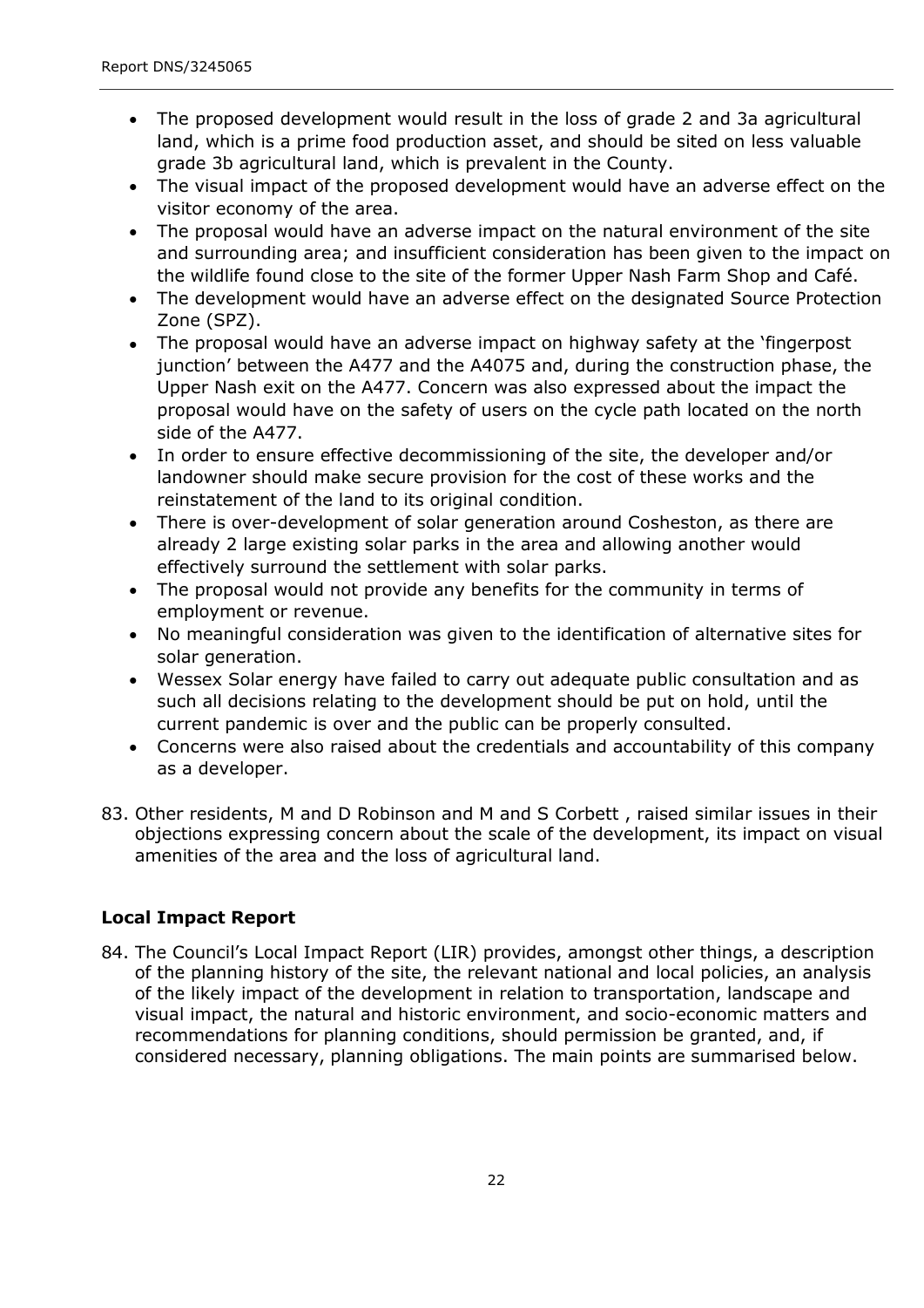- The proposed development would result in the loss of grade 2 and 3a agricultural land, which is a prime food production asset, and should be sited on less valuable grade 3b agricultural land, which is prevalent in the County.
- The visual impact of the proposed development would have an adverse effect on the visitor economy of the area.
- The proposal would have an adverse impact on the natural environment of the site and surrounding area; and insufficient consideration has been given to the impact on the wildlife found close to the site of the former Upper Nash Farm Shop and Café.
- The development would have an adverse effect on the designated Source Protection Zone (SPZ).
- The proposal would have an adverse impact on highway safety at the 'fingerpost junction' between the A477 and the A4075 and, during the construction phase, the Upper Nash exit on the A477. Concern was also expressed about the impact the proposal would have on the safety of users on the cycle path located on the north side of the A477.
- In order to ensure effective decommissioning of the site, the developer and/or landowner should make secure provision for the cost of these works and the reinstatement of the land to its original condition.
- There is over-development of solar generation around Cosheston, as there are already 2 large existing solar parks in the area and allowing another would effectively surround the settlement with solar parks.
- The proposal would not provide any benefits for the community in terms of employment or revenue.
- No meaningful consideration was given to the identification of alternative sites for solar generation.
- Wessex Solar energy have failed to carry out adequate public consultation and as such all decisions relating to the development should be put on hold, until the current pandemic is over and the public can be properly consulted.
- Concerns were also raised about the credentials and accountability of this company as a developer.

83. Other residents, M and D Robinson and M and S Corbett , raised similar issues in their objections expressing concern about the scale of the development, its impact on visual amenities of the area and the loss of agricultural land.

### Local Impact Report

84. The Council's Local Impact Report (LIR) provides, amongst other things, a description of the planning history of the site, the relevant national and local policies, an analysis of the likely impact of the development in relation to transportation, landscape and visual impact, the natural and historic environment, and socio-economic matters and recommendations for planning conditions, should permission be granted, and, if considered necessary, planning obligations. The main points are summarised below.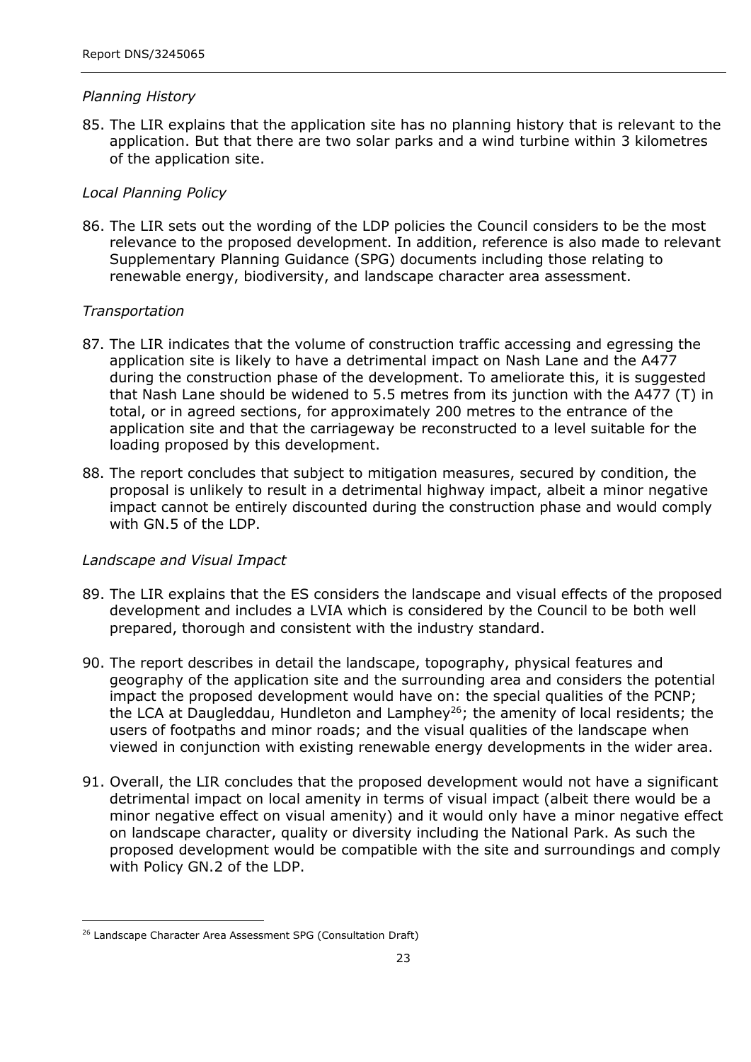*Planning History*

85. The LIR explains that the application site has no planning history that is relevant to the application. But that there are two solar parks and a wind turbine within 3 kilometres of the application site.

*Local Planning Policy*

86. The LIR sets out the wording of the LDP policies the Council considers to be the most relevance to the proposed development. In addition, reference is also made to relevant Supplementary Planning Guidance (SPG) documents including those relating to renewable energy, biodiversity, and landscape character area assessment.

*Transportation*

87. The LIR indicates that the volume of construction traffic accessing and egressing the application site is likely to have a detrimental impact on Nash Lane and the A477 during the construction phase of the development. To ameliorate this, it is suggested that Nash Lane should be widened to 5.5 metres from its junction with the A477 (T) in total, or in agreed sections, for approximately 200 metres to the entrance of the application site and that the carriageway be reconstructed to a level suitable for the loading proposed by this development.

88. The report concludes that subject to mitigation measures, secured by condition, the proposal is unlikely to result in a detrimental highway impact, albeit a minor negative impact cannot be entirely discounted during the construction phase and would comply with GN.5 of the LDP.

*Landscape and Visual Impact*

89. The LIR explains that the ES considers the landscape and visual effects of the proposed development and includes a LVIA which is considered by the Council to be both well prepared, thorough and consistent with the industry standard.

90. The report describes in detail the landscape, topography, physical features and geography of the application site and the surrounding area and considers the potential impact the proposed development would have on: the special qualities of the PCNP; the LCA at Daugleddau, Hundleton and Lamphey[26]; the amenity of local residents; the users of footpaths and minor roads; and the visual qualities of the landscape when viewed in conjunction with existing renewable energy developments in the wider area.

91. Overall, the LIR concludes that the proposed development would not have a significant detrimental impact on local amenity in terms of visual impact (albeit there would be a minor negative effect on visual amenity) and it would only have a minor negative effect on landscape character, quality or diversity including the National Park. As such the proposed development would be compatible with the site and surroundings and comply with Policy GN.2 of the LDP.

---

[26] Landscape Character Area Assessment SPG (Consultation Draft)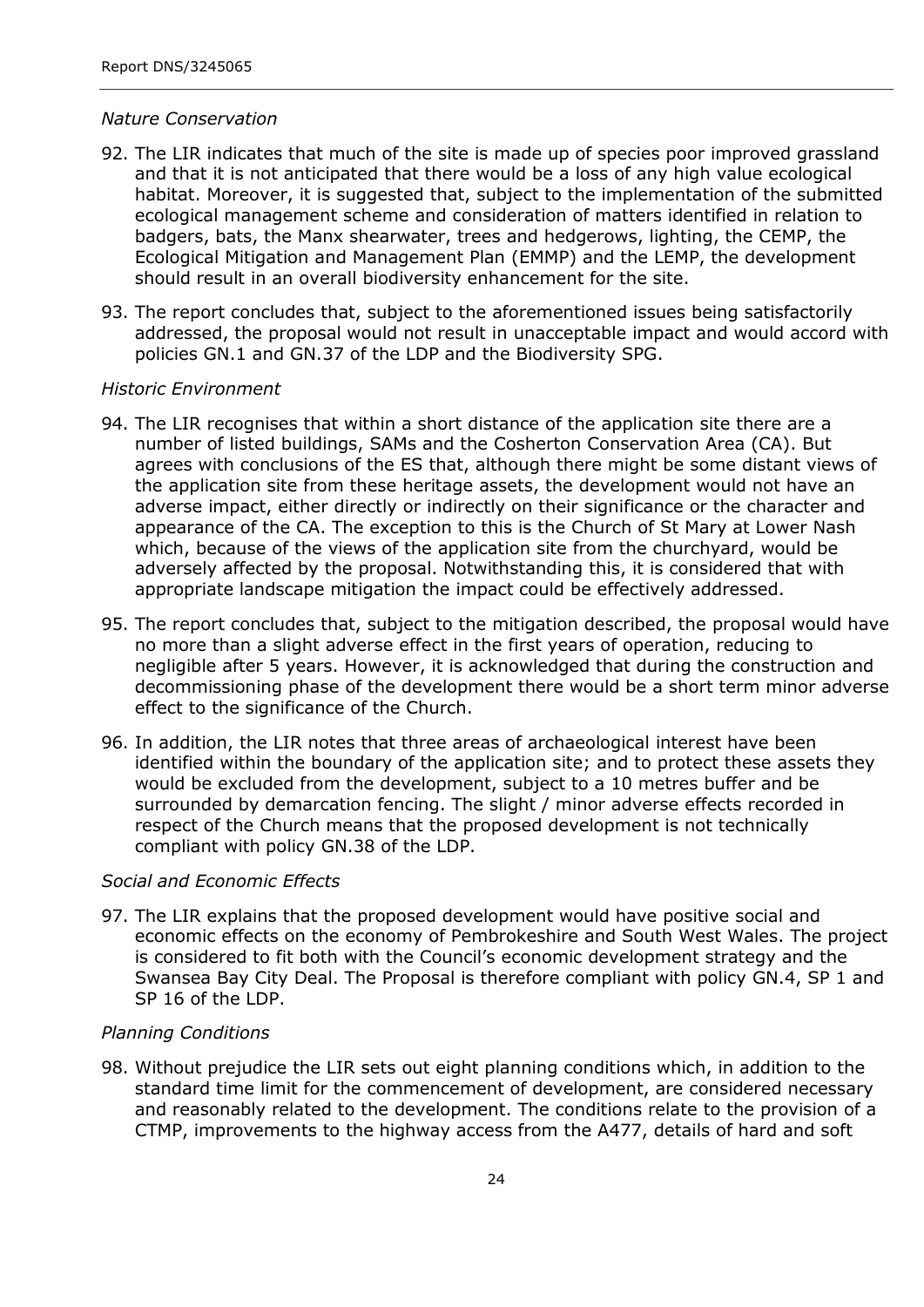*Nature Conservation*

92. The LIR indicates that much of the site is made up of species poor improved grassland and that it is not anticipated that there would be a loss of any high value ecological habitat. Moreover, it is suggested that, subject to the implementation of the submitted ecological management scheme and consideration of matters identified in relation to badgers, bats, the Manx shearwater, trees and hedgerows, lighting, the CEMP, the Ecological Mitigation and Management Plan (EMMP) and the LEMP, the development should result in an overall biodiversity enhancement for the site.

93. The report concludes that, subject to the aforementioned issues being satisfactorily addressed, the proposal would not result in unacceptable impact and would accord with policies GN.1 and GN.37 of the LDP and the Biodiversity SPG.

*Historic Environment*

94. The LIR recognises that within a short distance of the application site there are a number of listed buildings, SAMs and the Cosherton Conservation Area (CA). But agrees with conclusions of the ES that, although there might be some distant views of the application site from these heritage assets, the development would not have an adverse impact, either directly or indirectly on their significance or the character and appearance of the CA. The exception to this is the Church of St Mary at Lower Nash which, because of the views of the application site from the churchyard, would be adversely affected by the proposal. Notwithstanding this, it is considered that with appropriate landscape mitigation the impact could be effectively addressed.

95. The report concludes that, subject to the mitigation described, the proposal would have no more than a slight adverse effect in the first years of operation, reducing to negligible after 5 years. However, it is acknowledged that during the construction and decommissioning phase of the development there would be a short term minor adverse effect to the significance of the Church.

96. In addition, the LIR notes that three areas of archaeological interest have been identified within the boundary of the application site; and to protect these assets they would be excluded from the development, subject to a 10 metres buffer and be surrounded by demarcation fencing. The slight / minor adverse effects recorded in respect of the Church means that the proposed development is not technically compliant with policy GN.38 of the LDP.

*Social and Economic Effects*

97. The LIR explains that the proposed development would have positive social and economic effects on the economy of Pembrokeshire and South West Wales. The project is considered to fit both with the Council's economic development strategy and the Swansea Bay City Deal. The Proposal is therefore compliant with policy GN.4, SP 1 and SP 16 of the LDP.

*Planning Conditions*

98. Without prejudice the LIR sets out eight planning conditions which, in addition to the standard time limit for the commencement of development, are considered necessary and reasonably related to the development. The conditions relate to the provision of a CTMP, improvements to the highway access from the A477, details of hard and soft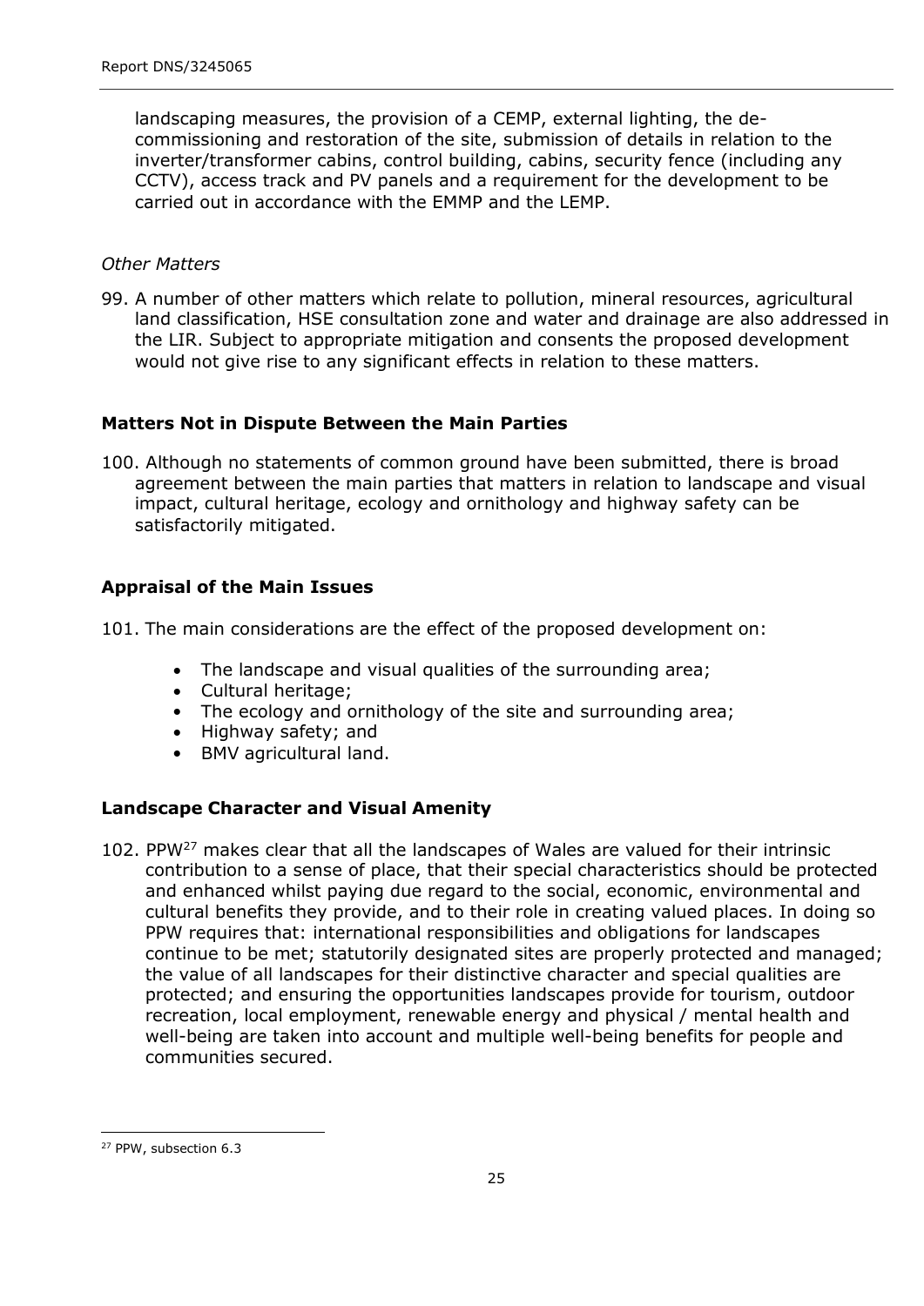landscaping measures, the provision of a CEMP, external lighting, the de-commissioning and restoration of the site, submission of details in relation to the inverter/transformer cabins, control building, cabins, security fence (including any CCTV), access track and PV panels and a requirement for the development to be carried out in accordance with the EMMP and the LEMP.

*Other Matters*

99. A number of other matters which relate to pollution, mineral resources, agricultural land classification, HSE consultation zone and water and drainage are also addressed in the LIR. Subject to appropriate mitigation and consents the proposed development would not give rise to any significant effects in relation to these matters.

### Matters Not in Dispute Between the Main Parties

100. Although no statements of common ground have been submitted, there is broad agreement between the main parties that matters in relation to landscape and visual impact, cultural heritage, ecology and ornithology and highway safety can be satisfactorily mitigated.

### Appraisal of the Main Issues

101. The main considerations are the effect of the proposed development on:

- The landscape and visual qualities of the surrounding area;
- Cultural heritage;
- The ecology and ornithology of the site and surrounding area;
- Highway safety; and
- BMV agricultural land.

### Landscape Character and Visual Amenity

102. PPW[27] makes clear that all the landscapes of Wales are valued for their intrinsic contribution to a sense of place, that their special characteristics should be protected and enhanced whilst paying due regard to the social, economic, environmental and cultural benefits they provide, and to their role in creating valued places. In doing so PPW requires that: international responsibilities and obligations for landscapes continue to be met; statutorily designated sites are properly protected and managed; the value of all landscapes for their distinctive character and special qualities are protected; and ensuring the opportunities landscapes provide for tourism, outdoor recreation, local employment, renewable energy and physical / mental health and well-being are taken into account and multiple well-being benefits for people and communities secured.

[27] PPW, subsection 6.3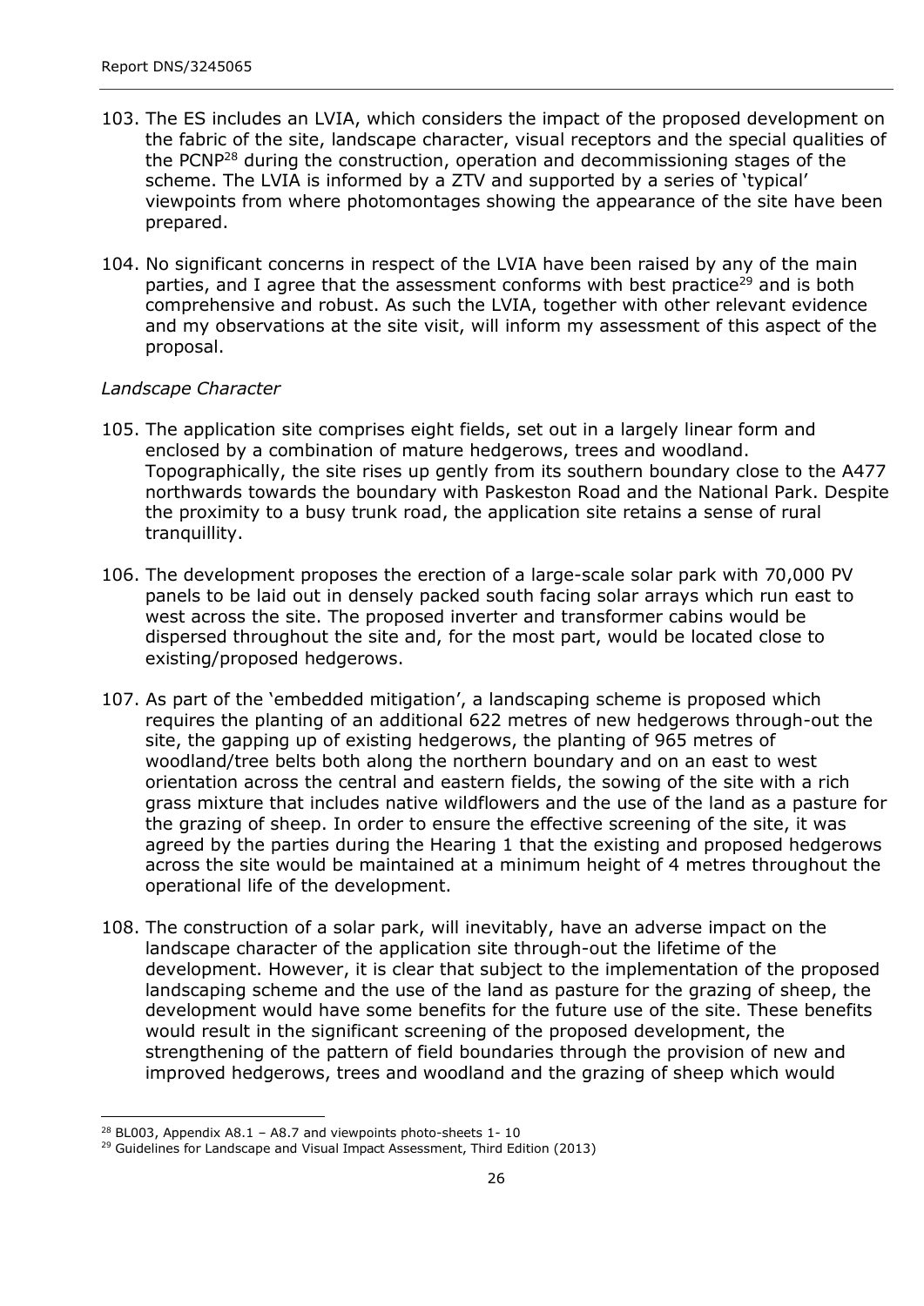103. The ES includes an LVIA, which considers the impact of the proposed development on the fabric of the site, landscape character, visual receptors and the special qualities of the PCNP[28] during the construction, operation and decommissioning stages of the scheme. The LVIA is informed by a ZTV and supported by a series of 'typical' viewpoints from where photomontages showing the appearance of the site have been prepared.

104. No significant concerns in respect of the LVIA have been raised by any of the main parties, and I agree that the assessment conforms with best practice[29] and is both comprehensive and robust. As such the LVIA, together with other relevant evidence and my observations at the site visit, will inform my assessment of this aspect of the proposal.

*Landscape Character*

105. The application site comprises eight fields, set out in a largely linear form and enclosed by a combination of mature hedgerows, trees and woodland. Topographically, the site rises up gently from its southern boundary close to the A477 northwards towards the boundary with Paskeston Road and the National Park. Despite the proximity to a busy trunk road, the application site retains a sense of rural tranquillity.

106. The development proposes the erection of a large-scale solar park with 70,000 PV panels to be laid out in densely packed south facing solar arrays which run east to west across the site. The proposed inverter and transformer cabins would be dispersed throughout the site and, for the most part, would be located close to existing/proposed hedgerows.

107. As part of the 'embedded mitigation', a landscaping scheme is proposed which requires the planting of an additional 622 metres of new hedgerows through-out the site, the gapping up of existing hedgerows, the planting of 965 metres of woodland/tree belts both along the northern boundary and on an east to west orientation across the central and eastern fields, the sowing of the site with a rich grass mixture that includes native wildflowers and the use of the land as a pasture for the grazing of sheep. In order to ensure the effective screening of the site, it was agreed by the parties during the Hearing 1 that the existing and proposed hedgerows across the site would be maintained at a minimum height of 4 metres throughout the operational life of the development.

108. The construction of a solar park, will inevitably, have an adverse impact on the landscape character of the application site through-out the lifetime of the development. However, it is clear that subject to the implementation of the proposed landscaping scheme and the use of the land as pasture for the grazing of sheep, the development would have some benefits for the future use of the site. These benefits would result in the significant screening of the proposed development, the strengthening of the pattern of field boundaries through the provision of new and improved hedgerows, trees and woodland and the grazing of sheep which would

---

[28] BL003, Appendix A8.1 – A8.7 and viewpoints photo-sheets 1- 10

[29] Guidelines for Landscape and Visual Impact Assessment, Third Edition (2013)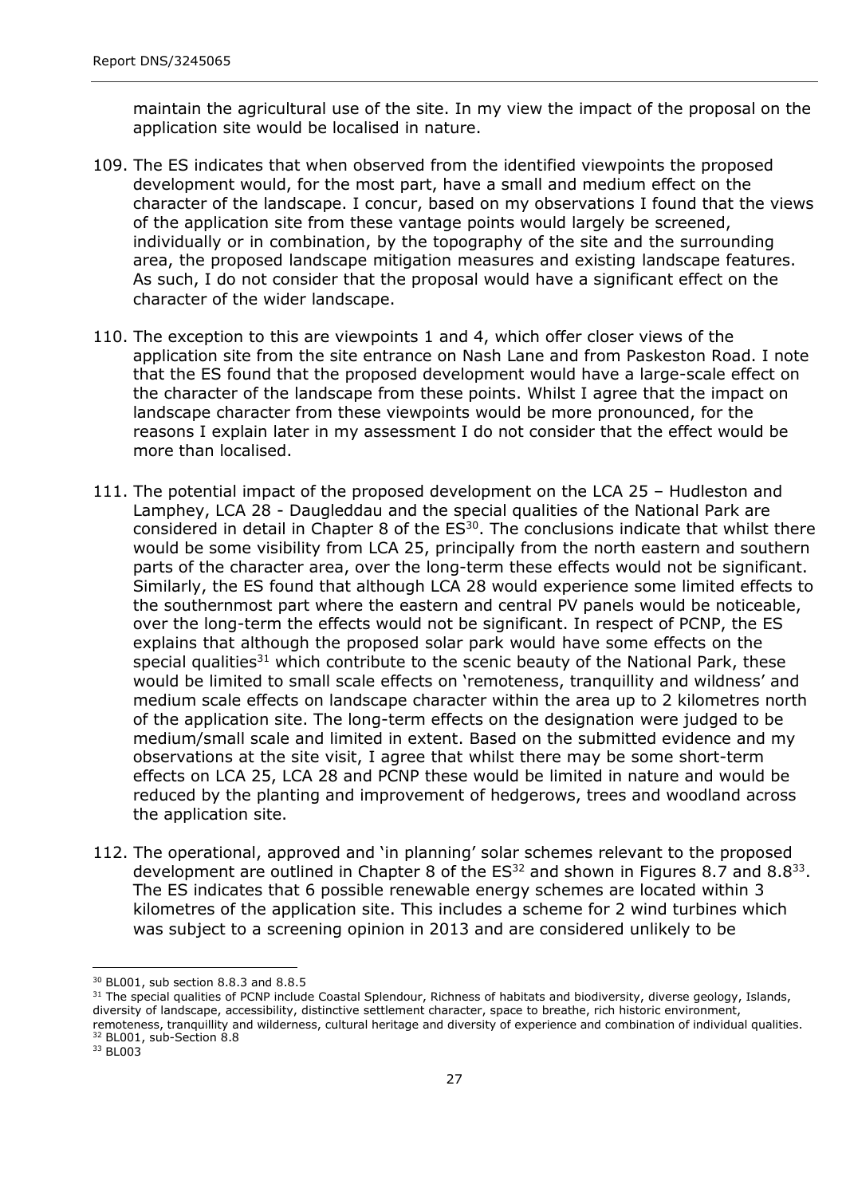maintain the agricultural use of the site. In my view the impact of the proposal on the application site would be localised in nature.

109. The ES indicates that when observed from the identified viewpoints the proposed development would, for the most part, have a small and medium effect on the character of the landscape. I concur, based on my observations I found that the views of the application site from these vantage points would largely be screened, individually or in combination, by the topography of the site and the surrounding area, the proposed landscape mitigation measures and existing landscape features. As such, I do not consider that the proposal would have a significant effect on the character of the wider landscape.

110. The exception to this are viewpoints 1 and 4, which offer closer views of the application site from the site entrance on Nash Lane and from Paskeston Road. I note that the ES found that the proposed development would have a large-scale effect on the character of the landscape from these points. Whilst I agree that the impact on landscape character from these viewpoints would be more pronounced, for the reasons I explain later in my assessment I do not consider that the effect would be more than localised.

111. The potential impact of the proposed development on the LCA 25 – Hudleston and Lamphey, LCA 28 - Daugleddau and the special qualities of the National Park are considered in detail in Chapter 8 of the ES[30]. The conclusions indicate that whilst there would be some visibility from LCA 25, principally from the north eastern and southern parts of the character area, over the long-term these effects would not be significant. Similarly, the ES found that although LCA 28 would experience some limited effects to the southernmost part where the eastern and central PV panels would be noticeable, over the long-term the effects would not be significant. In respect of PCNP, the ES explains that although the proposed solar park would have some effects on the special qualities[31] which contribute to the scenic beauty of the National Park, these would be limited to small scale effects on 'remoteness, tranquillity and wildness' and medium scale effects on landscape character within the area up to 2 kilometres north of the application site. The long-term effects on the designation were judged to be medium/small scale and limited in extent. Based on the submitted evidence and my observations at the site visit, I agree that whilst there may be some short-term effects on LCA 25, LCA 28 and PCNP these would be limited in nature and would be reduced by the planting and improvement of hedgerows, trees and woodland across the application site.

112. The operational, approved and 'in planning' solar schemes relevant to the proposed development are outlined in Chapter 8 of the ES[32] and shown in Figures 8.7 and 8.8[33]. The ES indicates that 6 possible renewable energy schemes are located within 3 kilometres of the application site. This includes a scheme for 2 wind turbines which was subject to a screening opinion in 2013 and are considered unlikely to be

---

[30] BL001, sub section 8.8.3 and 8.8.5

[31] The special qualities of PCNP include Coastal Splendour, Richness of habitats and biodiversity, diverse geology, Islands, diversity of landscape, accessibility, distinctive settlement character, space to breathe, rich historic environment, remoteness, tranquillity and wilderness, cultural heritage and diversity of experience and combination of individual qualities.

[32] BL001, sub-Section 8.8

[33] BL003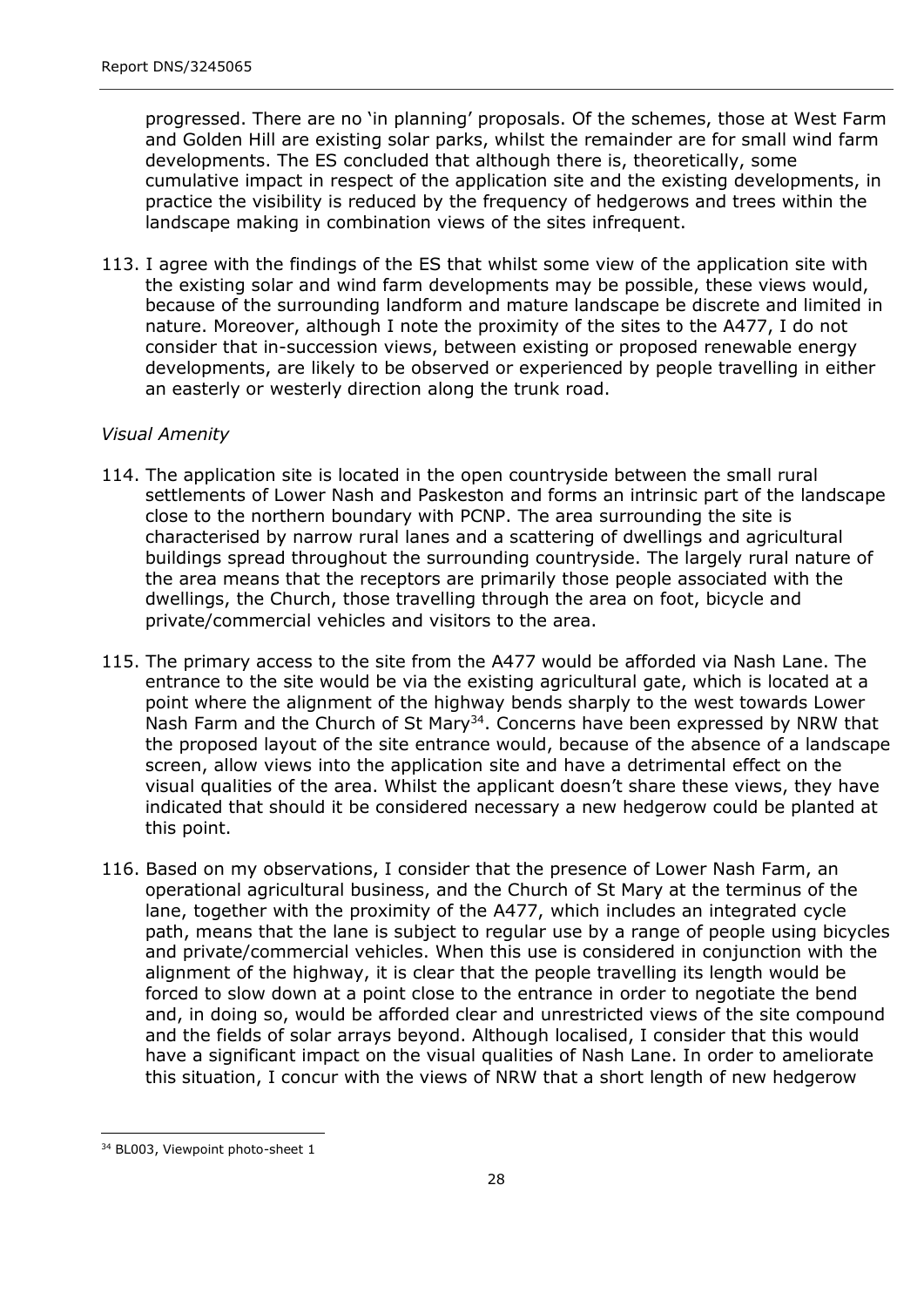progressed. There are no 'in planning' proposals. Of the schemes, those at West Farm and Golden Hill are existing solar parks, whilst the remainder are for small wind farm developments. The ES concluded that although there is, theoretically, some cumulative impact in respect of the application site and the existing developments, in practice the visibility is reduced by the frequency of hedgerows and trees within the landscape making in combination views of the sites infrequent.

113. I agree with the findings of the ES that whilst some view of the application site with the existing solar and wind farm developments may be possible, these views would, because of the surrounding landform and mature landscape be discrete and limited in nature. Moreover, although I note the proximity of the sites to the A477, I do not consider that in-succession views, between existing or proposed renewable energy developments, are likely to be observed or experienced by people travelling in either an easterly or westerly direction along the trunk road.

*Visual Amenity*

114. The application site is located in the open countryside between the small rural settlements of Lower Nash and Paskeston and forms an intrinsic part of the landscape close to the northern boundary with PCNP. The area surrounding the site is characterised by narrow rural lanes and a scattering of dwellings and agricultural buildings spread throughout the surrounding countryside. The largely rural nature of the area means that the receptors are primarily those people associated with the dwellings, the Church, those travelling through the area on foot, bicycle and private/commercial vehicles and visitors to the area.

115. The primary access to the site from the A477 would be afforded via Nash Lane. The entrance to the site would be via the existing agricultural gate, which is located at a point where the alignment of the highway bends sharply to the west towards Lower Nash Farm and the Church of St Mary[34]. Concerns have been expressed by NRW that the proposed layout of the site entrance would, because of the absence of a landscape screen, allow views into the application site and have a detrimental effect on the visual qualities of the area. Whilst the applicant doesn't share these views, they have indicated that should it be considered necessary a new hedgerow could be planted at this point.

116. Based on my observations, I consider that the presence of Lower Nash Farm, an operational agricultural business, and the Church of St Mary at the terminus of the lane, together with the proximity of the A477, which includes an integrated cycle path, means that the lane is subject to regular use by a range of people using bicycles and private/commercial vehicles. When this use is considered in conjunction with the alignment of the highway, it is clear that the people travelling its length would be forced to slow down at a point close to the entrance in order to negotiate the bend and, in doing so, would be afforded clear and unrestricted views of the site compound and the fields of solar arrays beyond. Although localised, I consider that this would have a significant impact on the visual qualities of Nash Lane. In order to ameliorate this situation, I concur with the views of NRW that a short length of new hedgerow

[34] BL003, Viewpoint photo-sheet 1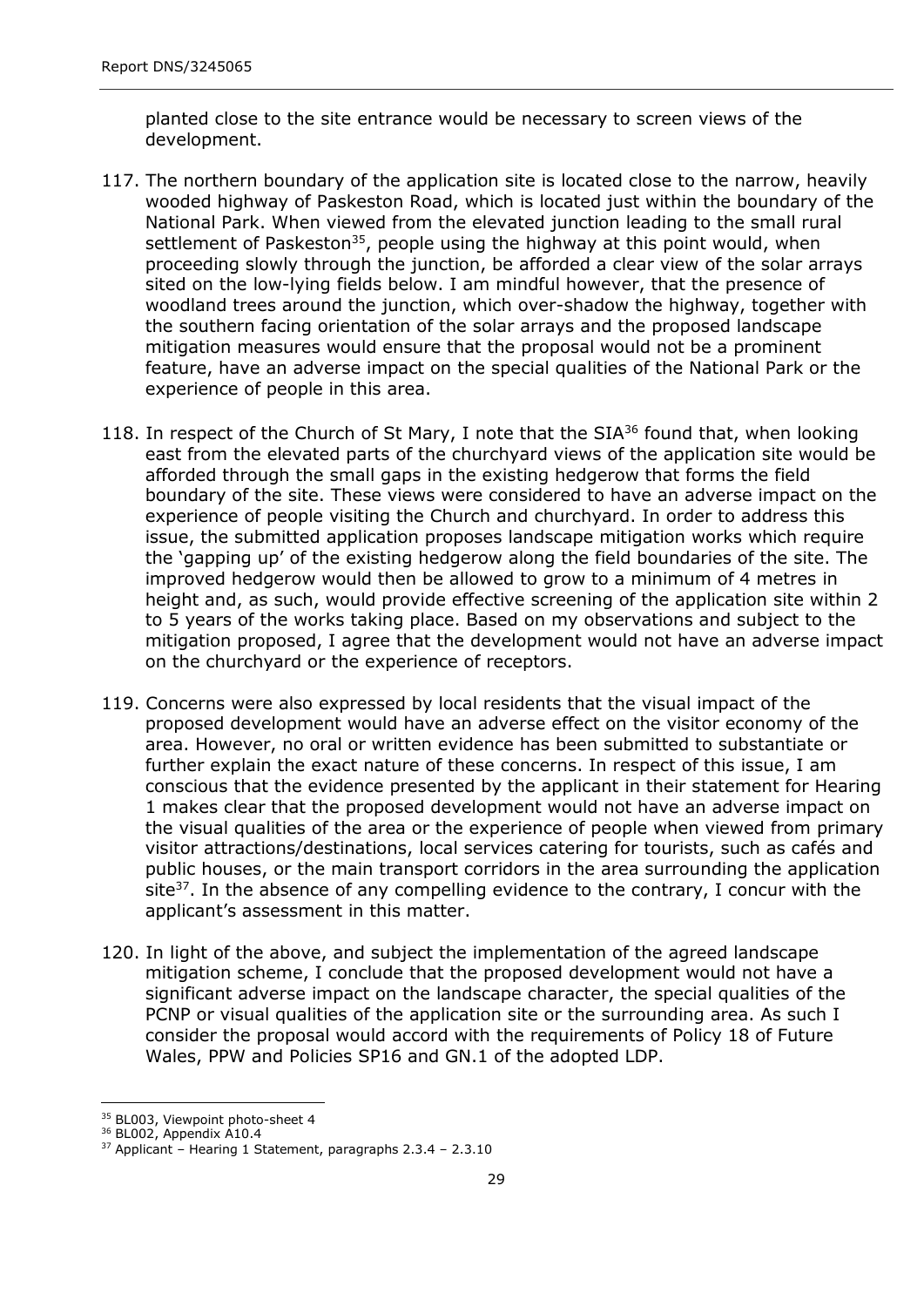planted close to the site entrance would be necessary to screen views of the development.

117. The northern boundary of the application site is located close to the narrow, heavily wooded highway of Paskeston Road, which is located just within the boundary of the National Park. When viewed from the elevated junction leading to the small rural settlement of Paskeston[35], people using the highway at this point would, when proceeding slowly through the junction, be afforded a clear view of the solar arrays sited on the low-lying fields below. I am mindful however, that the presence of woodland trees around the junction, which over-shadow the highway, together with the southern facing orientation of the solar arrays and the proposed landscape mitigation measures would ensure that the proposal would not be a prominent feature, have an adverse impact on the special qualities of the National Park or the experience of people in this area.

118. In respect of the Church of St Mary, I note that the SIA[36] found that, when looking east from the elevated parts of the churchyard views of the application site would be afforded through the small gaps in the existing hedgerow that forms the field boundary of the site. These views were considered to have an adverse impact on the experience of people visiting the Church and churchyard. In order to address this issue, the submitted application proposes landscape mitigation works which require the 'gapping up' of the existing hedgerow along the field boundaries of the site. The improved hedgerow would then be allowed to grow to a minimum of 4 metres in height and, as such, would provide effective screening of the application site within 2 to 5 years of the works taking place. Based on my observations and subject to the mitigation proposed, I agree that the development would not have an adverse impact on the churchyard or the experience of receptors.

119. Concerns were also expressed by local residents that the visual impact of the proposed development would have an adverse effect on the visitor economy of the area. However, no oral or written evidence has been submitted to substantiate or further explain the exact nature of these concerns. In respect of this issue, I am conscious that the evidence presented by the applicant in their statement for Hearing 1 makes clear that the proposed development would not have an adverse impact on the visual qualities of the area or the experience of people when viewed from primary visitor attractions/destinations, local services catering for tourists, such as cafés and public houses, or the main transport corridors in the area surrounding the application site[37]. In the absence of any compelling evidence to the contrary, I concur with the applicant's assessment in this matter.

120. In light of the above, and subject the implementation of the agreed landscape mitigation scheme, I conclude that the proposed development would not have a significant adverse impact on the landscape character, the special qualities of the PCNP or visual qualities of the application site or the surrounding area. As such I consider the proposal would accord with the requirements of Policy 18 of Future Wales, PPW and Policies SP16 and GN.1 of the adopted LDP.

---

[35] BL003, Viewpoint photo-sheet 4

[36] BL002, Appendix A10.4

[37] Applicant – Hearing 1 Statement, paragraphs 2.3.4 – 2.3.10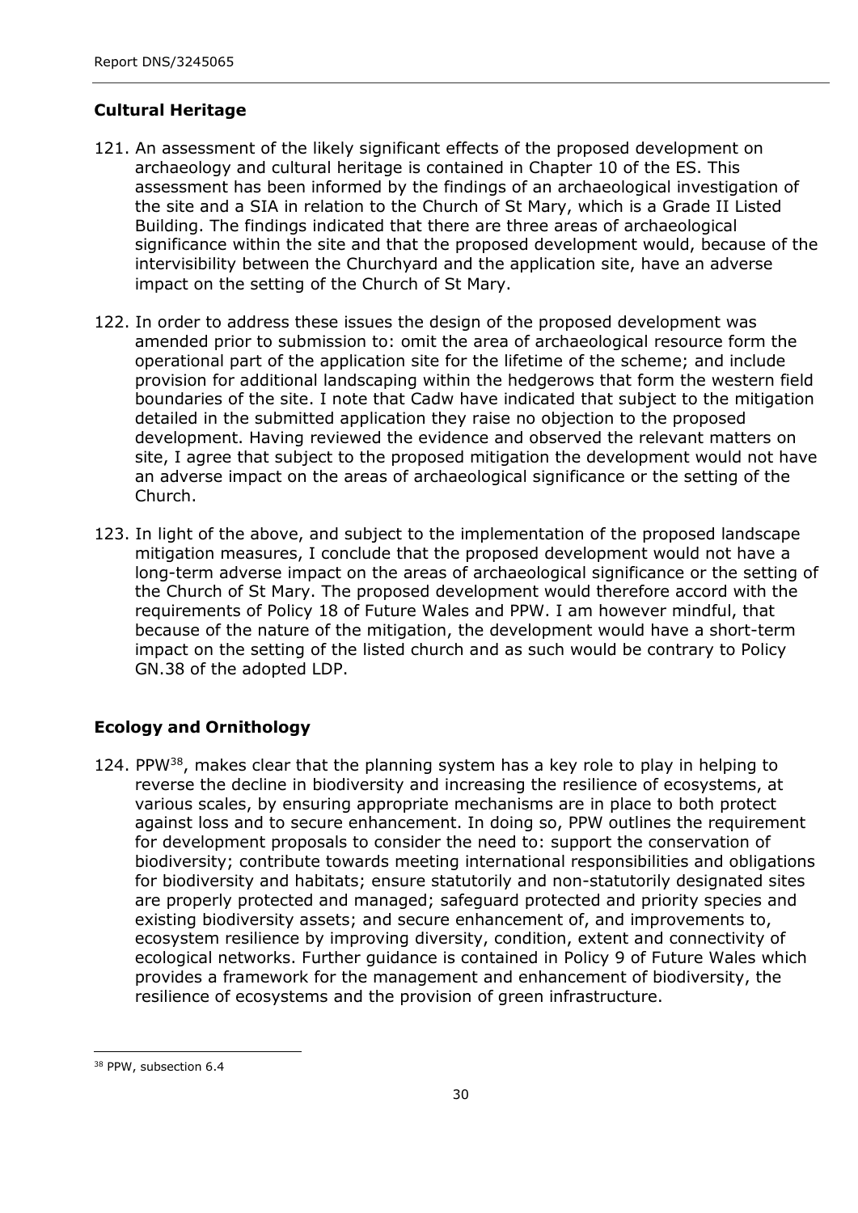## Cultural Heritage

121. An assessment of the likely significant effects of the proposed development on archaeology and cultural heritage is contained in Chapter 10 of the ES. This assessment has been informed by the findings of an archaeological investigation of the site and a SIA in relation to the Church of St Mary, which is a Grade II Listed Building. The findings indicated that there are three areas of archaeological significance within the site and that the proposed development would, because of the intervisibility between the Churchyard and the application site, have an adverse impact on the setting of the Church of St Mary.

122. In order to address these issues the design of the proposed development was amended prior to submission to: omit the area of archaeological resource form the operational part of the application site for the lifetime of the scheme; and include provision for additional landscaping within the hedgerows that form the western field boundaries of the site. I note that Cadw have indicated that subject to the mitigation detailed in the submitted application they raise no objection to the proposed development. Having reviewed the evidence and observed the relevant matters on site, I agree that subject to the proposed mitigation the development would not have an adverse impact on the areas of archaeological significance or the setting of the Church.

123. In light of the above, and subject to the implementation of the proposed landscape mitigation measures, I conclude that the proposed development would not have a long-term adverse impact on the areas of archaeological significance or the setting of the Church of St Mary. The proposed development would therefore accord with the requirements of Policy 18 of Future Wales and PPW. I am however mindful, that because of the nature of the mitigation, the development would have a short-term impact on the setting of the listed church and as such would be contrary to Policy GN.38 of the adopted LDP.

## Ecology and Ornithology

124. PPW[38], makes clear that the planning system has a key role to play in helping to reverse the decline in biodiversity and increasing the resilience of ecosystems, at various scales, by ensuring appropriate mechanisms are in place to both protect against loss and to secure enhancement. In doing so, PPW outlines the requirement for development proposals to consider the need to: support the conservation of biodiversity; contribute towards meeting international responsibilities and obligations for biodiversity and habitats; ensure statutorily and non-statutorily designated sites are properly protected and managed; safeguard protected and priority species and existing biodiversity assets; and secure enhancement of, and improvements to, ecosystem resilience by improving diversity, condition, extent and connectivity of ecological networks. Further guidance is contained in Policy 9 of Future Wales which provides a framework for the management and enhancement of biodiversity, the resilience of ecosystems and the provision of green infrastructure.

---

[38] PPW, subsection 6.4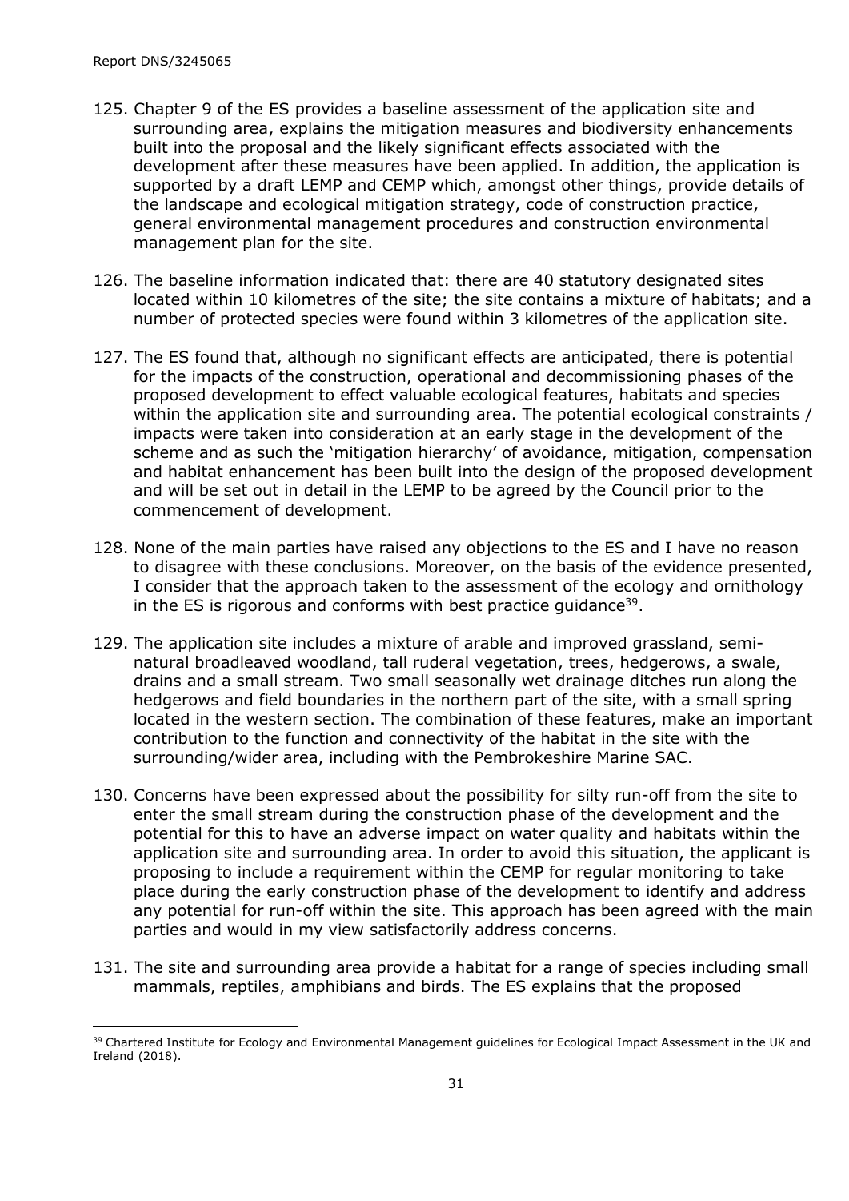125. Chapter 9 of the ES provides a baseline assessment of the application site and surrounding area, explains the mitigation measures and biodiversity enhancements built into the proposal and the likely significant effects associated with the development after these measures have been applied. In addition, the application is supported by a draft LEMP and CEMP which, amongst other things, provide details of the landscape and ecological mitigation strategy, code of construction practice, general environmental management procedures and construction environmental management plan for the site.

126. The baseline information indicated that: there are 40 statutory designated sites located within 10 kilometres of the site; the site contains a mixture of habitats; and a number of protected species were found within 3 kilometres of the application site.

127. The ES found that, although no significant effects are anticipated, there is potential for the impacts of the construction, operational and decommissioning phases of the proposed development to effect valuable ecological features, habitats and species within the application site and surrounding area. The potential ecological constraints / impacts were taken into consideration at an early stage in the development of the scheme and as such the 'mitigation hierarchy' of avoidance, mitigation, compensation and habitat enhancement has been built into the design of the proposed development and will be set out in detail in the LEMP to be agreed by the Council prior to the commencement of development.

128. None of the main parties have raised any objections to the ES and I have no reason to disagree with these conclusions. Moreover, on the basis of the evidence presented, I consider that the approach taken to the assessment of the ecology and ornithology in the ES is rigorous and conforms with best practice guidance[39].

129. The application site includes a mixture of arable and improved grassland, semi-natural broadleaved woodland, tall ruderal vegetation, trees, hedgerows, a swale, drains and a small stream. Two small seasonally wet drainage ditches run along the hedgerows and field boundaries in the northern part of the site, with a small spring located in the western section. The combination of these features, make an important contribution to the function and connectivity of the habitat in the site with the surrounding/wider area, including with the Pembrokeshire Marine SAC.

130. Concerns have been expressed about the possibility for silty run-off from the site to enter the small stream during the construction phase of the development and the potential for this to have an adverse impact on water quality and habitats within the application site and surrounding area. In order to avoid this situation, the applicant is proposing to include a requirement within the CEMP for regular monitoring to take place during the early construction phase of the development to identify and address any potential for run-off within the site. This approach has been agreed with the main parties and would in my view satisfactorily address concerns.

131. The site and surrounding area provide a habitat for a range of species including small mammals, reptiles, amphibians and birds. The ES explains that the proposed

---

[39] Chartered Institute for Ecology and Environmental Management guidelines for Ecological Impact Assessment in the UK and Ireland (2018).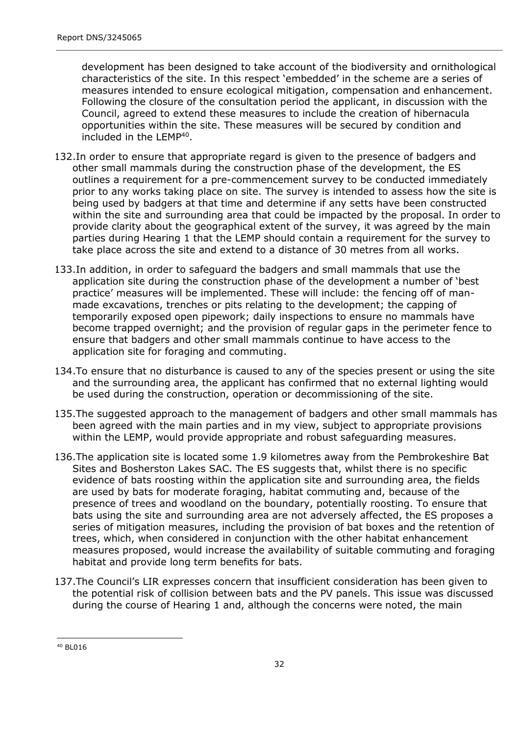development has been designed to take account of the biodiversity and ornithological characteristics of the site. In this respect 'embedded' in the scheme are a series of measures intended to ensure ecological mitigation, compensation and enhancement. Following the closure of the consultation period the applicant, in discussion with the Council, agreed to extend these measures to include the creation of hibernacula opportunities within the site. These measures will be secured by condition and included in the LEMP[40].

132. In order to ensure that appropriate regard is given to the presence of badgers and other small mammals during the construction phase of the development, the ES outlines a requirement for a pre-commencement survey to be conducted immediately prior to any works taking place on site. The survey is intended to assess how the site is being used by badgers at that time and determine if any setts have been constructed within the site and surrounding area that could be impacted by the proposal. In order to provide clarity about the geographical extent of the survey, it was agreed by the main parties during Hearing 1 that the LEMP should contain a requirement for the survey to take place across the site and extend to a distance of 30 metres from all works.

133. In addition, in order to safeguard the badgers and small mammals that use the application site during the construction phase of the development a number of 'best practice' measures will be implemented. These will include: the fencing off of man-made excavations, trenches or pits relating to the development; the capping of temporarily exposed open pipework; daily inspections to ensure no mammals have become trapped overnight; and the provision of regular gaps in the perimeter fence to ensure that badgers and other small mammals continue to have access to the application site for foraging and commuting.

134. To ensure that no disturbance is caused to any of the species present or using the site and the surrounding area, the applicant has confirmed that no external lighting would be used during the construction, operation or decommissioning of the site.

135. The suggested approach to the management of badgers and other small mammals has been agreed with the main parties and in my view, subject to appropriate provisions within the LEMP, would provide appropriate and robust safeguarding measures.

136. The application site is located some 1.9 kilometres away from the Pembrokeshire Bat Sites and Bosherston Lakes SAC. The ES suggests that, whilst there is no specific evidence of bats roosting within the application site and surrounding area, the fields are used by bats for moderate foraging, habitat commuting and, because of the presence of trees and woodland on the boundary, potentially roosting. To ensure that bats using the site and surrounding area are not adversely affected, the ES proposes a series of mitigation measures, including the provision of bat boxes and the retention of trees, which, when considered in conjunction with the other habitat enhancement measures proposed, would increase the availability of suitable commuting and foraging habitat and provide long term benefits for bats.

137. The Council's LIR expresses concern that insufficient consideration has been given to the potential risk of collision between bats and the PV panels. This issue was discussed during the course of Hearing 1 and, although the concerns were noted, the main

[40] BL016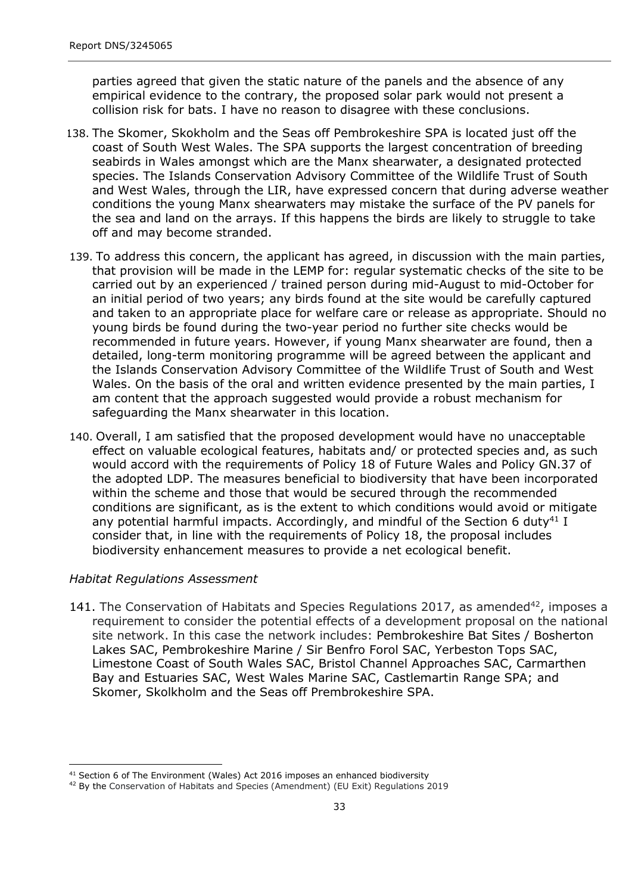parties agreed that given the static nature of the panels and the absence of any empirical evidence to the contrary, the proposed solar park would not present a collision risk for bats. I have no reason to disagree with these conclusions.

138. The Skomer, Skokholm and the Seas off Pembrokeshire SPA is located just off the coast of South West Wales. The SPA supports the largest concentration of breeding seabirds in Wales amongst which are the Manx shearwater, a designated protected species. The Islands Conservation Advisory Committee of the Wildlife Trust of South and West Wales, through the LIR, have expressed concern that during adverse weather conditions the young Manx shearwaters may mistake the surface of the PV panels for the sea and land on the arrays. If this happens the birds are likely to struggle to take off and may become stranded.

139. To address this concern, the applicant has agreed, in discussion with the main parties, that provision will be made in the LEMP for: regular systematic checks of the site to be carried out by an experienced / trained person during mid-August to mid-October for an initial period of two years; any birds found at the site would be carefully captured and taken to an appropriate place for welfare care or release as appropriate. Should no young birds be found during the two-year period no further site checks would be recommended in future years. However, if young Manx shearwater are found, then a detailed, long-term monitoring programme will be agreed between the applicant and the Islands Conservation Advisory Committee of the Wildlife Trust of South and West Wales. On the basis of the oral and written evidence presented by the main parties, I am content that the approach suggested would provide a robust mechanism for safeguarding the Manx shearwater in this location.

140. Overall, I am satisfied that the proposed development would have no unacceptable effect on valuable ecological features, habitats and/ or protected species and, as such would accord with the requirements of Policy 18 of Future Wales and Policy GN.37 of the adopted LDP. The measures beneficial to biodiversity that have been incorporated within the scheme and those that would be secured through the recommended conditions are significant, as is the extent to which conditions would avoid or mitigate any potential harmful impacts. Accordingly, and mindful of the Section 6 duty[41] I consider that, in line with the requirements of Policy 18, the proposal includes biodiversity enhancement measures to provide a net ecological benefit.

*Habitat Regulations Assessment*

141. The Conservation of Habitats and Species Regulations 2017, as amended[42], imposes a requirement to consider the potential effects of a development proposal on the national site network. In this case the network includes: Pembrokeshire Bat Sites / Bosherton Lakes SAC, Pembrokeshire Marine / Sir Benfro Forol SAC, Yerbeston Tops SAC, Limestone Coast of South Wales SAC, Bristol Channel Approaches SAC, Carmarthen Bay and Estuaries SAC, West Wales Marine SAC, Castlemartin Range SPA; and Skomer, Skolkholm and the Seas off Prembrokeshire SPA.

[41] Section 6 of The Environment (Wales) Act 2016 imposes an enhanced biodiversity

[42] By the Conservation of Habitats and Species (Amendment) (EU Exit) Regulations 2019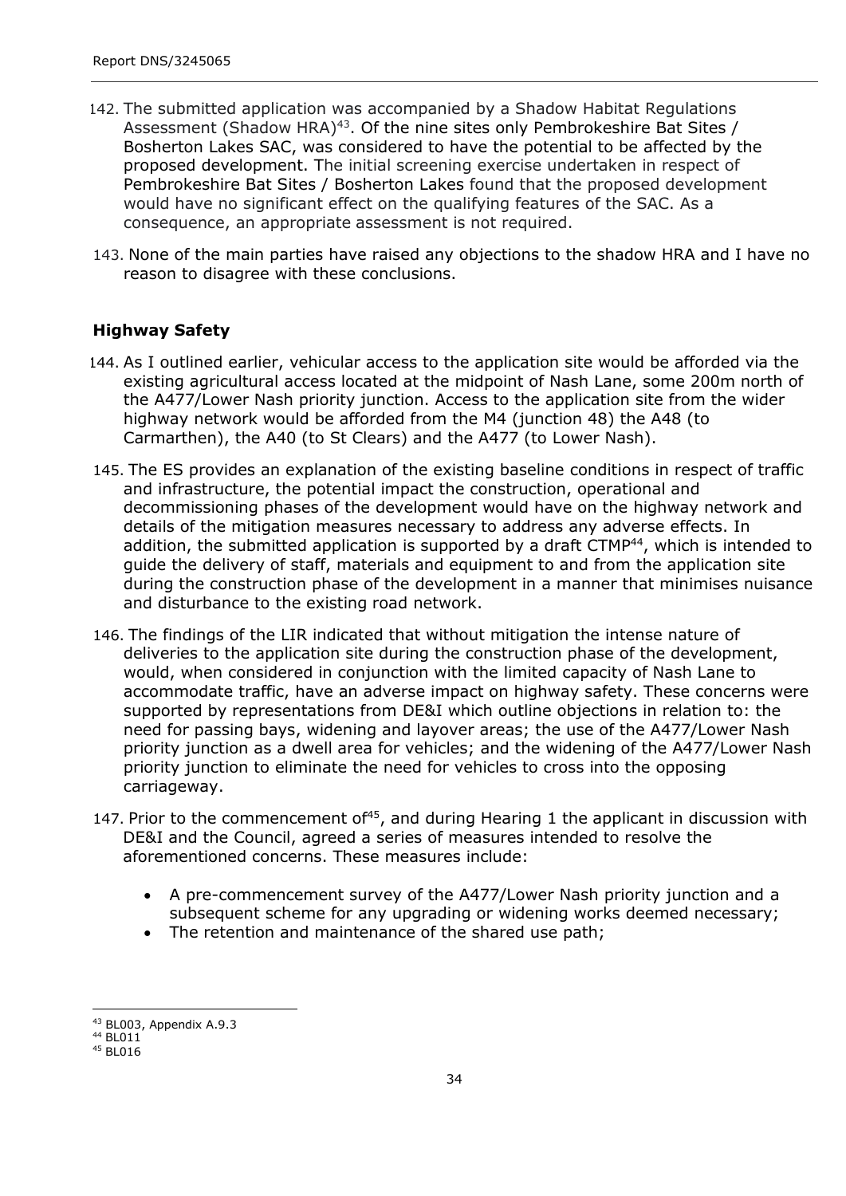142. The submitted application was accompanied by a Shadow Habitat Regulations Assessment (Shadow HRA)[43]. Of the nine sites only Pembrokeshire Bat Sites / Bosherton Lakes SAC, was considered to have the potential to be affected by the proposed development. The initial screening exercise undertaken in respect of Pembrokeshire Bat Sites / Bosherton Lakes found that the proposed development would have no significant effect on the qualifying features of the SAC. As a consequence, an appropriate assessment is not required.

143. None of the main parties have raised any objections to the shadow HRA and I have no reason to disagree with these conclusions.

### Highway Safety

144. As I outlined earlier, vehicular access to the application site would be afforded via the existing agricultural access located at the midpoint of Nash Lane, some 200m north of the A477/Lower Nash priority junction. Access to the application site from the wider highway network would be afforded from the M4 (junction 48) the A48 (to Carmarthen), the A40 (to St Clears) and the A477 (to Lower Nash).

145. The ES provides an explanation of the existing baseline conditions in respect of traffic and infrastructure, the potential impact the construction, operational and decommissioning phases of the development would have on the highway network and details of the mitigation measures necessary to address any adverse effects. In addition, the submitted application is supported by a draft CTMP[44], which is intended to guide the delivery of staff, materials and equipment to and from the application site during the construction phase of the development in a manner that minimises nuisance and disturbance to the existing road network.

146. The findings of the LIR indicated that without mitigation the intense nature of deliveries to the application site during the construction phase of the development, would, when considered in conjunction with the limited capacity of Nash Lane to accommodate traffic, have an adverse impact on highway safety. These concerns were supported by representations from DE&I which outline objections in relation to: the need for passing bays, widening and layover areas; the use of the A477/Lower Nash priority junction as a dwell area for vehicles; and the widening of the A477/Lower Nash priority junction to eliminate the need for vehicles to cross into the opposing carriageway.

147. Prior to the commencement of[45], and during Hearing 1 the applicant in discussion with DE&I and the Council, agreed a series of measures intended to resolve the aforementioned concerns. These measures include:

- A pre-commencement survey of the A477/Lower Nash priority junction and a subsequent scheme for any upgrading or widening works deemed necessary;
- The retention and maintenance of the shared use path;

---

[43] BL003, Appendix A.9.3
[44] BL011
[45] BL016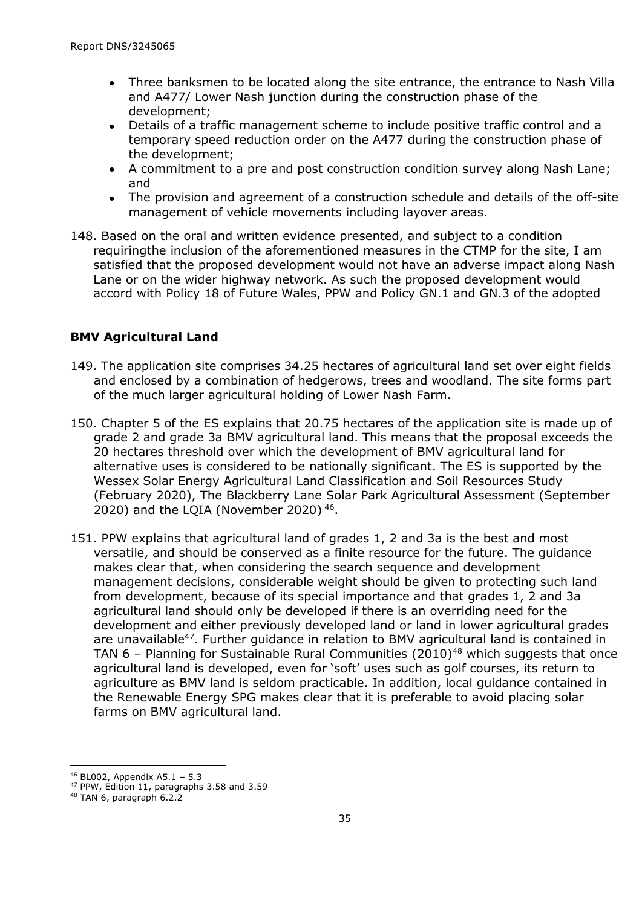- Three banksmen to be located along the site entrance, the entrance to Nash Villa and A477/ Lower Nash junction during the construction phase of the development;
- Details of a traffic management scheme to include positive traffic control and a temporary speed reduction order on the A477 during the construction phase of the development;
- A commitment to a pre and post construction condition survey along Nash Lane; and
- The provision and agreement of a construction schedule and details of the off-site management of vehicle movements including layover areas.

148. Based on the oral and written evidence presented, and subject to a condition requiringthe inclusion of the aforementioned measures in the CTMP for the site, I am satisfied that the proposed development would not have an adverse impact along Nash Lane or on the wider highway network. As such the proposed development would accord with Policy 18 of Future Wales, PPW and Policy GN.1 and GN.3 of the adopted

### BMV Agricultural Land

149. The application site comprises 34.25 hectares of agricultural land set over eight fields and enclosed by a combination of hedgerows, trees and woodland. The site forms part of the much larger agricultural holding of Lower Nash Farm.

150. Chapter 5 of the ES explains that 20.75 hectares of the application site is made up of grade 2 and grade 3a BMV agricultural land. This means that the proposal exceeds the 20 hectares threshold over which the development of BMV agricultural land for alternative uses is considered to be nationally significant. The ES is supported by the Wessex Solar Energy Agricultural Land Classification and Soil Resources Study (February 2020), The Blackberry Lane Solar Park Agricultural Assessment (September 2020) and the LQIA (November 2020) [46].

151. PPW explains that agricultural land of grades 1, 2 and 3a is the best and most versatile, and should be conserved as a finite resource for the future. The guidance makes clear that, when considering the search sequence and development management decisions, considerable weight should be given to protecting such land from development, because of its special importance and that grades 1, 2 and 3a agricultural land should only be developed if there is an overriding need for the development and either previously developed land or land in lower agricultural grades are unavailable[47]. Further guidance in relation to BMV agricultural land is contained in TAN 6 – Planning for Sustainable Rural Communities (2010)[48] which suggests that once agricultural land is developed, even for 'soft' uses such as golf courses, its return to agriculture as BMV land is seldom practicable. In addition, local guidance contained in the Renewable Energy SPG makes clear that it is preferable to avoid placing solar farms on BMV agricultural land.

---

[46] BL002, Appendix A5.1 – 5.3

[47] PPW, Edition 11, paragraphs 3.58 and 3.59

[48] TAN 6, paragraph 6.2.2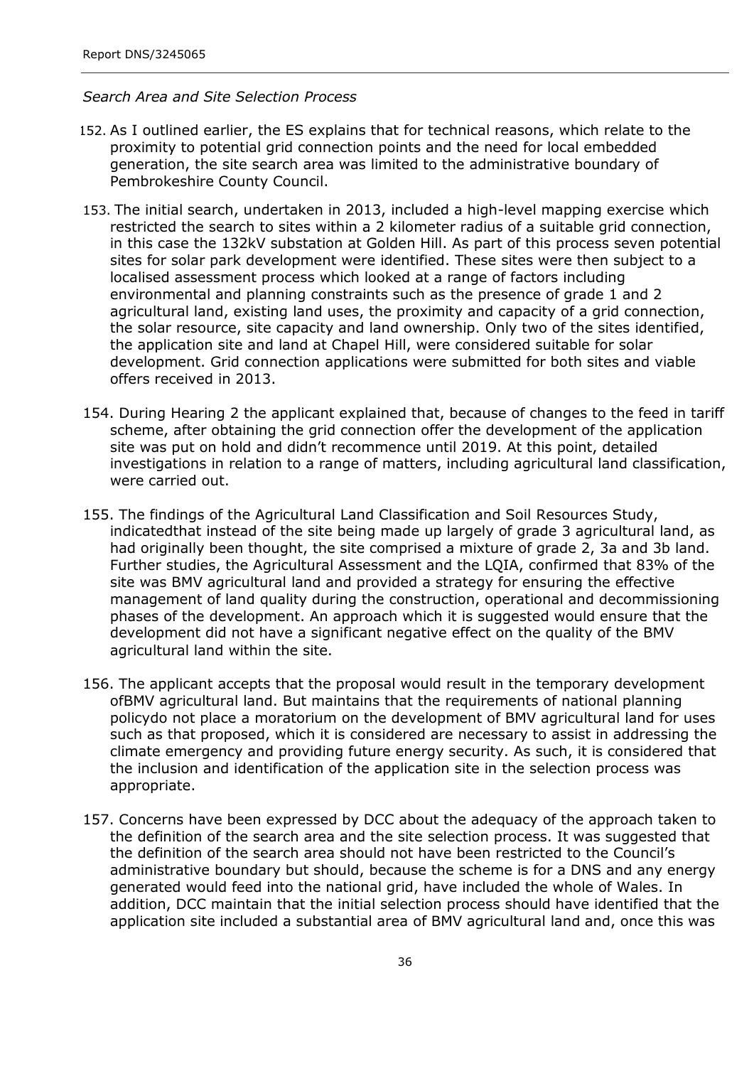*Search Area and Site Selection Process*

152. As I outlined earlier, the ES explains that for technical reasons, which relate to the proximity to potential grid connection points and the need for local embedded generation, the site search area was limited to the administrative boundary of Pembrokeshire County Council.

153. The initial search, undertaken in 2013, included a high-level mapping exercise which restricted the search to sites within a 2 kilometer radius of a suitable grid connection, in this case the 132kV substation at Golden Hill. As part of this process seven potential sites for solar park development were identified. These sites were then subject to a localised assessment process which looked at a range of factors including environmental and planning constraints such as the presence of grade 1 and 2 agricultural land, existing land uses, the proximity and capacity of a grid connection, the solar resource, site capacity and land ownership. Only two of the sites identified, the application site and land at Chapel Hill, were considered suitable for solar development. Grid connection applications were submitted for both sites and viable offers received in 2013.

154. During Hearing 2 the applicant explained that, because of changes to the feed in tariff scheme, after obtaining the grid connection offer the development of the application site was put on hold and didn't recommence until 2019. At this point, detailed investigations in relation to a range of matters, including agricultural land classification, were carried out.

155. The findings of the Agricultural Land Classification and Soil Resources Study, indicatedthat instead of the site being made up largely of grade 3 agricultural land, as had originally been thought, the site comprised a mixture of grade 2, 3a and 3b land. Further studies, the Agricultural Assessment and the LQIA, confirmed that 83% of the site was BMV agricultural land and provided a strategy for ensuring the effective management of land quality during the construction, operational and decommissioning phases of the development. An approach which it is suggested would ensure that the development did not have a significant negative effect on the quality of the BMV agricultural land within the site.

156. The applicant accepts that the proposal would result in the temporary development ofBMV agricultural land. But maintains that the requirements of national planning policydo not place a moratorium on the development of BMV agricultural land for uses such as that proposed, which it is considered are necessary to assist in addressing the climate emergency and providing future energy security. As such, it is considered that the inclusion and identification of the application site in the selection process was appropriate.

157. Concerns have been expressed by DCC about the adequacy of the approach taken to the definition of the search area and the site selection process. It was suggested that the definition of the search area should not have been restricted to the Council's administrative boundary but should, because the scheme is for a DNS and any energy generated would feed into the national grid, have included the whole of Wales. In addition, DCC maintain that the initial selection process should have identified that the application site included a substantial area of BMV agricultural land and, once this was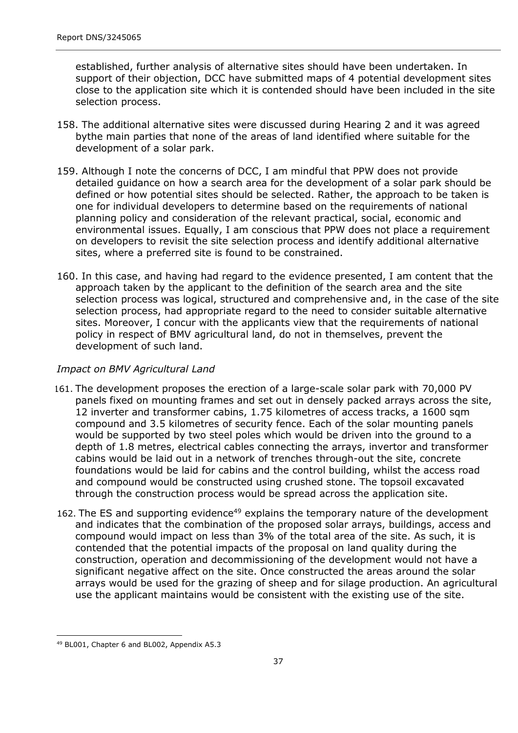established, further analysis of alternative sites should have been undertaken. In support of their objection, DCC have submitted maps of 4 potential development sites close to the application site which it is contended should have been included in the site selection process.

158. The additional alternative sites were discussed during Hearing 2 and it was agreed bythe main parties that none of the areas of land identified where suitable for the development of a solar park.

159. Although I note the concerns of DCC, I am mindful that PPW does not provide detailed guidance on how a search area for the development of a solar park should be defined or how potential sites should be selected. Rather, the approach to be taken is one for individual developers to determine based on the requirements of national planning policy and consideration of the relevant practical, social, economic and environmental issues. Equally, I am conscious that PPW does not place a requirement on developers to revisit the site selection process and identify additional alternative sites, where a preferred site is found to be constrained.

160. In this case, and having had regard to the evidence presented, I am content that the approach taken by the applicant to the definition of the search area and the site selection process was logical, structured and comprehensive and, in the case of the site selection process, had appropriate regard to the need to consider suitable alternative sites. Moreover, I concur with the applicants view that the requirements of national policy in respect of BMV agricultural land, do not in themselves, prevent the development of such land.

*Impact on BMV Agricultural Land*

161. The development proposes the erection of a large-scale solar park with 70,000 PV panels fixed on mounting frames and set out in densely packed arrays across the site, 12 inverter and transformer cabins, 1.75 kilometres of access tracks, a 1600 sqm compound and 3.5 kilometres of security fence. Each of the solar mounting panels would be supported by two steel poles which would be driven into the ground to a depth of 1.8 metres, electrical cables connecting the arrays, invertor and transformer cabins would be laid out in a network of trenches through-out the site, concrete foundations would be laid for cabins and the control building, whilst the access road and compound would be constructed using crushed stone. The topsoil excavated through the construction process would be spread across the application site.

162. The ES and supporting evidence[49] explains the temporary nature of the development and indicates that the combination of the proposed solar arrays, buildings, access and compound would impact on less than 3% of the total area of the site. As such, it is contended that the potential impacts of the proposal on land quality during the construction, operation and decommissioning of the development would not have a significant negative affect on the site. Once constructed the areas around the solar arrays would be used for the grazing of sheep and for silage production. An agricultural use the applicant maintains would be consistent with the existing use of the site.

[49] BL001, Chapter 6 and BL002, Appendix A5.3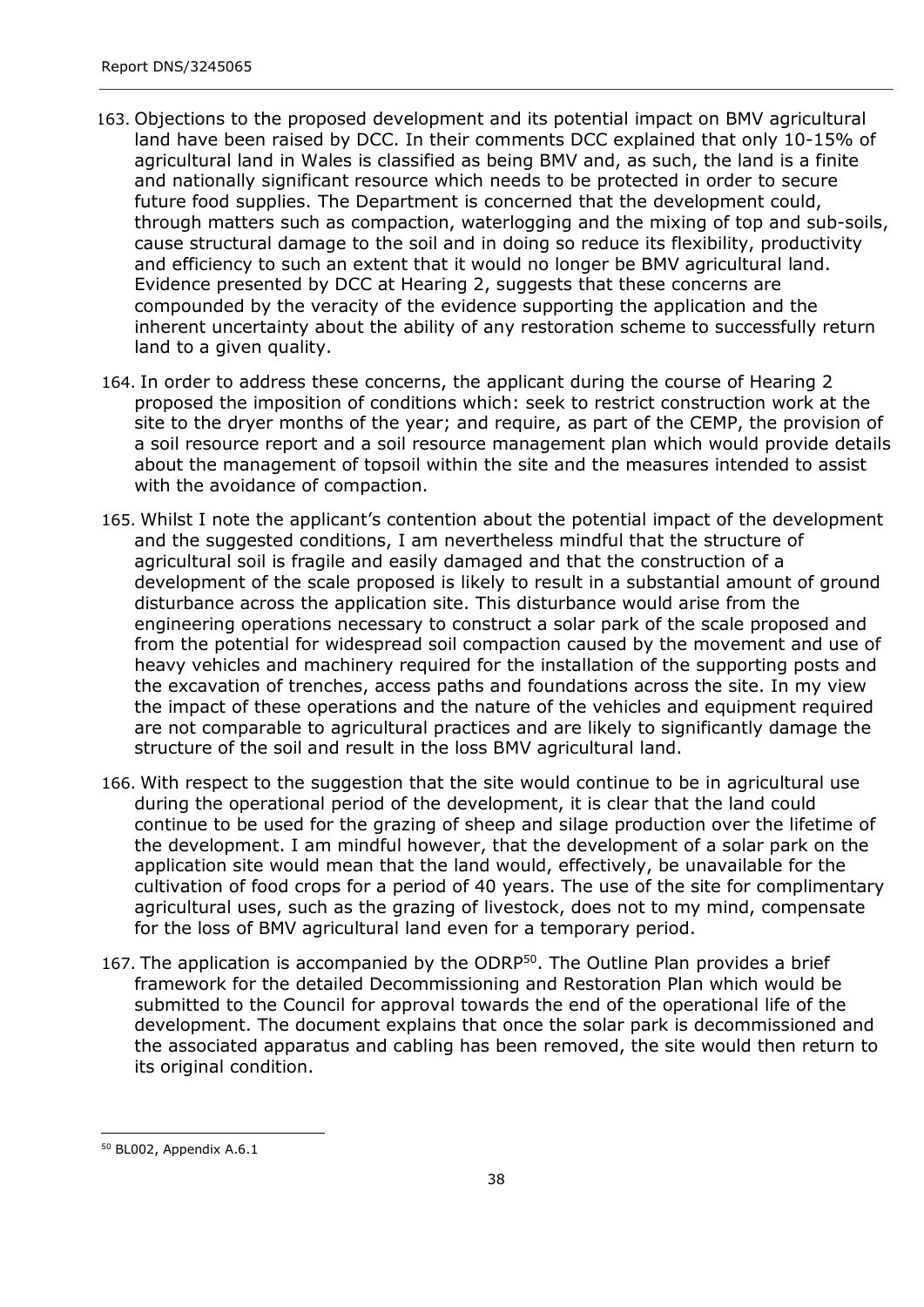163. Objections to the proposed development and its potential impact on BMV agricultural land have been raised by DCC. In their comments DCC explained that only 10-15% of agricultural land in Wales is classified as being BMV and, as such, the land is a finite and nationally significant resource which needs to be protected in order to secure future food supplies. The Department is concerned that the development could, through matters such as compaction, waterlogging and the mixing of top and sub-soils, cause structural damage to the soil and in doing so reduce its flexibility, productivity and efficiency to such an extent that it would no longer be BMV agricultural land. Evidence presented by DCC at Hearing 2, suggests that these concerns are compounded by the veracity of the evidence supporting the application and the inherent uncertainty about the ability of any restoration scheme to successfully return land to a given quality.

164. In order to address these concerns, the applicant during the course of Hearing 2 proposed the imposition of conditions which: seek to restrict construction work at the site to the dryer months of the year; and require, as part of the CEMP, the provision of a soil resource report and a soil resource management plan which would provide details about the management of topsoil within the site and the measures intended to assist with the avoidance of compaction.

165. Whilst I note the applicant's contention about the potential impact of the development and the suggested conditions, I am nevertheless mindful that the structure of agricultural soil is fragile and easily damaged and that the construction of a development of the scale proposed is likely to result in a substantial amount of ground disturbance across the application site. This disturbance would arise from the engineering operations necessary to construct a solar park of the scale proposed and from the potential for widespread soil compaction caused by the movement and use of heavy vehicles and machinery required for the installation of the supporting posts and the excavation of trenches, access paths and foundations across the site. In my view the impact of these operations and the nature of the vehicles and equipment required are not comparable to agricultural practices and are likely to significantly damage the structure of the soil and result in the loss BMV agricultural land.

166. With respect to the suggestion that the site would continue to be in agricultural use during the operational period of the development, it is clear that the land could continue to be used for the grazing of sheep and silage production over the lifetime of the development. I am mindful however, that the development of a solar park on the application site would mean that the land would, effectively, be unavailable for the cultivation of food crops for a period of 40 years. The use of the site for complimentary agricultural uses, such as the grazing of livestock, does not to my mind, compensate for the loss of BMV agricultural land even for a temporary period.

167. The application is accompanied by the ODRP[50]. The Outline Plan provides a brief framework for the detailed Decommissioning and Restoration Plan which would be submitted to the Council for approval towards the end of the operational life of the development. The document explains that once the solar park is decommissioned and the associated apparatus and cabling has been removed, the site would then return to its original condition.

---

[50] BL002, Appendix A.6.1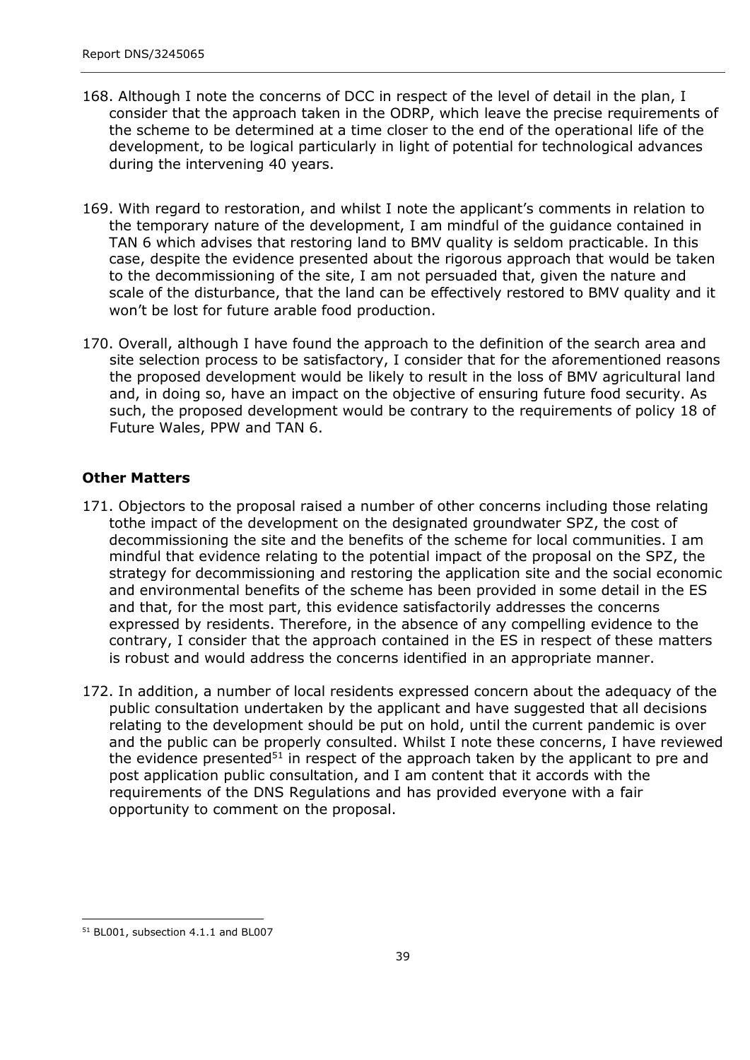168. Although I note the concerns of DCC in respect of the level of detail in the plan, I consider that the approach taken in the ODRP, which leave the precise requirements of the scheme to be determined at a time closer to the end of the operational life of the development, to be logical particularly in light of potential for technological advances during the intervening 40 years.

169. With regard to restoration, and whilst I note the applicant's comments in relation to the temporary nature of the development, I am mindful of the guidance contained in TAN 6 which advises that restoring land to BMV quality is seldom practicable. In this case, despite the evidence presented about the rigorous approach that would be taken to the decommissioning of the site, I am not persuaded that, given the nature and scale of the disturbance, that the land can be effectively restored to BMV quality and it won't be lost for future arable food production.

170. Overall, although I have found the approach to the definition of the search area and site selection process to be satisfactory, I consider that for the aforementioned reasons the proposed development would be likely to result in the loss of BMV agricultural land and, in doing so, have an impact on the objective of ensuring future food security. As such, the proposed development would be contrary to the requirements of policy 18 of Future Wales, PPW and TAN 6.

**Other Matters**

171. Objectors to the proposal raised a number of other concerns including those relating tothe impact of the development on the designated groundwater SPZ, the cost of decommissioning the site and the benefits of the scheme for local communities. I am mindful that evidence relating to the potential impact of the proposal on the SPZ, the strategy for decommissioning and restoring the application site and the social economic and environmental benefits of the scheme has been provided in some detail in the ES and that, for the most part, this evidence satisfactorily addresses the concerns expressed by residents. Therefore, in the absence of any compelling evidence to the contrary, I consider that the approach contained in the ES in respect of these matters is robust and would address the concerns identified in an appropriate manner.

172. In addition, a number of local residents expressed concern about the adequacy of the public consultation undertaken by the applicant and have suggested that all decisions relating to the development should be put on hold, until the current pandemic is over and the public can be properly consulted. Whilst I note these concerns, I have reviewed the evidence presented[51] in respect of the approach taken by the applicant to pre and post application public consultation, and I am content that it accords with the requirements of the DNS Regulations and has provided everyone with a fair opportunity to comment on the proposal.

---

[51] BL001, subsection 4.1.1 and BL007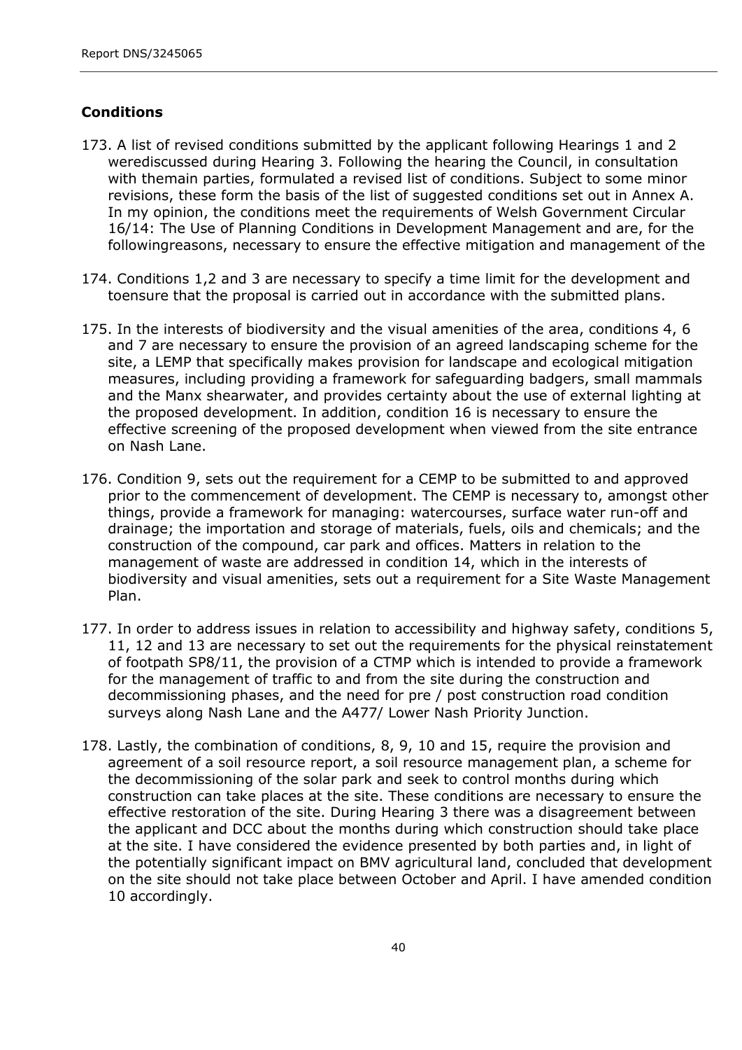## Conditions

173. A list of revised conditions submitted by the applicant following Hearings 1 and 2 werediscussed during Hearing 3. Following the hearing the Council, in consultation with themain parties, formulated a revised list of conditions. Subject to some minor revisions, these form the basis of the list of suggested conditions set out in Annex A. In my opinion, the conditions meet the requirements of Welsh Government Circular 16/14: The Use of Planning Conditions in Development Management and are, for the followingreasons, necessary to ensure the effective mitigation and management of the

174. Conditions 1,2 and 3 are necessary to specify a time limit for the development and toensure that the proposal is carried out in accordance with the submitted plans.

175. In the interests of biodiversity and the visual amenities of the area, conditions 4, 6 and 7 are necessary to ensure the provision of an agreed landscaping scheme for the site, a LEMP that specifically makes provision for landscape and ecological mitigation measures, including providing a framework for safeguarding badgers, small mammals and the Manx shearwater, and provides certainty about the use of external lighting at the proposed development. In addition, condition 16 is necessary to ensure the effective screening of the proposed development when viewed from the site entrance on Nash Lane.

176. Condition 9, sets out the requirement for a CEMP to be submitted to and approved prior to the commencement of development. The CEMP is necessary to, amongst other things, provide a framework for managing: watercourses, surface water run-off and drainage; the importation and storage of materials, fuels, oils and chemicals; and the construction of the compound, car park and offices. Matters in relation to the management of waste are addressed in condition 14, which in the interests of biodiversity and visual amenities, sets out a requirement for a Site Waste Management Plan.

177. In order to address issues in relation to accessibility and highway safety, conditions 5, 11, 12 and 13 are necessary to set out the requirements for the physical reinstatement of footpath SP8/11, the provision of a CTMP which is intended to provide a framework for the management of traffic to and from the site during the construction and decommissioning phases, and the need for pre / post construction road condition surveys along Nash Lane and the A477/ Lower Nash Priority Junction.

178. Lastly, the combination of conditions, 8, 9, 10 and 15, require the provision and agreement of a soil resource report, a soil resource management plan, a scheme for the decommissioning of the solar park and seek to control months during which construction can take places at the site. These conditions are necessary to ensure the effective restoration of the site. During Hearing 3 there was a disagreement between the applicant and DCC about the months during which construction should take place at the site. I have considered the evidence presented by both parties and, in light of the potentially significant impact on BMV agricultural land, concluded that development on the site should not take place between October and April. I have amended condition 10 accordingly.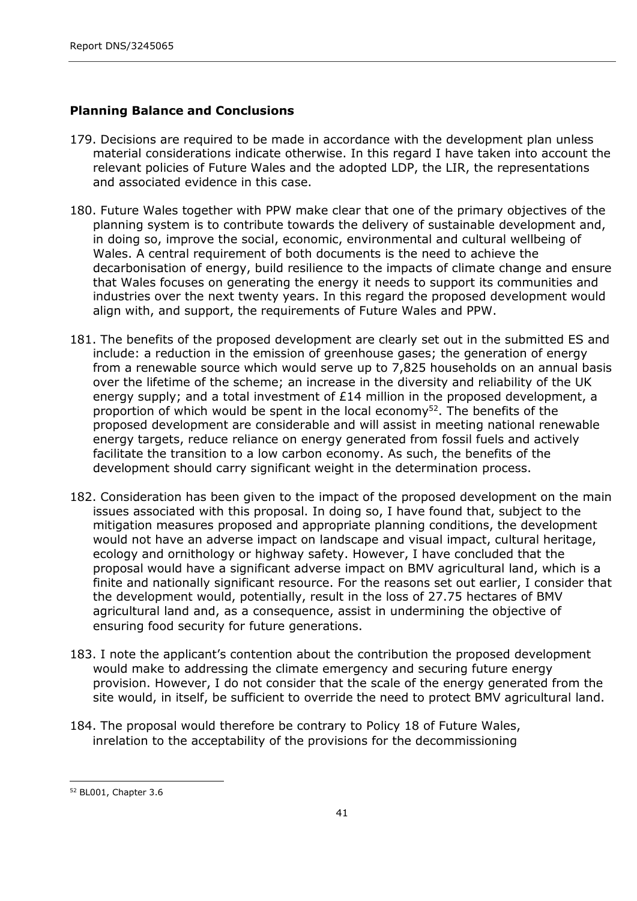**Planning Balance and Conclusions**

179. Decisions are required to be made in accordance with the development plan unless material considerations indicate otherwise. In this regard I have taken into account the relevant policies of Future Wales and the adopted LDP, the LIR, the representations and associated evidence in this case.

180. Future Wales together with PPW make clear that one of the primary objectives of the planning system is to contribute towards the delivery of sustainable development and, in doing so, improve the social, economic, environmental and cultural wellbeing of Wales. A central requirement of both documents is the need to achieve the decarbonisation of energy, build resilience to the impacts of climate change and ensure that Wales focuses on generating the energy it needs to support its communities and industries over the next twenty years. In this regard the proposed development would align with, and support, the requirements of Future Wales and PPW.

181. The benefits of the proposed development are clearly set out in the submitted ES and include: a reduction in the emission of greenhouse gases; the generation of energy from a renewable source which would serve up to 7,825 households on an annual basis over the lifetime of the scheme; an increase in the diversity and reliability of the UK energy supply; and a total investment of £14 million in the proposed development, a proportion of which would be spent in the local economy[52]. The benefits of the proposed development are considerable and will assist in meeting national renewable energy targets, reduce reliance on energy generated from fossil fuels and actively facilitate the transition to a low carbon economy. As such, the benefits of the development should carry significant weight in the determination process.

182. Consideration has been given to the impact of the proposed development on the main issues associated with this proposal. In doing so, I have found that, subject to the mitigation measures proposed and appropriate planning conditions, the development would not have an adverse impact on landscape and visual impact, cultural heritage, ecology and ornithology or highway safety. However, I have concluded that the proposal would have a significant adverse impact on BMV agricultural land, which is a finite and nationally significant resource. For the reasons set out earlier, I consider that the development would, potentially, result in the loss of 27.75 hectares of BMV agricultural land and, as a consequence, assist in undermining the objective of ensuring food security for future generations.

183. I note the applicant's contention about the contribution the proposed development would make to addressing the climate emergency and securing future energy provision. However, I do not consider that the scale of the energy generated from the site would, in itself, be sufficient to override the need to protect BMV agricultural land.

184. The proposal would therefore be contrary to Policy 18 of Future Wales, inrelation to the acceptability of the provisions for the decommissioning

[52] BL001, Chapter 3.6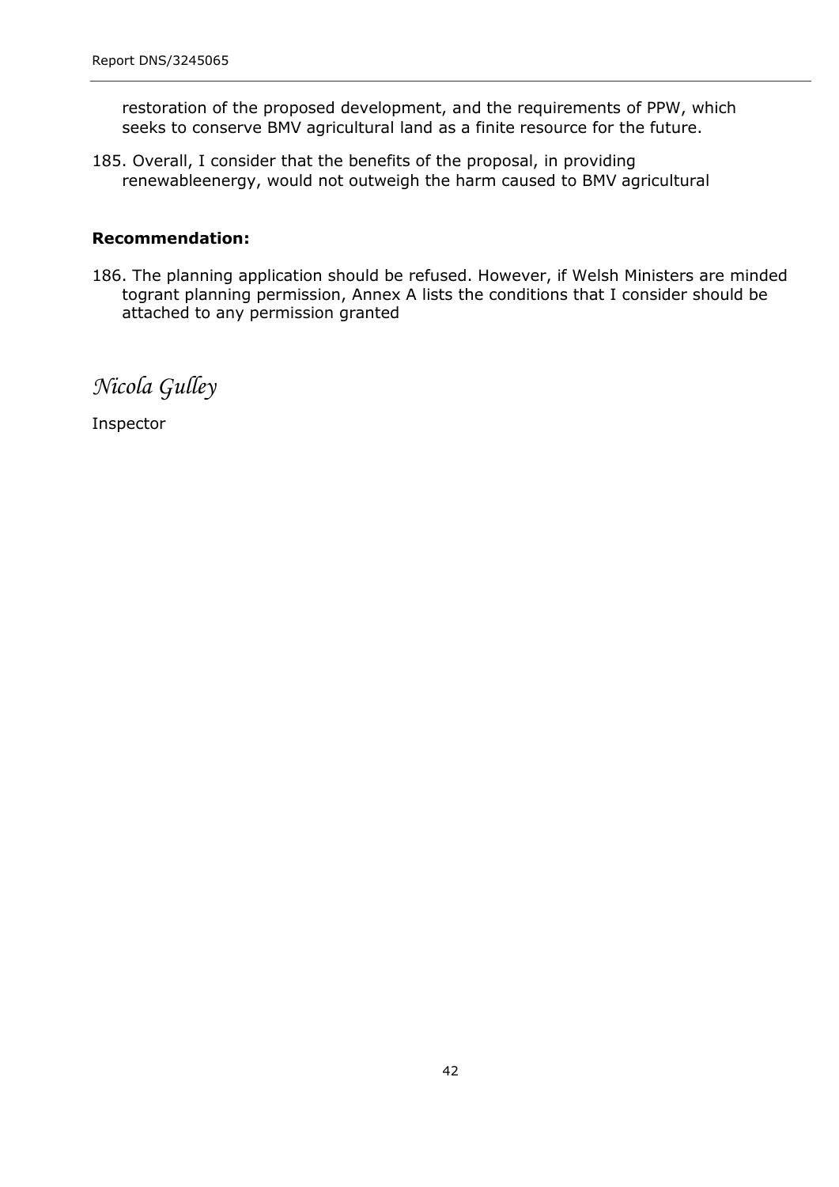restoration of the proposed development, and the requirements of PPW, which seeks to conserve BMV agricultural land as a finite resource for the future.

185. Overall, I consider that the benefits of the proposal, in providing renewableenergy, would not outweigh the harm caused to BMV agricultural

**Recommendation:**

186. The planning application should be refused. However, if Welsh Ministers are minded togrant planning permission, Annex A lists the conditions that I consider should be attached to any permission granted

*Nicola Gulley*

Inspector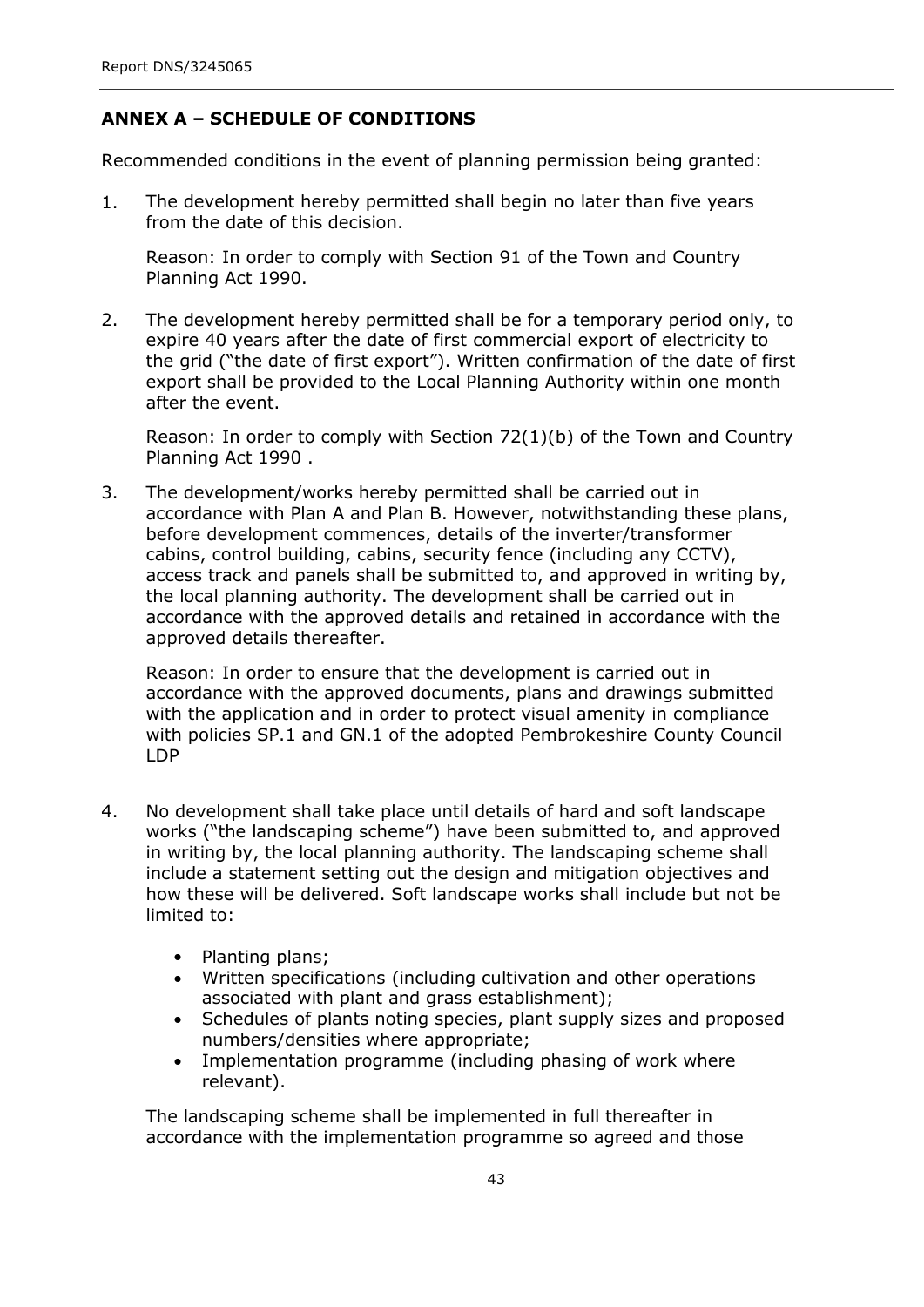## ANNEX A – SCHEDULE OF CONDITIONS

Recommended conditions in the event of planning permission being granted:

1. The development hereby permitted shall begin no later than five years from the date of this decision.

   Reason: In order to comply with Section 91 of the Town and Country Planning Act 1990.

2. The development hereby permitted shall be for a temporary period only, to expire 40 years after the date of first commercial export of electricity to the grid ("the date of first export"). Written confirmation of the date of first export shall be provided to the Local Planning Authority within one month after the event.

   Reason: In order to comply with Section 72(1)(b) of the Town and Country Planning Act 1990 .

3. The development/works hereby permitted shall be carried out in accordance with Plan A and Plan B. However, notwithstanding these plans, before development commences, details of the inverter/transformer cabins, control building, cabins, security fence (including any CCTV), access track and panels shall be submitted to, and approved in writing by, the local planning authority. The development shall be carried out in accordance with the approved details and retained in accordance with the approved details thereafter.

   Reason: In order to ensure that the development is carried out in accordance with the approved documents, plans and drawings submitted with the application and in order to protect visual amenity in compliance with policies SP.1 and GN.1 of the adopted Pembrokeshire County Council LDP

4. No development shall take place until details of hard and soft landscape works ("the landscaping scheme") have been submitted to, and approved in writing by, the local planning authority. The landscaping scheme shall include a statement setting out the design and mitigation objectives and how these will be delivered. Soft landscape works shall include but not be limited to:

   - Planting plans;
   - Written specifications (including cultivation and other operations associated with plant and grass establishment);
   - Schedules of plants noting species, plant supply sizes and proposed numbers/densities where appropriate;
   - Implementation programme (including phasing of work where relevant).

   The landscaping scheme shall be implemented in full thereafter in accordance with the implementation programme so agreed and those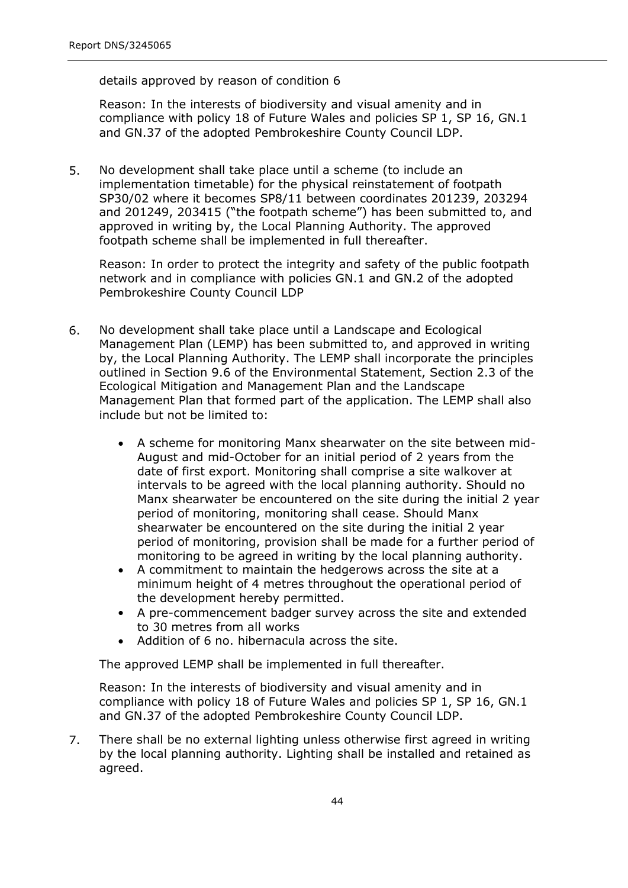details approved by reason of condition 6

Reason: In the interests of biodiversity and visual amenity and in compliance with policy 18 of Future Wales and policies SP 1, SP 16, GN.1 and GN.37 of the adopted Pembrokeshire County Council LDP.

5. No development shall take place until a scheme (to include an implementation timetable) for the physical reinstatement of footpath SP30/02 where it becomes SP8/11 between coordinates 201239, 203294 and 201249, 203415 ("the footpath scheme") has been submitted to, and approved in writing by, the Local Planning Authority. The approved footpath scheme shall be implemented in full thereafter.

   Reason: In order to protect the integrity and safety of the public footpath network and in compliance with policies GN.1 and GN.2 of the adopted Pembrokeshire County Council LDP

6. No development shall take place until a Landscape and Ecological Management Plan (LEMP) has been submitted to, and approved in writing by, the Local Planning Authority. The LEMP shall incorporate the principles outlined in Section 9.6 of the Environmental Statement, Section 2.3 of the Ecological Mitigation and Management Plan and the Landscape Management Plan that formed part of the application. The LEMP shall also include but not be limited to:

   - A scheme for monitoring Manx shearwater on the site between mid-August and mid-October for an initial period of 2 years from the date of first export. Monitoring shall comprise a site walkover at intervals to be agreed with the local planning authority. Should no Manx shearwater be encountered on the site during the initial 2 year period of monitoring, monitoring shall cease. Should Manx shearwater be encountered on the site during the initial 2 year period of monitoring, provision shall be made for a further period of monitoring to be agreed in writing by the local planning authority.
   - A commitment to maintain the hedgerows across the site at a minimum height of 4 metres throughout the operational period of the development hereby permitted.
   - A pre-commencement badger survey across the site and extended to 30 metres from all works
   - Addition of 6 no. hibernacula across the site.

   The approved LEMP shall be implemented in full thereafter.

   Reason: In the interests of biodiversity and visual amenity and in compliance with policy 18 of Future Wales and policies SP 1, SP 16, GN.1 and GN.37 of the adopted Pembrokeshire County Council LDP.

7. There shall be no external lighting unless otherwise first agreed in writing by the local planning authority. Lighting shall be installed and retained as agreed.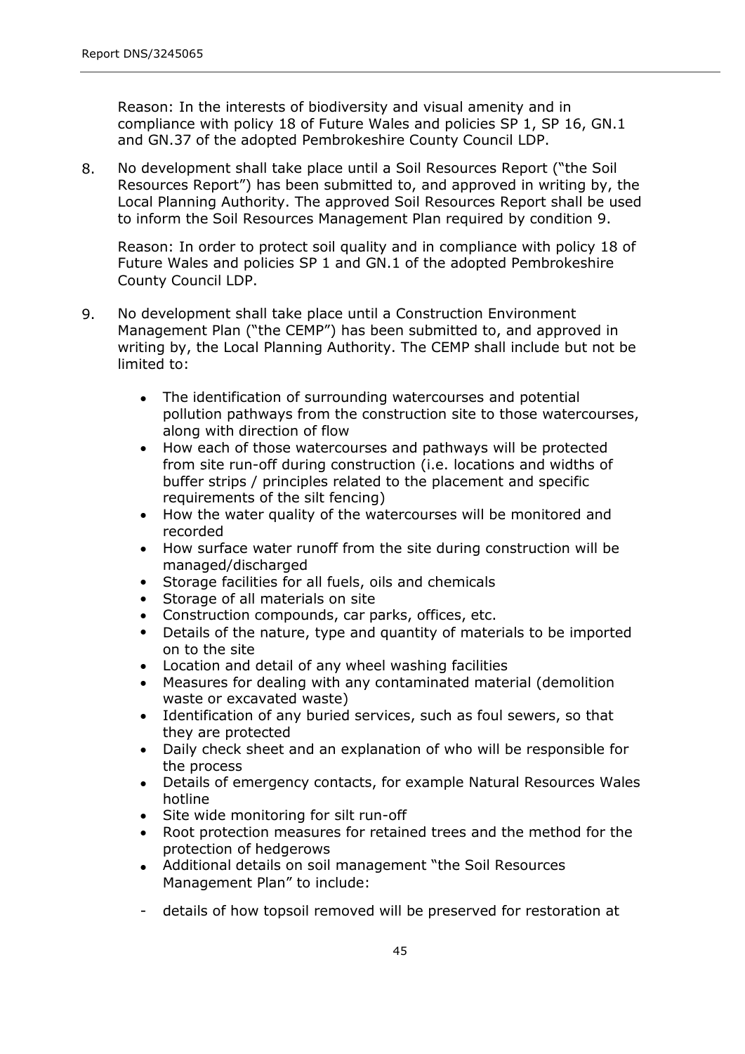Reason: In the interests of biodiversity and visual amenity and in compliance with policy 18 of Future Wales and policies SP 1, SP 16, GN.1 and GN.37 of the adopted Pembrokeshire County Council LDP.

8. No development shall take place until a Soil Resources Report ("the Soil Resources Report") has been submitted to, and approved in writing by, the Local Planning Authority. The approved Soil Resources Report shall be used to inform the Soil Resources Management Plan required by condition 9.

   Reason: In order to protect soil quality and in compliance with policy 18 of Future Wales and policies SP 1 and GN.1 of the adopted Pembrokeshire County Council LDP.

9. No development shall take place until a Construction Environment Management Plan ("the CEMP") has been submitted to, and approved in writing by, the Local Planning Authority. The CEMP shall include but not be limited to:

   - The identification of surrounding watercourses and potential pollution pathways from the construction site to those watercourses, along with direction of flow
   - How each of those watercourses and pathways will be protected from site run-off during construction (i.e. locations and widths of buffer strips / principles related to the placement and specific requirements of the silt fencing)
   - How the water quality of the watercourses will be monitored and recorded
   - How surface water runoff from the site during construction will be managed/discharged
   - Storage facilities for all fuels, oils and chemicals
   - Storage of all materials on site
   - Construction compounds, car parks, offices, etc.
   - Details of the nature, type and quantity of materials to be imported on to the site
   - Location and detail of any wheel washing facilities
   - Measures for dealing with any contaminated material (demolition waste or excavated waste)
   - Identification of any buried services, such as foul sewers, so that they are protected
   - Daily check sheet and an explanation of who will be responsible for the process
   - Details of emergency contacts, for example Natural Resources Wales hotline
   - Site wide monitoring for silt run-off
   - Root protection measures for retained trees and the method for the protection of hedgerows
   - Additional details on soil management "the Soil Resources Management Plan" to include:

   - details of how topsoil removed will be preserved for restoration at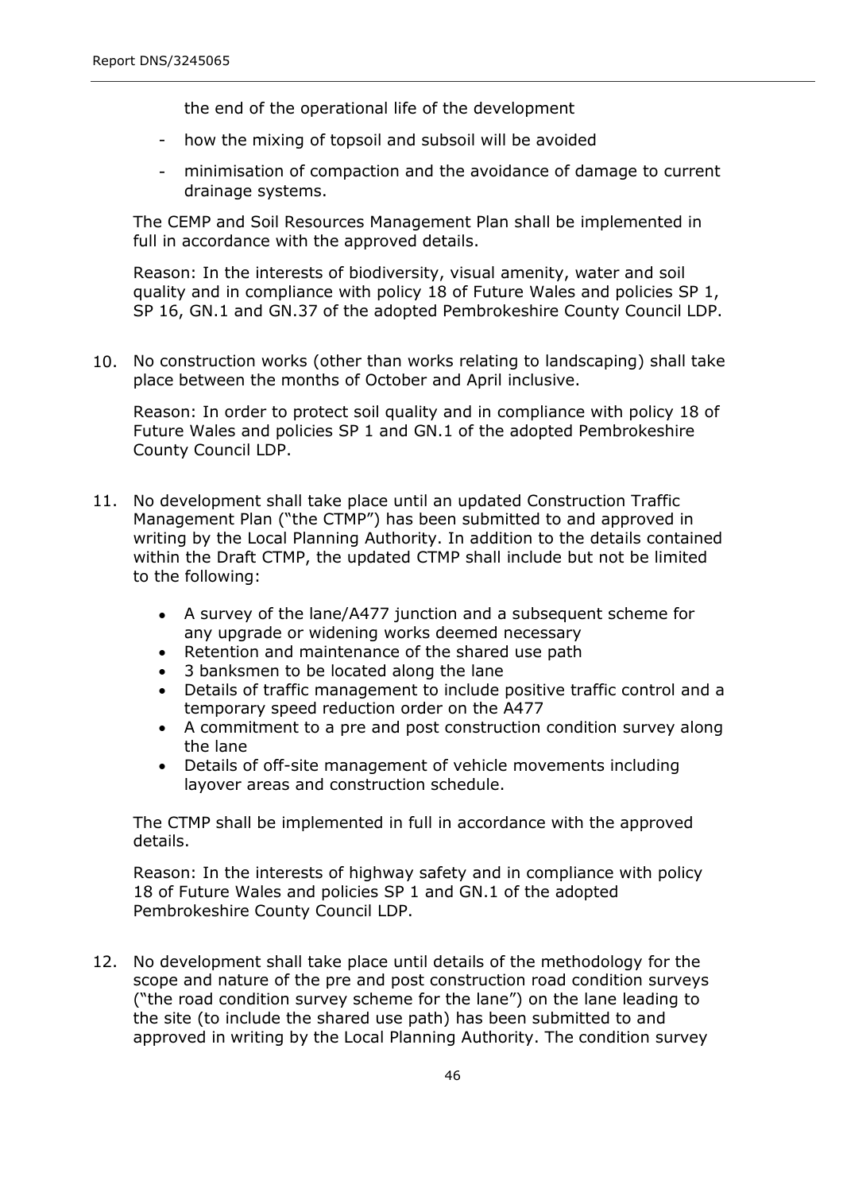the end of the operational life of the development

- how the mixing of topsoil and subsoil will be avoided
- minimisation of compaction and the avoidance of damage to current drainage systems.

The CEMP and Soil Resources Management Plan shall be implemented in full in accordance with the approved details.

Reason: In the interests of biodiversity, visual amenity, water and soil quality and in compliance with policy 18 of Future Wales and policies SP 1, SP 16, GN.1 and GN.37 of the adopted Pembrokeshire County Council LDP.

10. No construction works (other than works relating to landscaping) shall take place between the months of October and April inclusive.

    Reason: In order to protect soil quality and in compliance with policy 18 of Future Wales and policies SP 1 and GN.1 of the adopted Pembrokeshire County Council LDP.

11. No development shall take place until an updated Construction Traffic Management Plan ("the CTMP") has been submitted to and approved in writing by the Local Planning Authority. In addition to the details contained within the Draft CTMP, the updated CTMP shall include but not be limited to the following:

    - A survey of the lane/A477 junction and a subsequent scheme for any upgrade or widening works deemed necessary
    - Retention and maintenance of the shared use path
    - 3 banksmen to be located along the lane
    - Details of traffic management to include positive traffic control and a temporary speed reduction order on the A477
    - A commitment to a pre and post construction condition survey along the lane
    - Details of off-site management of vehicle movements including layover areas and construction schedule.

    The CTMP shall be implemented in full in accordance with the approved details.

    Reason: In the interests of highway safety and in compliance with policy 18 of Future Wales and policies SP 1 and GN.1 of the adopted Pembrokeshire County Council LDP.

12. No development shall take place until details of the methodology for the scope and nature of the pre and post construction road condition surveys ("the road condition survey scheme for the lane") on the lane leading to the site (to include the shared use path) has been submitted to and approved in writing by the Local Planning Authority. The condition survey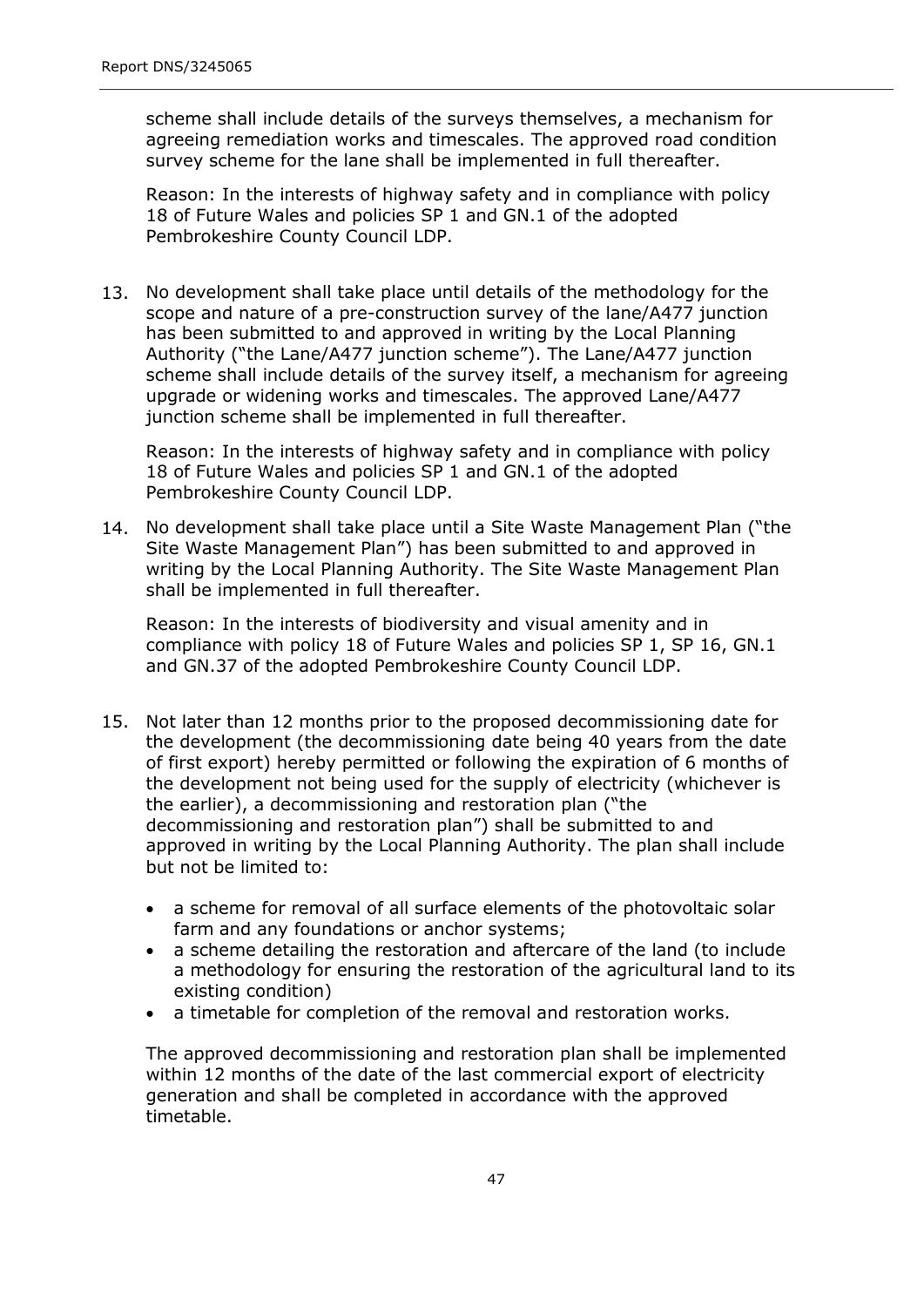scheme shall include details of the surveys themselves, a mechanism for agreeing remediation works and timescales. The approved road condition survey scheme for the lane shall be implemented in full thereafter.

Reason: In the interests of highway safety and in compliance with policy 18 of Future Wales and policies SP 1 and GN.1 of the adopted Pembrokeshire County Council LDP.

13. No development shall take place until details of the methodology for the scope and nature of a pre-construction survey of the lane/A477 junction has been submitted to and approved in writing by the Local Planning Authority ("the Lane/A477 junction scheme"). The Lane/A477 junction scheme shall include details of the survey itself, a mechanism for agreeing upgrade or widening works and timescales. The approved Lane/A477 junction scheme shall be implemented in full thereafter.

    Reason: In the interests of highway safety and in compliance with policy 18 of Future Wales and policies SP 1 and GN.1 of the adopted Pembrokeshire County Council LDP.

14. No development shall take place until a Site Waste Management Plan ("the Site Waste Management Plan") has been submitted to and approved in writing by the Local Planning Authority. The Site Waste Management Plan shall be implemented in full thereafter.

    Reason: In the interests of biodiversity and visual amenity and in compliance with policy 18 of Future Wales and policies SP 1, SP 16, GN.1 and GN.37 of the adopted Pembrokeshire County Council LDP.

15. Not later than 12 months prior to the proposed decommissioning date for the development (the decommissioning date being 40 years from the date of first export) hereby permitted or following the expiration of 6 months of the development not being used for the supply of electricity (whichever is the earlier), a decommissioning and restoration plan ("the decommissioning and restoration plan") shall be submitted to and approved in writing by the Local Planning Authority. The plan shall include but not be limited to:

    - a scheme for removal of all surface elements of the photovoltaic solar farm and any foundations or anchor systems;
    - a scheme detailing the restoration and aftercare of the land (to include a methodology for ensuring the restoration of the agricultural land to its existing condition)
    - a timetable for completion of the removal and restoration works.

    The approved decommissioning and restoration plan shall be implemented within 12 months of the date of the last commercial export of electricity generation and shall be completed in accordance with the approved timetable.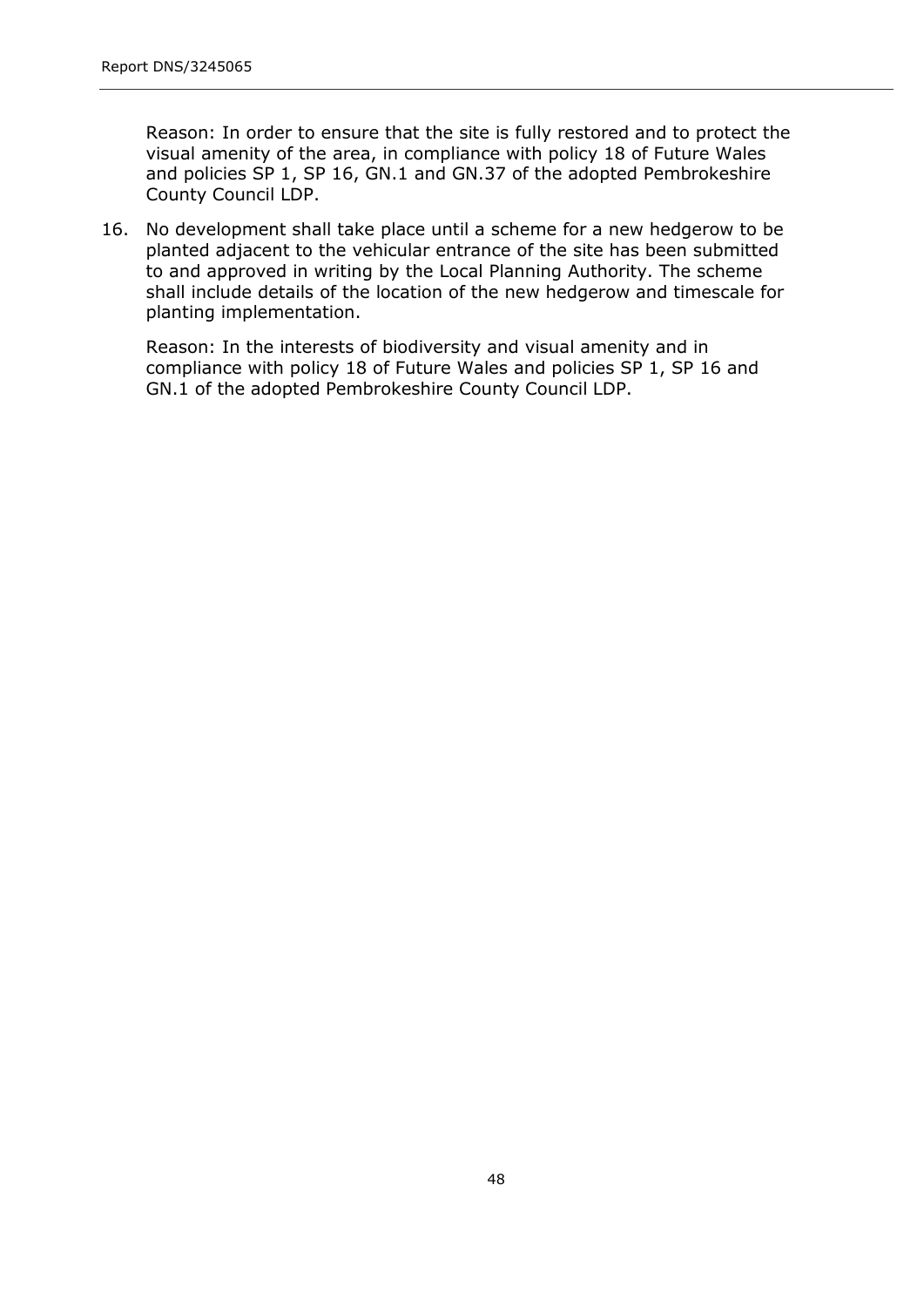Reason: In order to ensure that the site is fully restored and to protect the visual amenity of the area, in compliance with policy 18 of Future Wales and policies SP 1, SP 16, GN.1 and GN.37 of the adopted Pembrokeshire County Council LDP.

16. No development shall take place until a scheme for a new hedgerow to be planted adjacent to the vehicular entrance of the site has been submitted to and approved in writing by the Local Planning Authority. The scheme shall include details of the location of the new hedgerow and timescale for planting implementation.

    Reason: In the interests of biodiversity and visual amenity and in compliance with policy 18 of Future Wales and policies SP 1, SP 16 and GN.1 of the adopted Pembrokeshire County Council LDP.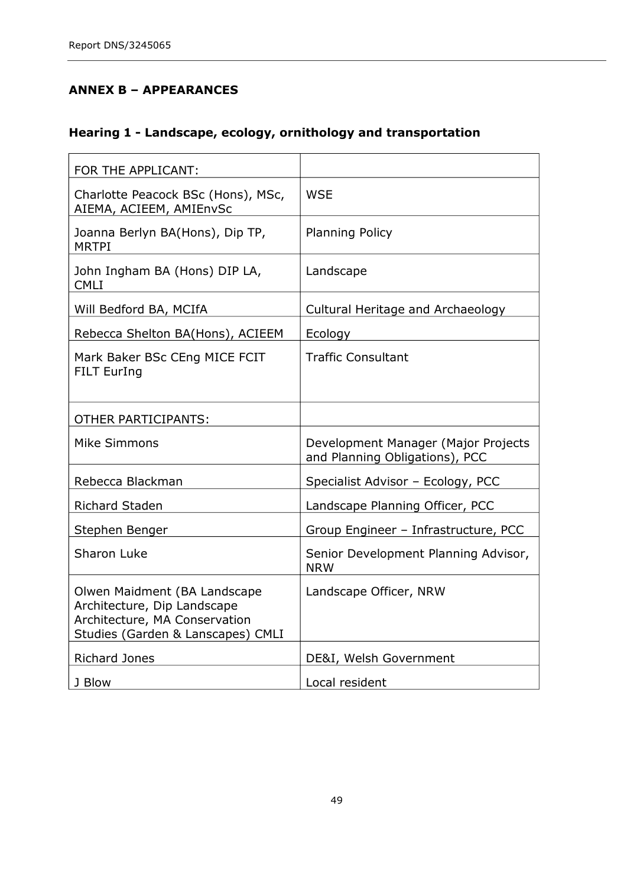## ANNEX B – APPEARANCES

### Hearing 1 - Landscape, ecology, ornithology and transportation

| FOR THE APPLICANT: | |
|---|---|
| Charlotte Peacock BSc (Hons), MSc, AIEMA, ACIEEM, AMIEnvSc | WSE |
| Joanna Berlyn BA(Hons), Dip TP, MRTPI | Planning Policy |
| John Ingham BA (Hons) DIP LA, CMLI | Landscape |
| Will Bedford BA, MCIfA | Cultural Heritage and Archaeology |
| Rebecca Shelton BA(Hons), ACIEEM | Ecology |
| Mark Baker BSc CEng MICE FCIT FILT EurIng | Traffic Consultant |
| OTHER PARTICIPANTS: | |
| Mike Simmons | Development Manager (Major Projects and Planning Obligations), PCC |
| Rebecca Blackman | Specialist Advisor – Ecology, PCC |
| Richard Staden | Landscape Planning Officer, PCC |
| Stephen Benger | Group Engineer – Infrastructure, PCC |
| Sharon Luke | Senior Development Planning Advisor, NRW |
| Olwen Maidment (BA Landscape Architecture, Dip Landscape Architecture, MA Conservation Studies (Garden & Lanscapes) CMLI | Landscape Officer, NRW |
| Richard Jones | DE&I, Welsh Government |
| J Blow | Local resident |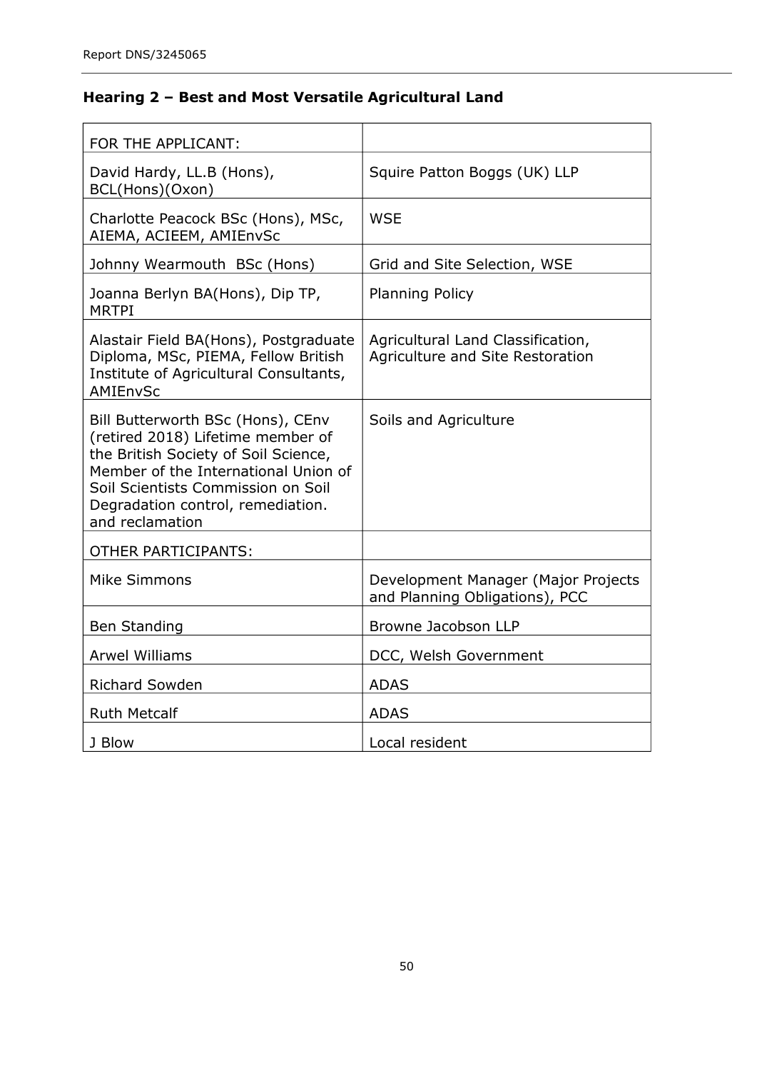## Hearing 2 – Best and Most Versatile Agricultural Land

| FOR THE APPLICANT: | |
|---|---|
| David Hardy, LL.B (Hons), BCL(Hons)(Oxon) | Squire Patton Boggs (UK) LLP |
| Charlotte Peacock BSc (Hons), MSc, AIEMA, ACIEEM, AMIEnvSc | WSE |
| Johnny Wearmouth BSc (Hons) | Grid and Site Selection, WSE |
| Joanna Berlyn BA(Hons), Dip TP, MRTPI | Planning Policy |
| Alastair Field BA(Hons), Postgraduate Diploma, MSc, PIEMA, Fellow British Institute of Agricultural Consultants, AMIEnvSc | Agricultural Land Classification, Agriculture and Site Restoration |
| Bill Butterworth BSc (Hons), CEnv (retired 2018) Lifetime member of the British Society of Soil Science, Member of the International Union of Soil Scientists Commission on Soil Degradation control, remediation. and reclamation | Soils and Agriculture |
| OTHER PARTICIPANTS: | |
| Mike Simmons | Development Manager (Major Projects and Planning Obligations), PCC |
| Ben Standing | Browne Jacobson LLP |
| Arwel Williams | DCC, Welsh Government |
| Richard Sowden | ADAS |
| Ruth Metcalf | ADAS |
| J Blow | Local resident |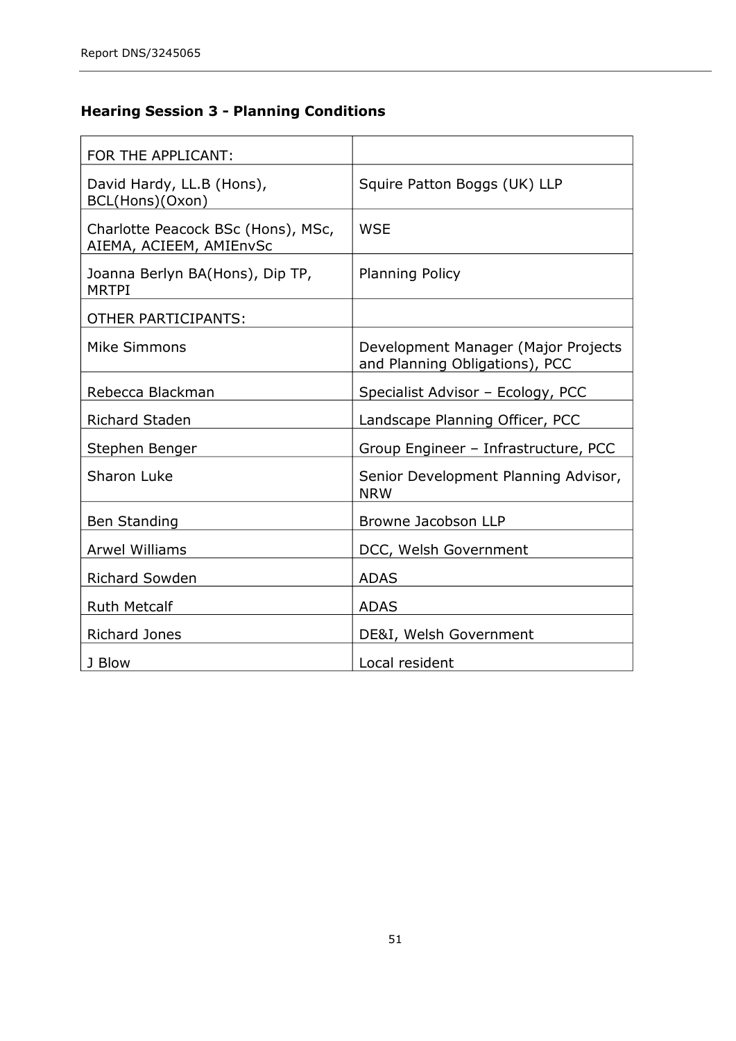### Hearing Session 3 - Planning Conditions

| FOR THE APPLICANT: | |
|---|---|
| David Hardy, LL.B (Hons), BCL(Hons)(Oxon) | Squire Patton Boggs (UK) LLP |
| Charlotte Peacock BSc (Hons), MSc, AIEMA, ACIEEM, AMIEnvSc | WSE |
| Joanna Berlyn BA(Hons), Dip TP, MRTPI | Planning Policy |
| OTHER PARTICIPANTS: | |
| Mike Simmons | Development Manager (Major Projects and Planning Obligations), PCC |
| Rebecca Blackman | Specialist Advisor – Ecology, PCC |
| Richard Staden | Landscape Planning Officer, PCC |
| Stephen Benger | Group Engineer – Infrastructure, PCC |
| Sharon Luke | Senior Development Planning Advisor, NRW |
| Ben Standing | Browne Jacobson LLP |
| Arwel Williams | DCC, Welsh Government |
| Richard Sowden | ADAS |
| Ruth Metcalf | ADAS |
| Richard Jones | DE&I, Welsh Government |
| J Blow | Local resident |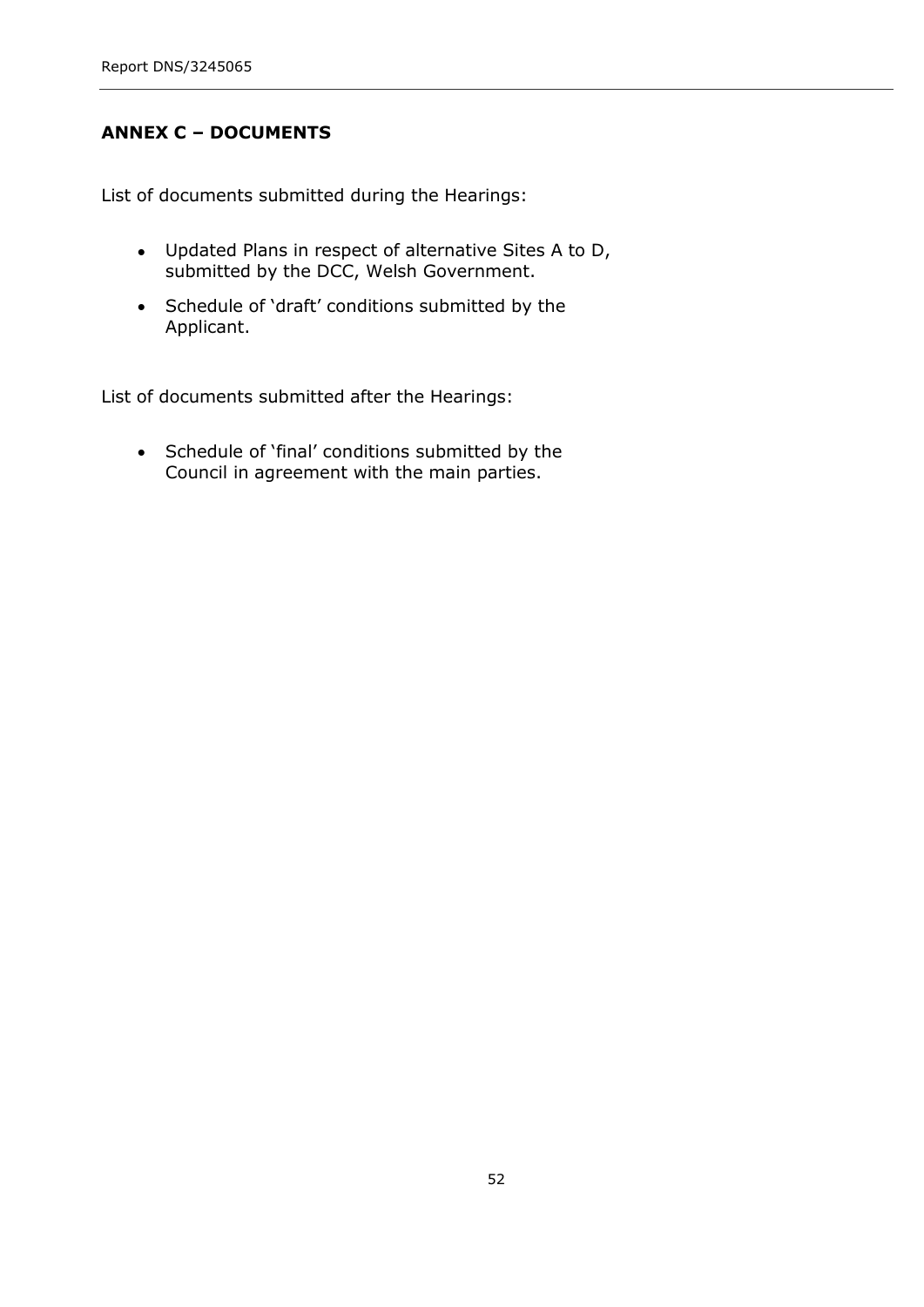## ANNEX C – DOCUMENTS

List of documents submitted during the Hearings:

- Updated Plans in respect of alternative Sites A to D, submitted by the DCC, Welsh Government.
- Schedule of 'draft' conditions submitted by the Applicant.

List of documents submitted after the Hearings:

- Schedule of 'final' conditions submitted by the Council in agreement with the main parties.